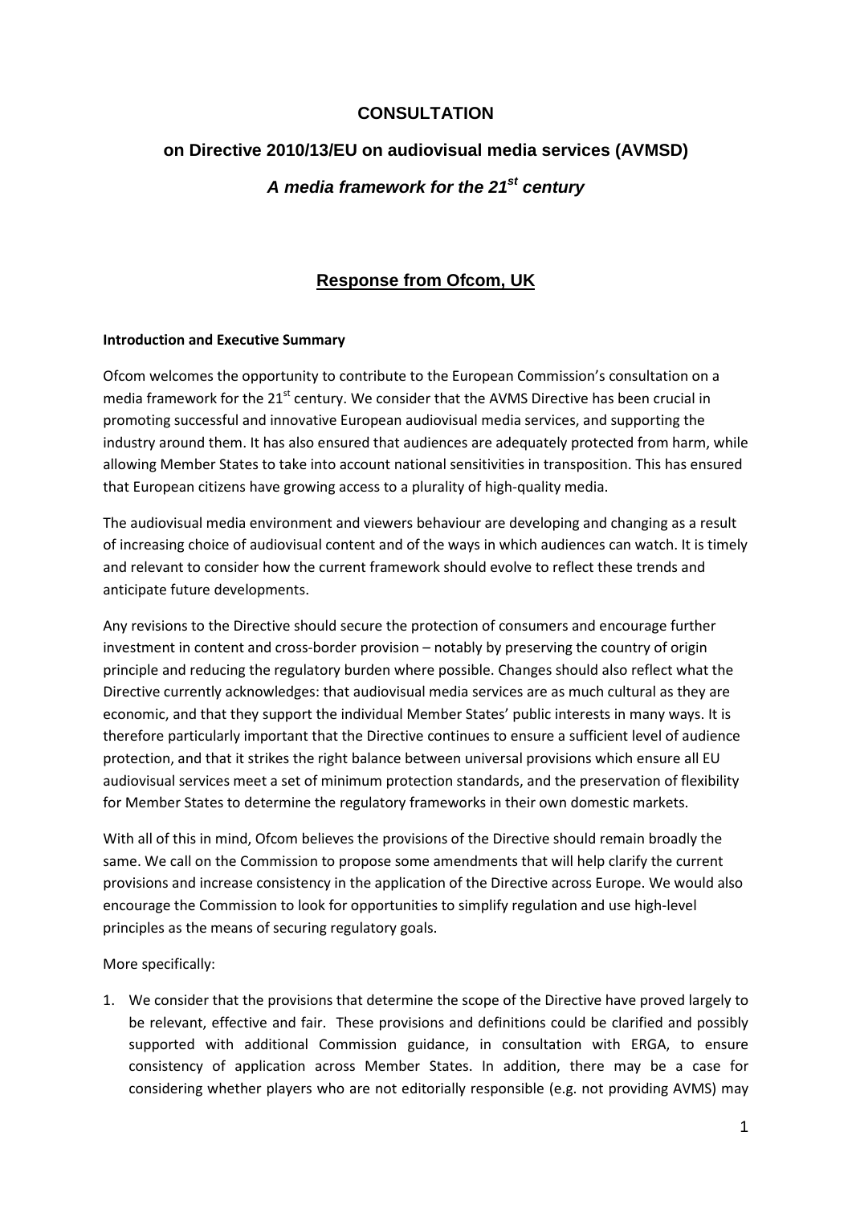# CONSULTATION

## on Directive 2010/13/EU on audiovisual media services (AVMSD)

### *A media framework for the 21st century*

## Response from Ofcom, UK

**Introduction and Executive Summary**

Ofcom welcomes the opportunity to contribute to the European Commission's consultation on a media framework for the 21st century. We consider that the AVMS Directive has been crucial in promoting successful and innovative European audiovisual media services, and supporting the industry around them. It has also ensured that audiences are adequately protected from harm, while allowing Member States to take into account national sensitivities in transposition. This has ensured that European citizens have growing access to a plurality of high-quality media.

The audiovisual media environment and viewers behaviour are developing and changing as a result of increasing choice of audiovisual content and of the ways in which audiences can watch. It is timely and relevant to consider how the current framework should evolve to reflect these trends and anticipate future developments.

Any revisions to the Directive should secure the protection of consumers and encourage further investment in content and cross-border provision – notably by preserving the country of origin principle and reducing the regulatory burden where possible. Changes should also reflect what the Directive currently acknowledges: that audiovisual media services are as much cultural as they are economic, and that they support the individual Member States' public interests in many ways. It is therefore particularly important that the Directive continues to ensure a sufficient level of audience protection, and that it strikes the right balance between universal provisions which ensure all EU audiovisual services meet a set of minimum protection standards, and the preservation of flexibility for Member States to determine the regulatory frameworks in their own domestic markets.

With all of this in mind, Ofcom believes the provisions of the Directive should remain broadly the same. We call on the Commission to propose some amendments that will help clarify the current provisions and increase consistency in the application of the Directive across Europe. We would also encourage the Commission to look for opportunities to simplify regulation and use high-level principles as the means of securing regulatory goals.

More specifically:

1. We consider that the provisions that determine the scope of the Directive have proved largely to be relevant, effective and fair. These provisions and definitions could be clarified and possibly supported with additional Commission guidance, in consultation with ERGA, to ensure consistency of application across Member States. In addition, there may be a case for considering whether players who are not editorially responsible (e.g. not providing AVMS) may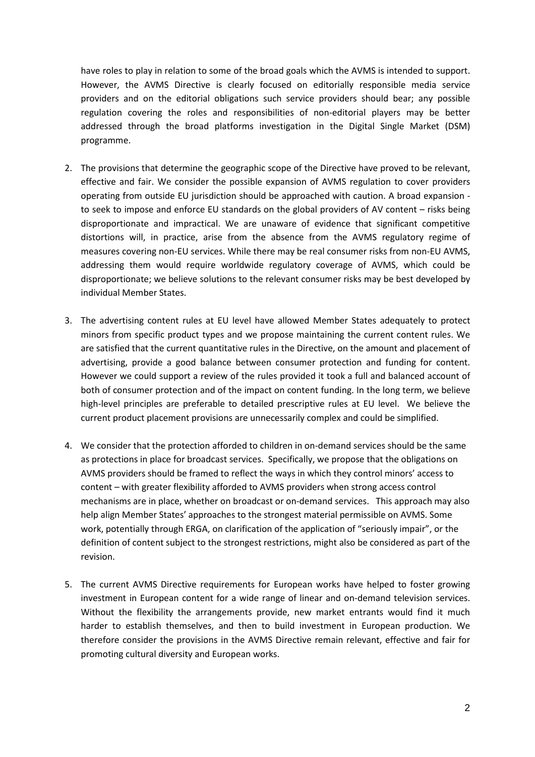have roles to play in relation to some of the broad goals which the AVMS is intended to support. However, the AVMS Directive is clearly focused on editorially responsible media service providers and on the editorial obligations such service providers should bear; any possible regulation covering the roles and responsibilities of non-editorial players may be better addressed through the broad platforms investigation in the Digital Single Market (DSM) programme.

2. The provisions that determine the geographic scope of the Directive have proved to be relevant, effective and fair. We consider the possible expansion of AVMS regulation to cover providers operating from outside EU jurisdiction should be approached with caution. A broad expansion - to seek to impose and enforce EU standards on the global providers of AV content – risks being disproportionate and impractical. We are unaware of evidence that significant competitive distortions will, in practice, arise from the absence from the AVMS regulatory regime of measures covering non-EU services. While there may be real consumer risks from non-EU AVMS, addressing them would require worldwide regulatory coverage of AVMS, which could be disproportionate; we believe solutions to the relevant consumer risks may be best developed by individual Member States.

3. The advertising content rules at EU level have allowed Member States adequately to protect minors from specific product types and we propose maintaining the current content rules. We are satisfied that the current quantitative rules in the Directive, on the amount and placement of advertising, provide a good balance between consumer protection and funding for content. However we could support a review of the rules provided it took a full and balanced account of both of consumer protection and of the impact on content funding. In the long term, we believe high-level principles are preferable to detailed prescriptive rules at EU level. We believe the current product placement provisions are unnecessarily complex and could be simplified.

4. We consider that the protection afforded to children in on-demand services should be the same as protections in place for broadcast services. Specifically, we propose that the obligations on AVMS providers should be framed to reflect the ways in which they control minors' access to content – with greater flexibility afforded to AVMS providers when strong access control mechanisms are in place, whether on broadcast or on-demand services. This approach may also help align Member States' approaches to the strongest material permissible on AVMS. Some work, potentially through ERGA, on clarification of the application of "seriously impair", or the definition of content subject to the strongest restrictions, might also be considered as part of the revision.

5. The current AVMS Directive requirements for European works have helped to foster growing investment in European content for a wide range of linear and on-demand television services. Without the flexibility the arrangements provide, new market entrants would find it much harder to establish themselves, and then to build investment in European production. We therefore consider the provisions in the AVMS Directive remain relevant, effective and fair for promoting cultural diversity and European works.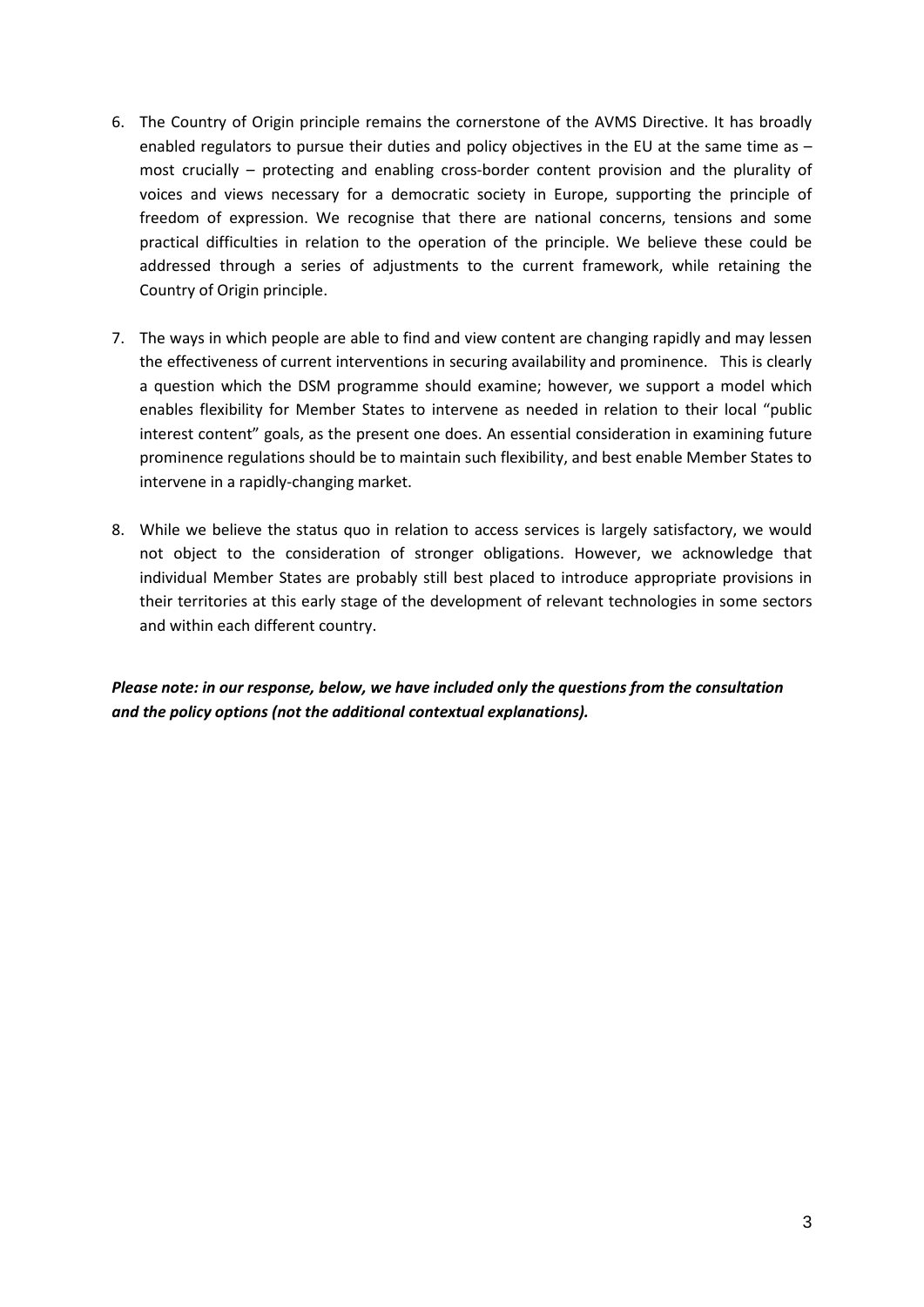6. The Country of Origin principle remains the cornerstone of the AVMS Directive. It has broadly enabled regulators to pursue their duties and policy objectives in the EU at the same time as – most crucially – protecting and enabling cross-border content provision and the plurality of voices and views necessary for a democratic society in Europe, supporting the principle of freedom of expression. We recognise that there are national concerns, tensions and some practical difficulties in relation to the operation of the principle. We believe these could be addressed through a series of adjustments to the current framework, while retaining the Country of Origin principle.

7. The ways in which people are able to find and view content are changing rapidly and may lessen the effectiveness of current interventions in securing availability and prominence. This is clearly a question which the DSM programme should examine; however, we support a model which enables flexibility for Member States to intervene as needed in relation to their local "public interest content" goals, as the present one does. An essential consideration in examining future prominence regulations should be to maintain such flexibility, and best enable Member States to intervene in a rapidly-changing market.

8. While we believe the status quo in relation to access services is largely satisfactory, we would not object to the consideration of stronger obligations. However, we acknowledge that individual Member States are probably still best placed to introduce appropriate provisions in their territories at this early stage of the development of relevant technologies in some sectors and within each different country.

***Please note: in our response, below, we have included only the questions from the consultation and the policy options (not the additional contextual explanations).***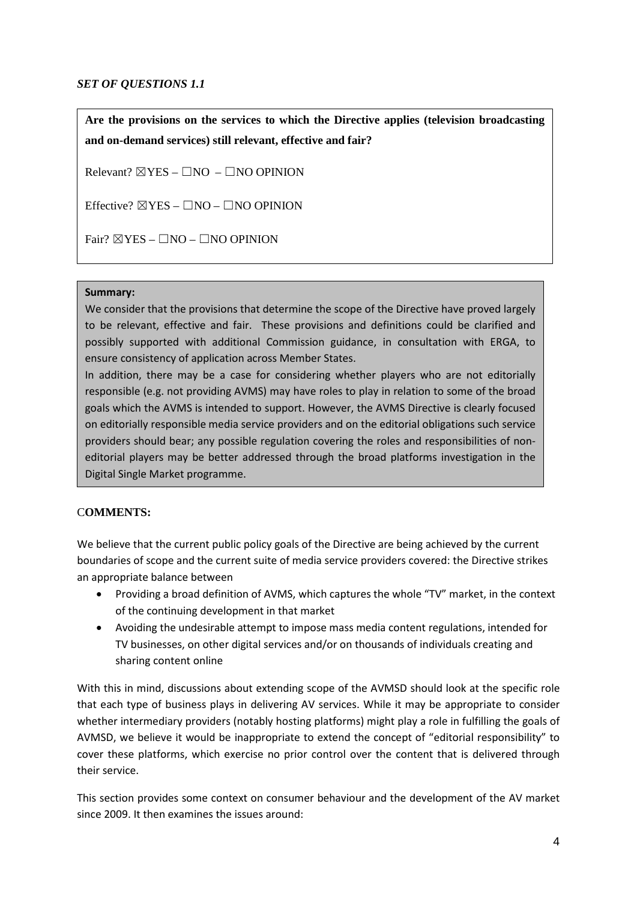*SET OF QUESTIONS 1.1*

**Are the provisions on the services to which the Directive applies (television broadcasting and on-demand services) still relevant, effective and fair?**

Relevant? ☒YES – ☐NO – ☐NO OPINION

Effective? ☒YES – ☐NO – ☐NO OPINION

Fair? ☒YES – ☐NO – ☐NO OPINION

**Summary:**

We consider that the provisions that determine the scope of the Directive have proved largely to be relevant, effective and fair. These provisions and definitions could be clarified and possibly supported with additional Commission guidance, in consultation with ERGA, to ensure consistency of application across Member States.

In addition, there may be a case for considering whether players who are not editorially responsible (e.g. not providing AVMS) may have roles to play in relation to some of the broad goals which the AVMS is intended to support. However, the AVMS Directive is clearly focused on editorially responsible media service providers and on the editorial obligations such service providers should bear; any possible regulation covering the roles and responsibilities of non-editorial players may be better addressed through the broad platforms investigation in the Digital Single Market programme.

**COMMENTS:**

We believe that the current public policy goals of the Directive are being achieved by the current boundaries of scope and the current suite of media service providers covered: the Directive strikes an appropriate balance between

- Providing a broad definition of AVMS, which captures the whole "TV" market, in the context of the continuing development in that market
- Avoiding the undesirable attempt to impose mass media content regulations, intended for TV businesses, on other digital services and/or on thousands of individuals creating and sharing content online

With this in mind, discussions about extending scope of the AVMSD should look at the specific role that each type of business plays in delivering AV services. While it may be appropriate to consider whether intermediary providers (notably hosting platforms) might play a role in fulfilling the goals of AVMSD, we believe it would be inappropriate to extend the concept of "editorial responsibility" to cover these platforms, which exercise no prior control over the content that is delivered through their service.

This section provides some context on consumer behaviour and the development of the AV market since 2009. It then examines the issues around: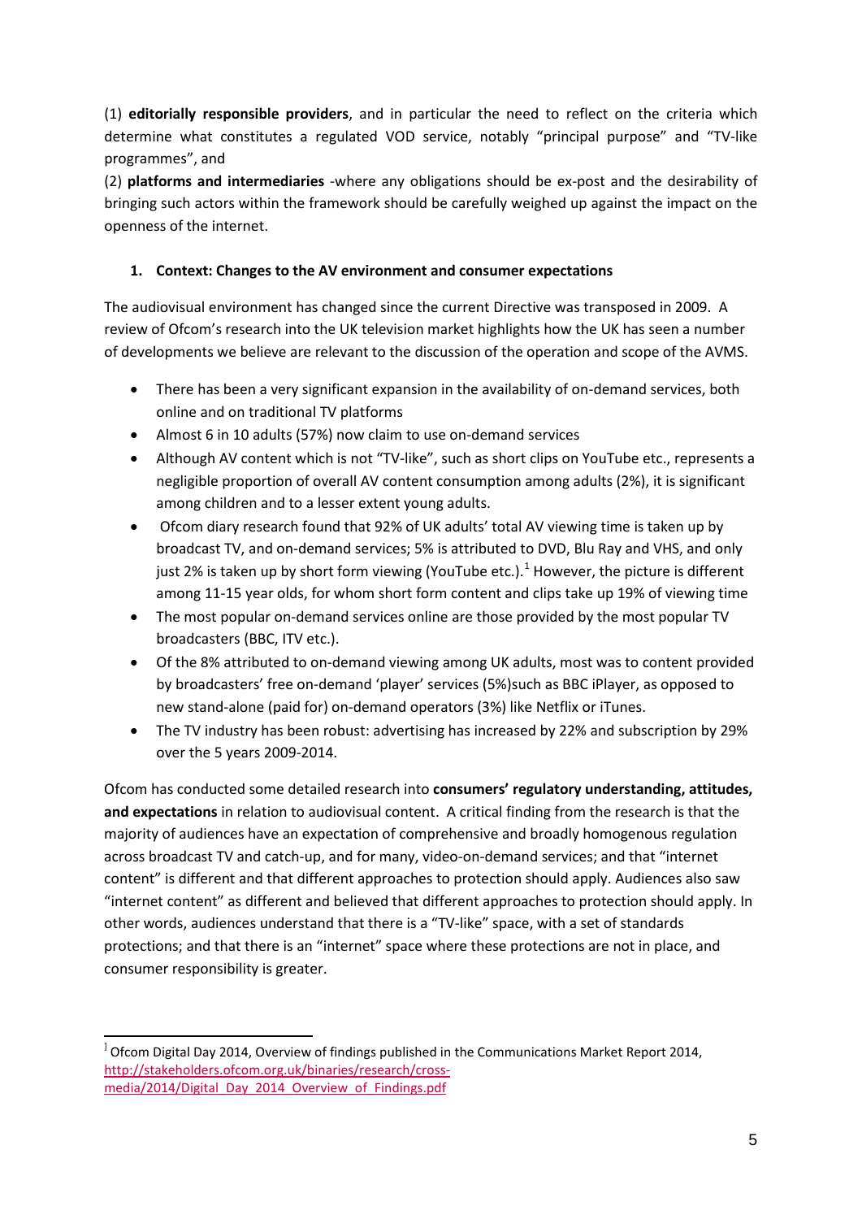(1) **editorially responsible providers**, and in particular the need to reflect on the criteria which determine what constitutes a regulated VOD service, notably "principal purpose" and "TV-like programmes", and

(2) **platforms and intermediaries** -where any obligations should be ex-post and the desirability of bringing such actors within the framework should be carefully weighed up against the impact on the openness of the internet.

## 1. Context: Changes to the AV environment and consumer expectations

The audiovisual environment has changed since the current Directive was transposed in 2009. A review of Ofcom's research into the UK television market highlights how the UK has seen a number of developments we believe are relevant to the discussion of the operation and scope of the AVMS.

- There has been a very significant expansion in the availability of on-demand services, both online and on traditional TV platforms
- Almost 6 in 10 adults (57%) now claim to use on-demand services
- Although AV content which is not "TV-like", such as short clips on YouTube etc., represents a negligible proportion of overall AV content consumption among adults (2%), it is significant among children and to a lesser extent young adults.
- Ofcom diary research found that 92% of UK adults' total AV viewing time is taken up by broadcast TV, and on-demand services; 5% is attributed to DVD, Blu Ray and VHS, and only just 2% is taken up by short form viewing (YouTube etc.).[1] However, the picture is different among 11-15 year olds, for whom short form content and clips take up 19% of viewing time
- The most popular on-demand services online are those provided by the most popular TV broadcasters (BBC, ITV etc.).
- Of the 8% attributed to on-demand viewing among UK adults, most was to content provided by broadcasters' free on-demand 'player' services (5%)such as BBC iPlayer, as opposed to new stand-alone (paid for) on-demand operators (3%) like Netflix or iTunes.
- The TV industry has been robust: advertising has increased by 22% and subscription by 29% over the 5 years 2009-2014.

Ofcom has conducted some detailed research into **consumers' regulatory understanding, attitudes, and expectations** in relation to audiovisual content. A critical finding from the research is that the majority of audiences have an expectation of comprehensive and broadly homogenous regulation across broadcast TV and catch-up, and for many, video-on-demand services; and that "internet content" is different and that different approaches to protection should apply. Audiences also saw "internet content" as different and believed that different approaches to protection should apply. In other words, audiences understand that there is a "TV-like" space, with a set of standards protections; and that there is an "internet" space where these protections are not in place, and consumer responsibility is greater.

---

[1] Ofcom Digital Day 2014, Overview of findings published in the Communications Market Report 2014, http://stakeholders.ofcom.org.uk/binaries/research/cross-media/2014/Digital_Day_2014_Overview_of_Findings.pdf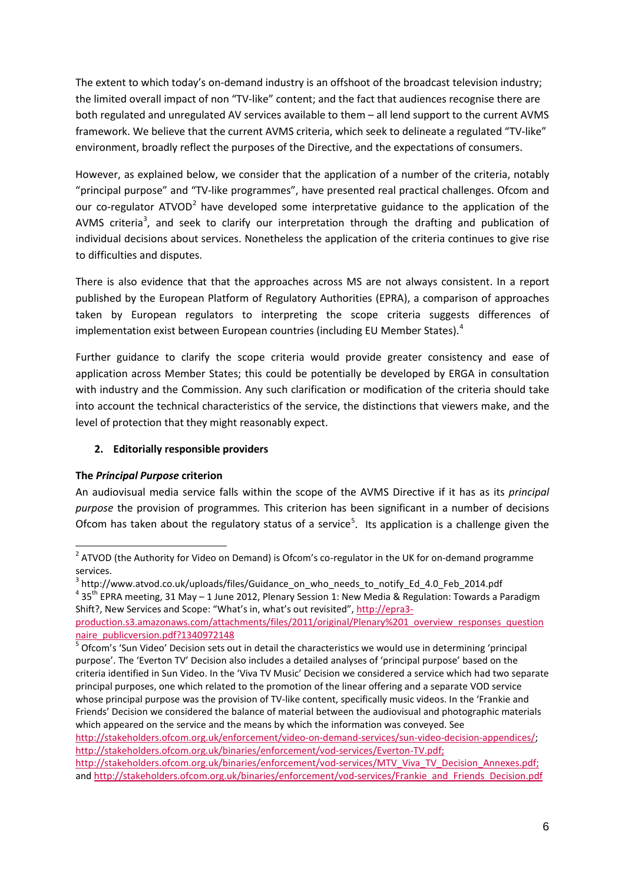The extent to which today's on-demand industry is an offshoot of the broadcast television industry; the limited overall impact of non "TV-like" content; and the fact that audiences recognise there are both regulated and unregulated AV services available to them – all lend support to the current AVMS framework. We believe that the current AVMS criteria, which seek to delineate a regulated "TV-like" environment, broadly reflect the purposes of the Directive, and the expectations of consumers.

However, as explained below, we consider that the application of a number of the criteria, notably "principal purpose" and "TV-like programmes", have presented real practical challenges. Ofcom and our co-regulator ATVOD[2] have developed some interpretative guidance to the application of the AVMS criteria[3], and seek to clarify our interpretation through the drafting and publication of individual decisions about services. Nonetheless the application of the criteria continues to give rise to difficulties and disputes.

There is also evidence that that the approaches across MS are not always consistent. In a report published by the European Platform of Regulatory Authorities (EPRA), a comparison of approaches taken by European regulators to interpreting the scope criteria suggests differences of implementation exist between European countries (including EU Member States).[4]

Further guidance to clarify the scope criteria would provide greater consistency and ease of application across Member States; this could be potentially be developed by ERGA in consultation with industry and the Commission. Any such clarification or modification of the criteria should take into account the technical characteristics of the service, the distinctions that viewers make, and the level of protection that they might reasonably expect.

## 2. Editorially responsible providers

### The *Principal Purpose* criterion

An audiovisual media service falls within the scope of the AVMS Directive if it has as its *principal purpose* the provision of programmes. This criterion has been significant in a number of decisions Ofcom has taken about the regulatory status of a service[5]. Its application is a challenge given the

---

[2] ATVOD (the Authority for Video on Demand) is Ofcom's co-regulator in the UK for on-demand programme services.

[3] http://www.atvod.co.uk/uploads/files/Guidance_on_who_needs_to_notify_Ed_4.0_Feb_2014.pdf

[4] 35th EPRA meeting, 31 May – 1 June 2012, Plenary Session 1: New Media & Regulation: Towards a Paradigm Shift?, New Services and Scope: "What's in, what's out revisited", http://epra3-production.s3.amazonaws.com/attachments/files/2011/original/Plenary%201_overview_responses_questionnaire_publicversion.pdf?1340972148

[5] Ofcom's 'Sun Video' Decision sets out in detail the characteristics we would use in determining 'principal purpose'. The 'Everton TV' Decision also includes a detailed analyses of 'principal purpose' based on the criteria identified in Sun Video. In the 'Viva TV Music' Decision we considered a service which had two separate principal purposes, one which related to the promotion of the linear offering and a separate VOD service whose principal purpose was the provision of TV-like content, specifically music videos. In the 'Frankie and Friends' Decision we considered the balance of material between the audiovisual and photographic materials which appeared on the service and the means by which the information was conveyed. See http://stakeholders.ofcom.org.uk/enforcement/video-on-demand-services/sun-video-decision-appendices/; http://stakeholders.ofcom.org.uk/binaries/enforcement/vod-services/Everton-TV.pdf; http://stakeholders.ofcom.org.uk/binaries/enforcement/vod-services/MTV_Viva_TV_Decision_Annexes.pdf; and http://stakeholders.ofcom.org.uk/binaries/enforcement/vod-services/Frankie_and_Friends_Decision.pdf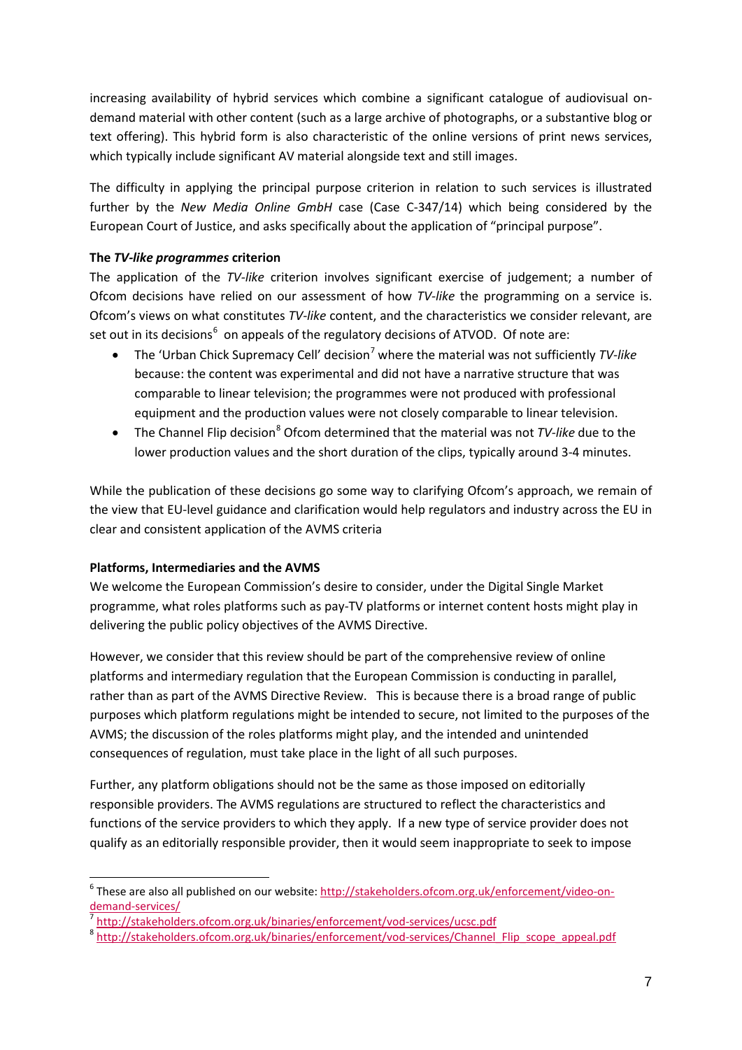increasing availability of hybrid services which combine a significant catalogue of audiovisual on-demand material with other content (such as a large archive of photographs, or a substantive blog or text offering). This hybrid form is also characteristic of the online versions of print news services, which typically include significant AV material alongside text and still images.

The difficulty in applying the principal purpose criterion in relation to such services is illustrated further by the *New Media Online GmbH* case (Case C-347/14) which being considered by the European Court of Justice, and asks specifically about the application of "principal purpose".

**The *TV-like programmes* criterion**

The application of the *TV-like* criterion involves significant exercise of judgement; a number of Ofcom decisions have relied on our assessment of how *TV-like* the programming on a service is. Ofcom's views on what constitutes *TV-like* content, and the characteristics we consider relevant, are set out in its decisions[6] on appeals of the regulatory decisions of ATVOD. Of note are:

- The 'Urban Chick Supremacy Cell' decision[7] where the material was not sufficiently *TV-like* because: the content was experimental and did not have a narrative structure that was comparable to linear television; the programmes were not produced with professional equipment and the production values were not closely comparable to linear television.
- The Channel Flip decision[8] Ofcom determined that the material was not *TV-like* due to the lower production values and the short duration of the clips, typically around 3-4 minutes.

While the publication of these decisions go some way to clarifying Ofcom's approach, we remain of the view that EU-level guidance and clarification would help regulators and industry across the EU in clear and consistent application of the AVMS criteria

**Platforms, Intermediaries and the AVMS**

We welcome the European Commission's desire to consider, under the Digital Single Market programme, what roles platforms such as pay-TV platforms or internet content hosts might play in delivering the public policy objectives of the AVMS Directive.

However, we consider that this review should be part of the comprehensive review of online platforms and intermediary regulation that the European Commission is conducting in parallel, rather than as part of the AVMS Directive Review. This is because there is a broad range of public purposes which platform regulations might be intended to secure, not limited to the purposes of the AVMS; the discussion of the roles platforms might play, and the intended and unintended consequences of regulation, must take place in the light of all such purposes.

Further, any platform obligations should not be the same as those imposed on editorially responsible providers. The AVMS regulations are structured to reflect the characteristics and functions of the service providers to which they apply. If a new type of service provider does not qualify as an editorially responsible provider, then it would seem inappropriate to seek to impose

---

[6] These are also all published on our website: http://stakeholders.ofcom.org.uk/enforcement/video-on-demand-services/

[7] http://stakeholders.ofcom.org.uk/binaries/enforcement/vod-services/ucsc.pdf

[8] http://stakeholders.ofcom.org.uk/binaries/enforcement/vod-services/Channel_Flip_scope_appeal.pdf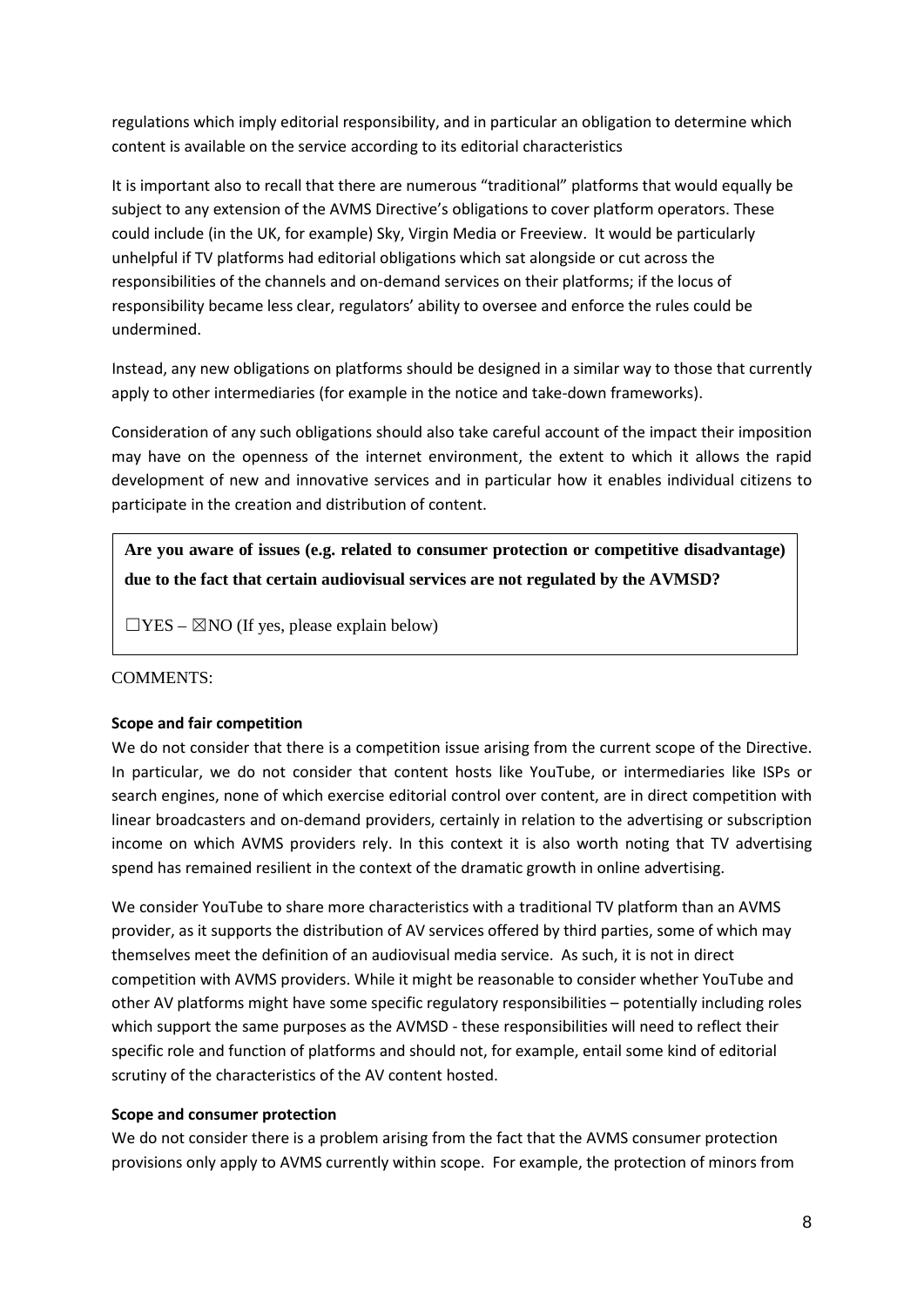regulations which imply editorial responsibility, and in particular an obligation to determine which content is available on the service according to its editorial characteristics

It is important also to recall that there are numerous "traditional" platforms that would equally be subject to any extension of the AVMS Directive's obligations to cover platform operators. These could include (in the UK, for example) Sky, Virgin Media or Freeview. It would be particularly unhelpful if TV platforms had editorial obligations which sat alongside or cut across the responsibilities of the channels and on-demand services on their platforms; if the locus of responsibility became less clear, regulators' ability to oversee and enforce the rules could be undermined.

Instead, any new obligations on platforms should be designed in a similar way to those that currently apply to other intermediaries (for example in the notice and take-down frameworks).

Consideration of any such obligations should also take careful account of the impact their imposition may have on the openness of the internet environment, the extent to which it allows the rapid development of new and innovative services and in particular how it enables individual citizens to participate in the creation and distribution of content.

**Are you aware of issues (e.g. related to consumer protection or competitive disadvantage) due to the fact that certain audiovisual services are not regulated by the AVMSD?**

☐YES – ☒NO (If yes, please explain below)

COMMENTS:

**Scope and fair competition**

We do not consider that there is a competition issue arising from the current scope of the Directive. In particular, we do not consider that content hosts like YouTube, or intermediaries like ISPs or search engines, none of which exercise editorial control over content, are in direct competition with linear broadcasters and on-demand providers, certainly in relation to the advertising or subscription income on which AVMS providers rely. In this context it is also worth noting that TV advertising spend has remained resilient in the context of the dramatic growth in online advertising.

We consider YouTube to share more characteristics with a traditional TV platform than an AVMS provider, as it supports the distribution of AV services offered by third parties, some of which may themselves meet the definition of an audiovisual media service. As such, it is not in direct competition with AVMS providers. While it might be reasonable to consider whether YouTube and other AV platforms might have some specific regulatory responsibilities – potentially including roles which support the same purposes as the AVMSD - these responsibilities will need to reflect their specific role and function of platforms and should not, for example, entail some kind of editorial scrutiny of the characteristics of the AV content hosted.

**Scope and consumer protection**

We do not consider there is a problem arising from the fact that the AVMS consumer protection provisions only apply to AVMS currently within scope. For example, the protection of minors from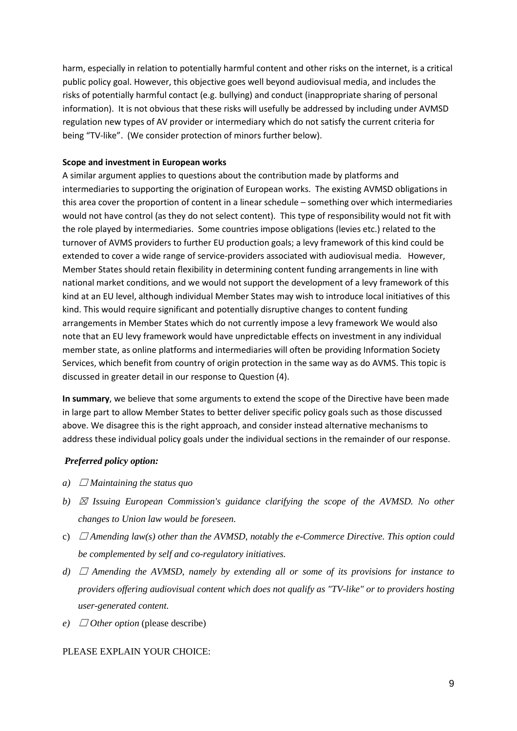harm, especially in relation to potentially harmful content and other risks on the internet, is a critical public policy goal. However, this objective goes well beyond audiovisual media, and includes the risks of potentially harmful contact (e.g. bullying) and conduct (inappropriate sharing of personal information). It is not obvious that these risks will usefully be addressed by including under AVMSD regulation new types of AV provider or intermediary which do not satisfy the current criteria for being "TV-like". (We consider protection of minors further below).

**Scope and investment in European works**

A similar argument applies to questions about the contribution made by platforms and intermediaries to supporting the origination of European works. The existing AVMSD obligations in this area cover the proportion of content in a linear schedule – something over which intermediaries would not have control (as they do not select content). This type of responsibility would not fit with the role played by intermediaries. Some countries impose obligations (levies etc.) related to the turnover of AVMS providers to further EU production goals; a levy framework of this kind could be extended to cover a wide range of service-providers associated with audiovisual media. However, Member States should retain flexibility in determining content funding arrangements in line with national market conditions, and we would not support the development of a levy framework of this kind at an EU level, although individual Member States may wish to introduce local initiatives of this kind. This would require significant and potentially disruptive changes to content funding arrangements in Member States which do not currently impose a levy framework We would also note that an EU levy framework would have unpredictable effects on investment in any individual member state, as online platforms and intermediaries will often be providing Information Society Services, which benefit from country of origin protection in the same way as do AVMS. This topic is discussed in greater detail in our response to Question (4).

**In summary**, we believe that some arguments to extend the scope of the Directive have been made in large part to allow Member States to better deliver specific policy goals such as those discussed above. We disagree this is the right approach, and consider instead alternative mechanisms to address these individual policy goals under the individual sections in the remainder of our response.

***Preferred policy option:***

a) ☐ *Maintaining the status quo*

b) ☒ *Issuing European Commission's guidance clarifying the scope of the AVMSD. No other changes to Union law would be foreseen.*

c) ☐ *Amending law(s) other than the AVMSD, notably the e-Commerce Directive. This option could be complemented by self and co-regulatory initiatives.*

d) ☐ *Amending the AVMSD, namely by extending all or some of its provisions for instance to providers offering audiovisual content which does not qualify as "TV-like" or to providers hosting user-generated content.*

e) ☐ *Other option* (please describe)

PLEASE EXPLAIN YOUR CHOICE: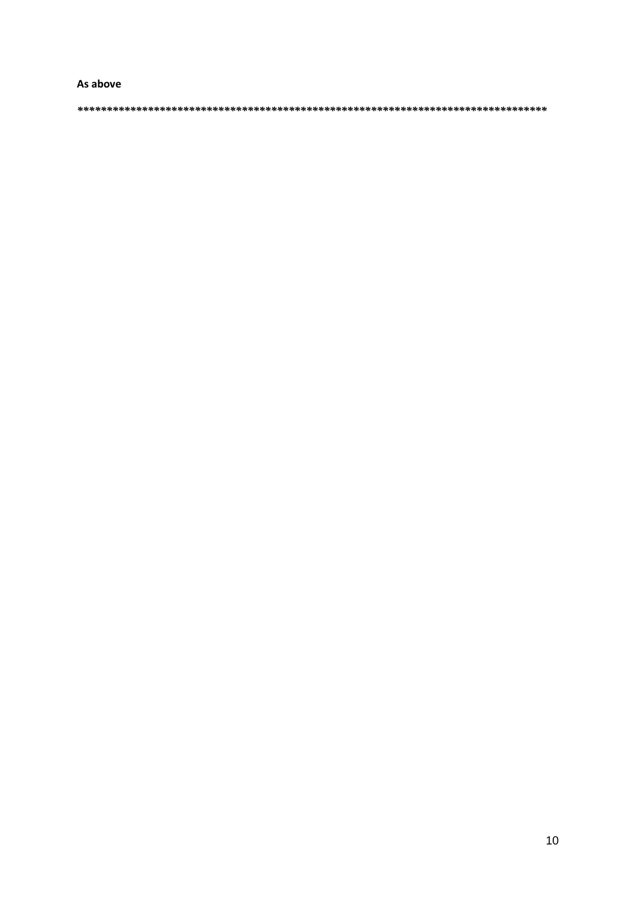**As above**

******************************************************************************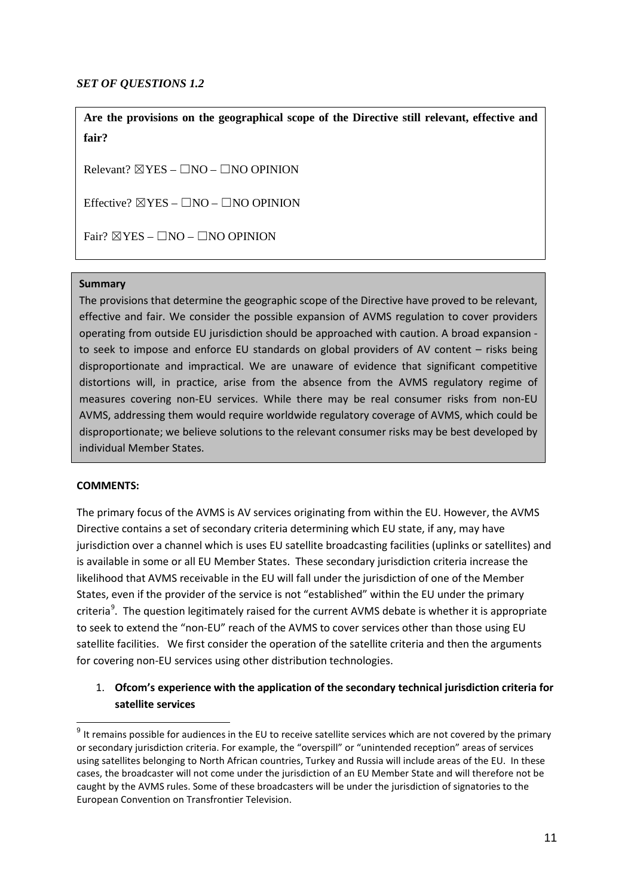*SET OF QUESTIONS 1.2*

**Are the provisions on the geographical scope of the Directive still relevant, effective and fair?**

Relevant? ☒YES – ☐NO – ☐NO OPINION

Effective? ☒YES – ☐NO – ☐NO OPINION

Fair? ☒YES – ☐NO – ☐NO OPINION

**Summary**

The provisions that determine the geographic scope of the Directive have proved to be relevant, effective and fair. We consider the possible expansion of AVMS regulation to cover providers operating from outside EU jurisdiction should be approached with caution. A broad expansion - to seek to impose and enforce EU standards on global providers of AV content – risks being disproportionate and impractical. We are unaware of evidence that significant competitive distortions will, in practice, arise from the absence from the AVMS regulatory regime of measures covering non-EU services. While there may be real consumer risks from non-EU AVMS, addressing them would require worldwide regulatory coverage of AVMS, which could be disproportionate; we believe solutions to the relevant consumer risks may be best developed by individual Member States.

**COMMENTS:**

The primary focus of the AVMS is AV services originating from within the EU. However, the AVMS Directive contains a set of secondary criteria determining which EU state, if any, may have jurisdiction over a channel which is uses EU satellite broadcasting facilities (uplinks or satellites) and is available in some or all EU Member States. These secondary jurisdiction criteria increase the likelihood that AVMS receivable in the EU will fall under the jurisdiction of one of the Member States, even if the provider of the service is not "established" within the EU under the primary criteria[9]. The question legitimately raised for the current AVMS debate is whether it is appropriate to seek to extend the "non-EU" reach of the AVMS to cover services other than those using EU satellite facilities. We first consider the operation of the satellite criteria and then the arguments for covering non-EU services using other distribution technologies.

1. **Ofcom's experience with the application of the secondary technical jurisdiction criteria for satellite services**

[9] It remains possible for audiences in the EU to receive satellite services which are not covered by the primary or secondary jurisdiction criteria. For example, the "overspill" or "unintended reception" areas of services using satellites belonging to North African countries, Turkey and Russia will include areas of the EU. In these cases, the broadcaster will not come under the jurisdiction of an EU Member State and will therefore not be caught by the AVMS rules. Some of these broadcasters will be under the jurisdiction of signatories to the European Convention on Transfrontier Television.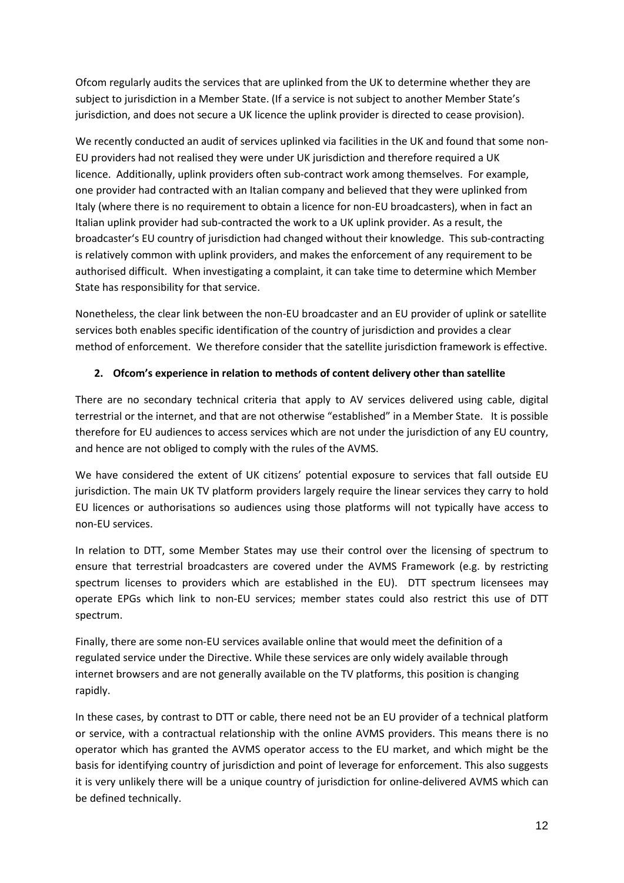Ofcom regularly audits the services that are uplinked from the UK to determine whether they are subject to jurisdiction in a Member State. (If a service is not subject to another Member State's jurisdiction, and does not secure a UK licence the uplink provider is directed to cease provision).

We recently conducted an audit of services uplinked via facilities in the UK and found that some non-EU providers had not realised they were under UK jurisdiction and therefore required a UK licence. Additionally, uplink providers often sub-contract work among themselves. For example, one provider had contracted with an Italian company and believed that they were uplinked from Italy (where there is no requirement to obtain a licence for non-EU broadcasters), when in fact an Italian uplink provider had sub-contracted the work to a UK uplink provider. As a result, the broadcaster's EU country of jurisdiction had changed without their knowledge. This sub-contracting is relatively common with uplink providers, and makes the enforcement of any requirement to be authorised difficult. When investigating a complaint, it can take time to determine which Member State has responsibility for that service.

Nonetheless, the clear link between the non-EU broadcaster and an EU provider of uplink or satellite services both enables specific identification of the country of jurisdiction and provides a clear method of enforcement. We therefore consider that the satellite jurisdiction framework is effective.

**2. Ofcom's experience in relation to methods of content delivery other than satellite**

There are no secondary technical criteria that apply to AV services delivered using cable, digital terrestrial or the internet, and that are not otherwise "established" in a Member State. It is possible therefore for EU audiences to access services which are not under the jurisdiction of any EU country, and hence are not obliged to comply with the rules of the AVMS.

We have considered the extent of UK citizens' potential exposure to services that fall outside EU jurisdiction. The main UK TV platform providers largely require the linear services they carry to hold EU licences or authorisations so audiences using those platforms will not typically have access to non-EU services.

In relation to DTT, some Member States may use their control over the licensing of spectrum to ensure that terrestrial broadcasters are covered under the AVMS Framework (e.g. by restricting spectrum licenses to providers which are established in the EU). DTT spectrum licensees may operate EPGs which link to non-EU services; member states could also restrict this use of DTT spectrum.

Finally, there are some non-EU services available online that would meet the definition of a regulated service under the Directive. While these services are only widely available through internet browsers and are not generally available on the TV platforms, this position is changing rapidly.

In these cases, by contrast to DTT or cable, there need not be an EU provider of a technical platform or service, with a contractual relationship with the online AVMS providers. This means there is no operator which has granted the AVMS operator access to the EU market, and which might be the basis for identifying country of jurisdiction and point of leverage for enforcement. This also suggests it is very unlikely there will be a unique country of jurisdiction for online-delivered AVMS which can be defined technically.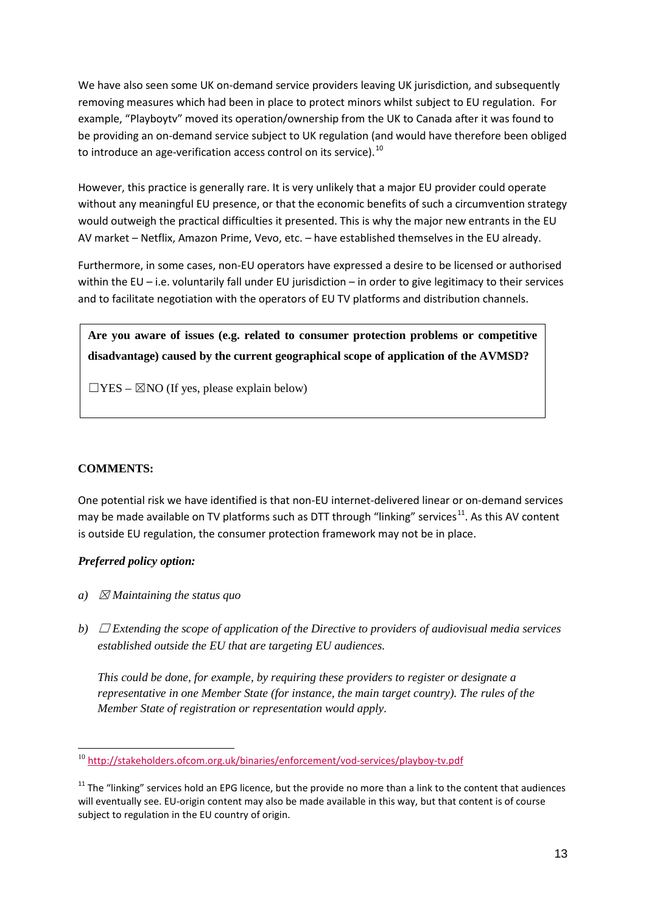We have also seen some UK on-demand service providers leaving UK jurisdiction, and subsequently removing measures which had been in place to protect minors whilst subject to EU regulation. For example, "Playboytv" moved its operation/ownership from the UK to Canada after it was found to be providing an on-demand service subject to UK regulation (and would have therefore been obliged to introduce an age-verification access control on its service).[10]

However, this practice is generally rare. It is very unlikely that a major EU provider could operate without any meaningful EU presence, or that the economic benefits of such a circumvention strategy would outweigh the practical difficulties it presented. This is why the major new entrants in the EU AV market – Netflix, Amazon Prime, Vevo, etc. – have established themselves in the EU already.

Furthermore, in some cases, non-EU operators have expressed a desire to be licensed or authorised within the EU – i.e. voluntarily fall under EU jurisdiction – in order to give legitimacy to their services and to facilitate negotiation with the operators of EU TV platforms and distribution channels.

**Are you aware of issues (e.g. related to consumer protection problems or competitive disadvantage) caused by the current geographical scope of application of the AVMSD?**

☐YES – ☒NO (If yes, please explain below)

**COMMENTS:**

One potential risk we have identified is that non-EU internet-delivered linear or on-demand services may be made available on TV platforms such as DTT through "linking" services[11]. As this AV content is outside EU regulation, the consumer protection framework may not be in place.

***Preferred policy option:***

*a)* ☒ *Maintaining the status quo*

*b)* ☐ *Extending the scope of application of the Directive to providers of audiovisual media services established outside the EU that are targeting EU audiences.*

*This could be done, for example, by requiring these providers to register or designate a representative in one Member State (for instance, the main target country). The rules of the Member State of registration or representation would apply.*

---

[10] http://stakeholders.ofcom.org.uk/binaries/enforcement/vod-services/playboy-tv.pdf

[11] The "linking" services hold an EPG licence, but the provide no more than a link to the content that audiences will eventually see. EU-origin content may also be made available in this way, but that content is of course subject to regulation in the EU country of origin.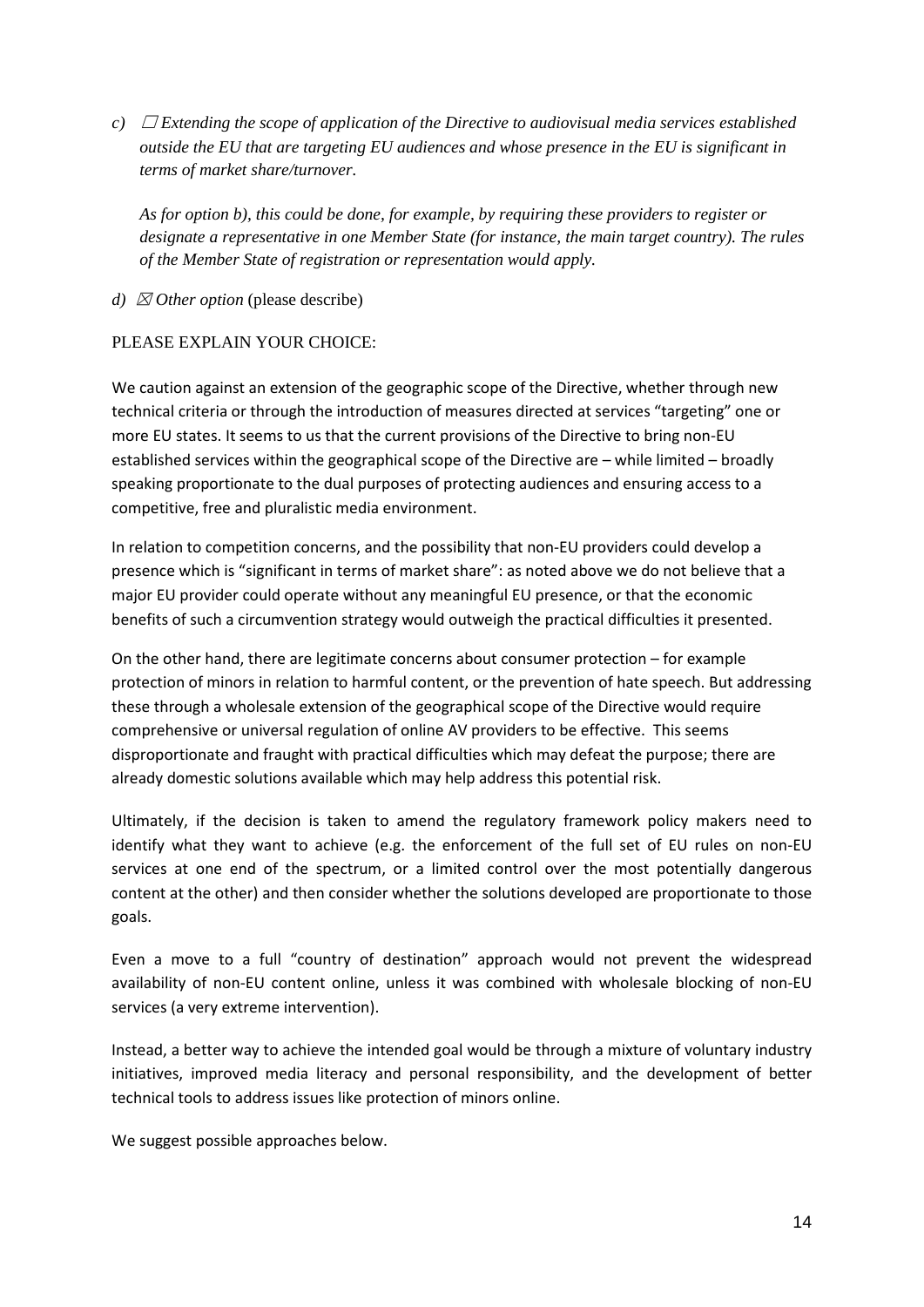*c)* ☐ *Extending the scope of application of the Directive to audiovisual media services established outside the EU that are targeting EU audiences and whose presence in the EU is significant in terms of market share/turnover.*

*As for option b), this could be done, for example, by requiring these providers to register or designate a representative in one Member State (for instance, the main target country). The rules of the Member State of registration or representation would apply.*

*d)* ☒ *Other option* (please describe)

PLEASE EXPLAIN YOUR CHOICE:

We caution against an extension of the geographic scope of the Directive, whether through new technical criteria or through the introduction of measures directed at services "targeting" one or more EU states. It seems to us that the current provisions of the Directive to bring non-EU established services within the geographical scope of the Directive are – while limited – broadly speaking proportionate to the dual purposes of protecting audiences and ensuring access to a competitive, free and pluralistic media environment.

In relation to competition concerns, and the possibility that non-EU providers could develop a presence which is "significant in terms of market share": as noted above we do not believe that a major EU provider could operate without any meaningful EU presence, or that the economic benefits of such a circumvention strategy would outweigh the practical difficulties it presented.

On the other hand, there are legitimate concerns about consumer protection – for example protection of minors in relation to harmful content, or the prevention of hate speech. But addressing these through a wholesale extension of the geographical scope of the Directive would require comprehensive or universal regulation of online AV providers to be effective. This seems disproportionate and fraught with practical difficulties which may defeat the purpose; there are already domestic solutions available which may help address this potential risk.

Ultimately, if the decision is taken to amend the regulatory framework policy makers need to identify what they want to achieve (e.g. the enforcement of the full set of EU rules on non-EU services at one end of the spectrum, or a limited control over the most potentially dangerous content at the other) and then consider whether the solutions developed are proportionate to those goals.

Even a move to a full "country of destination" approach would not prevent the widespread availability of non-EU content online, unless it was combined with wholesale blocking of non-EU services (a very extreme intervention).

Instead, a better way to achieve the intended goal would be through a mixture of voluntary industry initiatives, improved media literacy and personal responsibility, and the development of better technical tools to address issues like protection of minors online.

We suggest possible approaches below.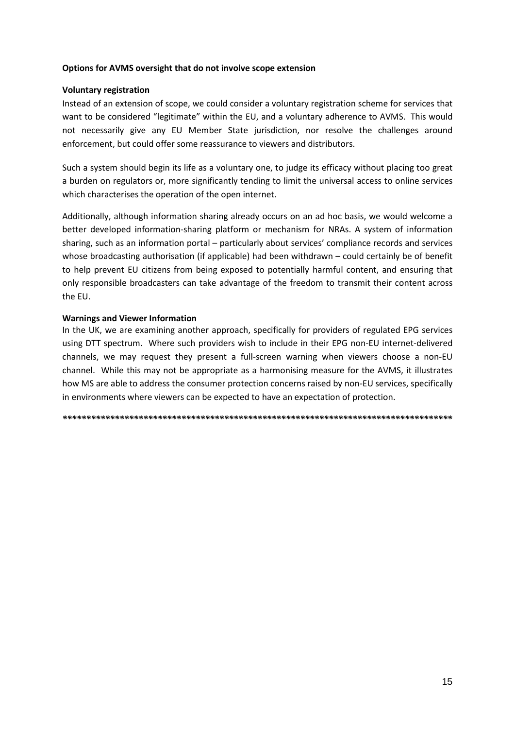**Options for AVMS oversight that do not involve scope extension**

**Voluntary registration**

Instead of an extension of scope, we could consider a voluntary registration scheme for services that want to be considered "legitimate" within the EU, and a voluntary adherence to AVMS. This would not necessarily give any EU Member State jurisdiction, nor resolve the challenges around enforcement, but could offer some reassurance to viewers and distributors.

Such a system should begin its life as a voluntary one, to judge its efficacy without placing too great a burden on regulators or, more significantly tending to limit the universal access to online services which characterises the operation of the open internet.

Additionally, although information sharing already occurs on an ad hoc basis, we would welcome a better developed information-sharing platform or mechanism for NRAs. A system of information sharing, such as an information portal – particularly about services' compliance records and services whose broadcasting authorisation (if applicable) had been withdrawn – could certainly be of benefit to help prevent EU citizens from being exposed to potentially harmful content, and ensuring that only responsible broadcasters can take advantage of the freedom to transmit their content across the EU.

**Warnings and Viewer Information**

In the UK, we are examining another approach, specifically for providers of regulated EPG services using DTT spectrum. Where such providers wish to include in their EPG non-EU internet-delivered channels, we may request they present a full-screen warning when viewers choose a non-EU channel. While this may not be appropriate as a harmonising measure for the AVMS, it illustrates how MS are able to address the consumer protection concerns raised by non-EU services, specifically in environments where viewers can be expected to have an expectation of protection.

**************************************************************************************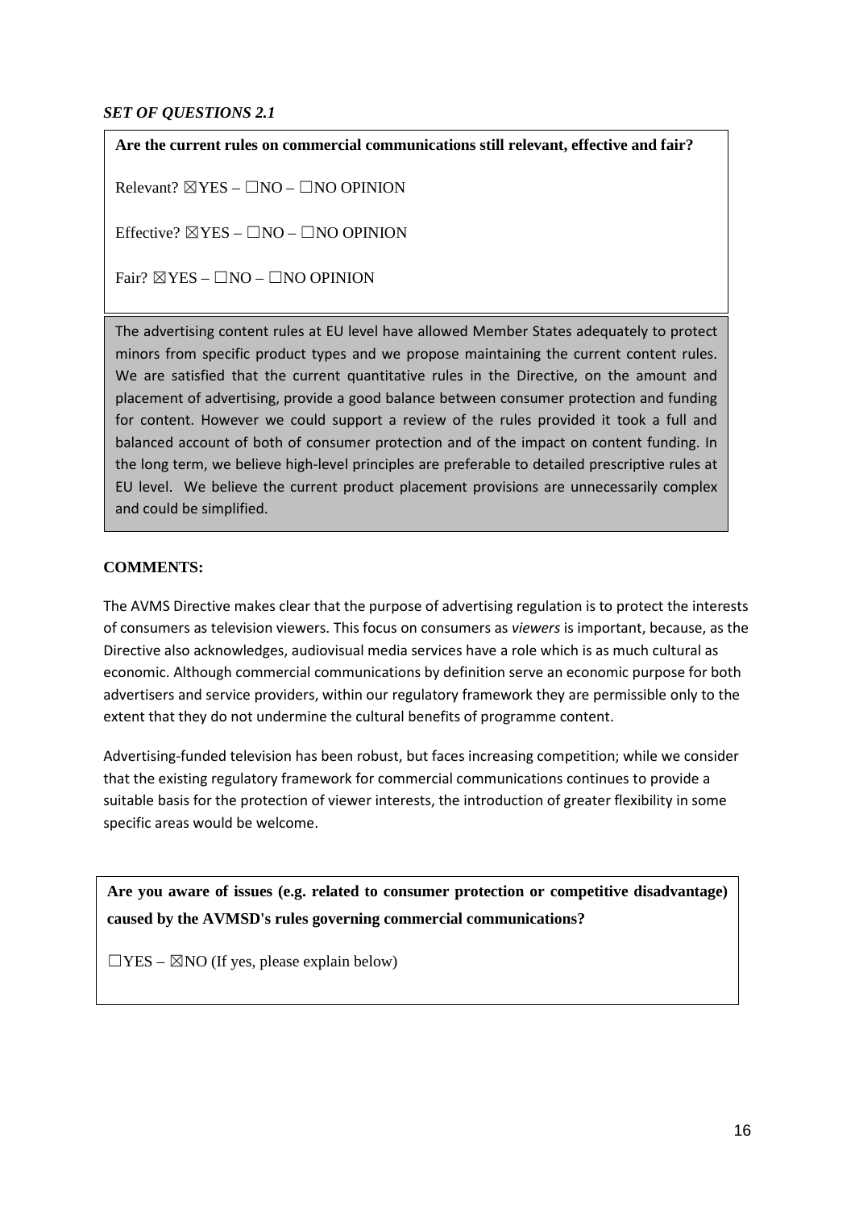***SET OF QUESTIONS 2.1***

**Are the current rules on commercial communications still relevant, effective and fair?**

Relevant? ☒YES – ☐NO – ☐NO OPINION

Effective? ☒YES – ☐NO – ☐NO OPINION

Fair? ☒YES – ☐NO – ☐NO OPINION

The advertising content rules at EU level have allowed Member States adequately to protect minors from specific product types and we propose maintaining the current content rules. We are satisfied that the current quantitative rules in the Directive, on the amount and placement of advertising, provide a good balance between consumer protection and funding for content. However we could support a review of the rules provided it took a full and balanced account of both of consumer protection and of the impact on content funding. In the long term, we believe high-level principles are preferable to detailed prescriptive rules at EU level. We believe the current product placement provisions are unnecessarily complex and could be simplified.

**COMMENTS:**

The AVMS Directive makes clear that the purpose of advertising regulation is to protect the interests of consumers as television viewers. This focus on consumers as *viewers* is important, because, as the Directive also acknowledges, audiovisual media services have a role which is as much cultural as economic. Although commercial communications by definition serve an economic purpose for both advertisers and service providers, within our regulatory framework they are permissible only to the extent that they do not undermine the cultural benefits of programme content.

Advertising-funded television has been robust, but faces increasing competition; while we consider that the existing regulatory framework for commercial communications continues to provide a suitable basis for the protection of viewer interests, the introduction of greater flexibility in some specific areas would be welcome.

**Are you aware of issues (e.g. related to consumer protection or competitive disadvantage) caused by the AVMSD's rules governing commercial communications?**

☐YES – ☒NO (If yes, please explain below)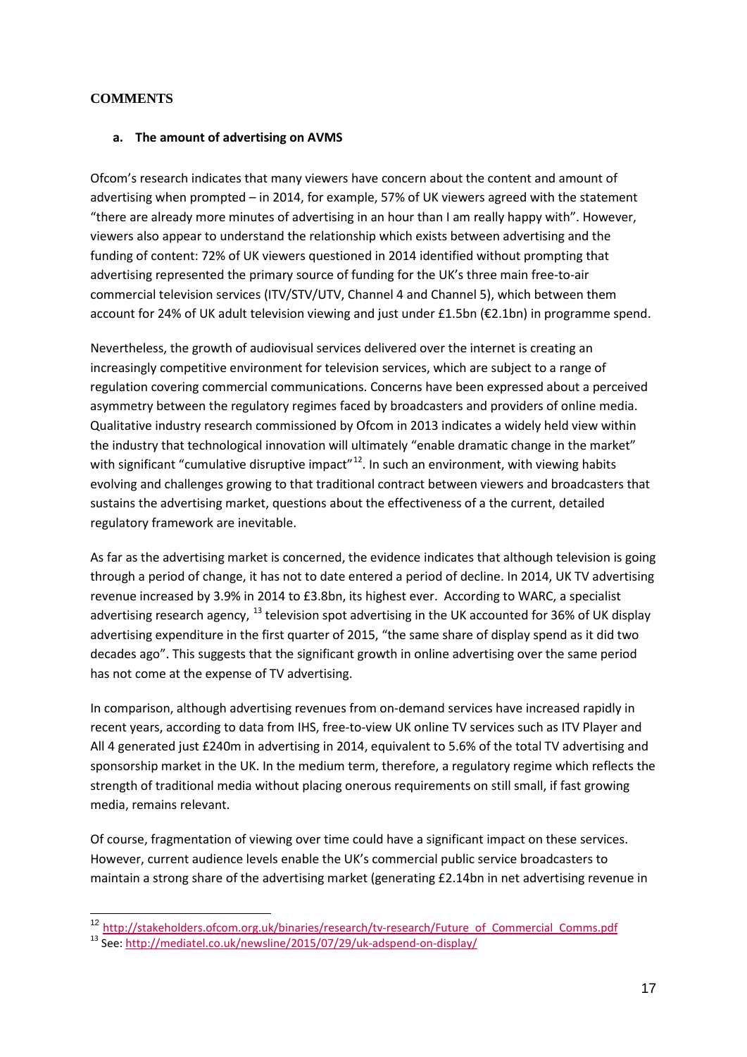## COMMENTS

### a. The amount of advertising on AVMS

Ofcom's research indicates that many viewers have concern about the content and amount of advertising when prompted – in 2014, for example, 57% of UK viewers agreed with the statement "there are already more minutes of advertising in an hour than I am really happy with". However, viewers also appear to understand the relationship which exists between advertising and the funding of content: 72% of UK viewers questioned in 2014 identified without prompting that advertising represented the primary source of funding for the UK's three main free-to-air commercial television services (ITV/STV/UTV, Channel 4 and Channel 5), which between them account for 24% of UK adult television viewing and just under £1.5bn (€2.1bn) in programme spend.

Nevertheless, the growth of audiovisual services delivered over the internet is creating an increasingly competitive environment for television services, which are subject to a range of regulation covering commercial communications. Concerns have been expressed about a perceived asymmetry between the regulatory regimes faced by broadcasters and providers of online media. Qualitative industry research commissioned by Ofcom in 2013 indicates a widely held view within the industry that technological innovation will ultimately "enable dramatic change in the market" with significant "cumulative disruptive impact"[12]. In such an environment, with viewing habits evolving and challenges growing to that traditional contract between viewers and broadcasters that sustains the advertising market, questions about the effectiveness of a the current, detailed regulatory framework are inevitable.

As far as the advertising market is concerned, the evidence indicates that although television is going through a period of change, it has not to date entered a period of decline. In 2014, UK TV advertising revenue increased by 3.9% in 2014 to £3.8bn, its highest ever. According to WARC, a specialist advertising research agency, [13] television spot advertising in the UK accounted for 36% of UK display advertising expenditure in the first quarter of 2015, "the same share of display spend as it did two decades ago". This suggests that the significant growth in online advertising over the same period has not come at the expense of TV advertising.

In comparison, although advertising revenues from on-demand services have increased rapidly in recent years, according to data from IHS, free-to-view UK online TV services such as ITV Player and All 4 generated just £240m in advertising in 2014, equivalent to 5.6% of the total TV advertising and sponsorship market in the UK. In the medium term, therefore, a regulatory regime which reflects the strength of traditional media without placing onerous requirements on still small, if fast growing media, remains relevant.

Of course, fragmentation of viewing over time could have a significant impact on these services. However, current audience levels enable the UK's commercial public service broadcasters to maintain a strong share of the advertising market (generating £2.14bn in net advertising revenue in

---

[12] http://stakeholders.ofcom.org.uk/binaries/research/tv-research/Future_of_Commercial_Comms.pdf

[13] See: http://mediatel.co.uk/newsline/2015/07/29/uk-adspend-on-display/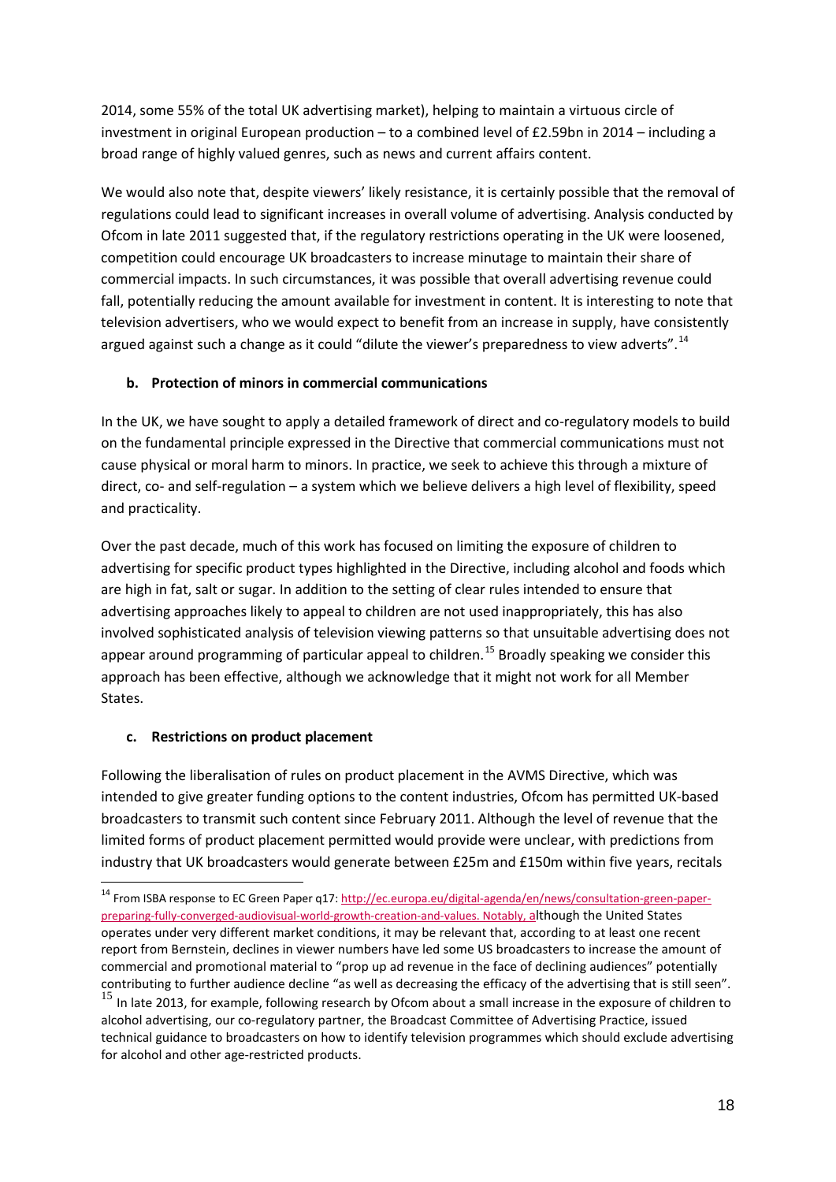2014, some 55% of the total UK advertising market), helping to maintain a virtuous circle of investment in original European production – to a combined level of £2.59bn in 2014 – including a broad range of highly valued genres, such as news and current affairs content.

We would also note that, despite viewers' likely resistance, it is certainly possible that the removal of regulations could lead to significant increases in overall volume of advertising. Analysis conducted by Ofcom in late 2011 suggested that, if the regulatory restrictions operating in the UK were loosened, competition could encourage UK broadcasters to increase minutage to maintain their share of commercial impacts. In such circumstances, it was possible that overall advertising revenue could fall, potentially reducing the amount available for investment in content. It is interesting to note that television advertisers, who we would expect to benefit from an increase in supply, have consistently argued against such a change as it could "dilute the viewer's preparedness to view adverts".[14]

### b. Protection of minors in commercial communications

In the UK, we have sought to apply a detailed framework of direct and co-regulatory models to build on the fundamental principle expressed in the Directive that commercial communications must not cause physical or moral harm to minors. In practice, we seek to achieve this through a mixture of direct, co- and self-regulation – a system which we believe delivers a high level of flexibility, speed and practicality.

Over the past decade, much of this work has focused on limiting the exposure of children to advertising for specific product types highlighted in the Directive, including alcohol and foods which are high in fat, salt or sugar. In addition to the setting of clear rules intended to ensure that advertising approaches likely to appeal to children are not used inappropriately, this has also involved sophisticated analysis of television viewing patterns so that unsuitable advertising does not appear around programming of particular appeal to children.[15] Broadly speaking we consider this approach has been effective, although we acknowledge that it might not work for all Member States.

### c. Restrictions on product placement

Following the liberalisation of rules on product placement in the AVMS Directive, which was intended to give greater funding options to the content industries, Ofcom has permitted UK-based broadcasters to transmit such content since February 2011. Although the level of revenue that the limited forms of product placement permitted would provide were unclear, with predictions from industry that UK broadcasters would generate between £25m and £150m within five years, recitals

---

[14] From ISBA response to EC Green Paper q17: http://ec.europa.eu/digital-agenda/en/news/consultation-green-paper-preparing-fully-converged-audiovisual-world-growth-creation-and-values. Notably, although the United States operates under very different market conditions, it may be relevant that, according to at least one recent report from Bernstein, declines in viewer numbers have led some US broadcasters to increase the amount of commercial and promotional material to "prop up ad revenue in the face of declining audiences" potentially contributing to further audience decline "as well as decreasing the efficacy of the advertising that is still seen".

[15] In late 2013, for example, following research by Ofcom about a small increase in the exposure of children to alcohol advertising, our co-regulatory partner, the Broadcast Committee of Advertising Practice, issued technical guidance to broadcasters on how to identify television programmes which should exclude advertising for alcohol and other age-restricted products.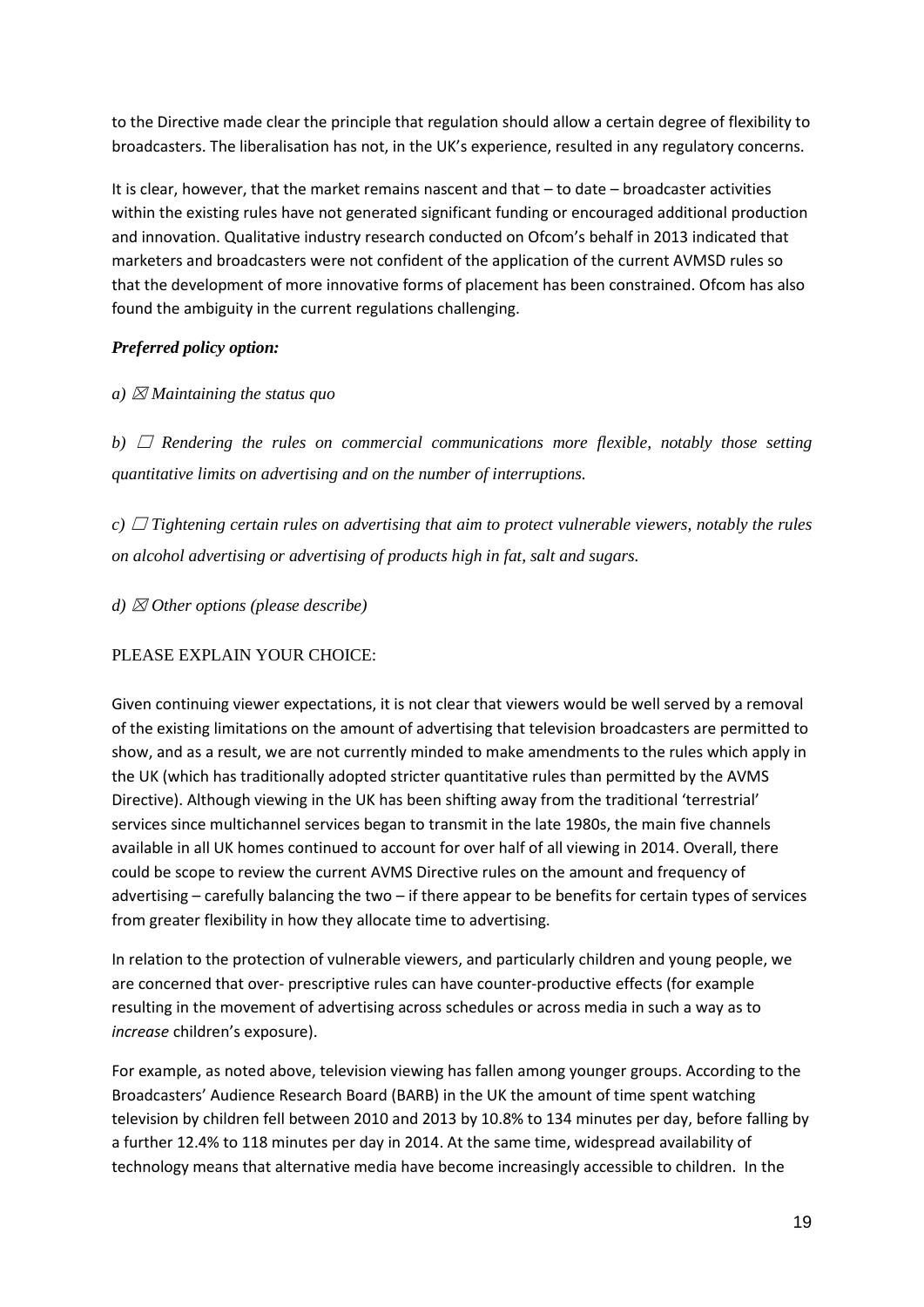to the Directive made clear the principle that regulation should allow a certain degree of flexibility to broadcasters. The liberalisation has not, in the UK's experience, resulted in any regulatory concerns.

It is clear, however, that the market remains nascent and that – to date – broadcaster activities within the existing rules have not generated significant funding or encouraged additional production and innovation. Qualitative industry research conducted on Ofcom's behalf in 2013 indicated that marketers and broadcasters were not confident of the application of the current AVMSD rules so that the development of more innovative forms of placement has been constrained. Ofcom has also found the ambiguity in the current regulations challenging.

***Preferred policy option:***

*a) ☒ Maintaining the status quo*

*b) ☐ Rendering the rules on commercial communications more flexible, notably those setting quantitative limits on advertising and on the number of interruptions.*

*c) ☐ Tightening certain rules on advertising that aim to protect vulnerable viewers, notably the rules on alcohol advertising or advertising of products high in fat, salt and sugars.*

*d) ☒ Other options (please describe)*

PLEASE EXPLAIN YOUR CHOICE:

Given continuing viewer expectations, it is not clear that viewers would be well served by a removal of the existing limitations on the amount of advertising that television broadcasters are permitted to show, and as a result, we are not currently minded to make amendments to the rules which apply in the UK (which has traditionally adopted stricter quantitative rules than permitted by the AVMS Directive). Although viewing in the UK has been shifting away from the traditional 'terrestrial' services since multichannel services began to transmit in the late 1980s, the main five channels available in all UK homes continued to account for over half of all viewing in 2014. Overall, there could be scope to review the current AVMS Directive rules on the amount and frequency of advertising – carefully balancing the two – if there appear to be benefits for certain types of services from greater flexibility in how they allocate time to advertising.

In relation to the protection of vulnerable viewers, and particularly children and young people, we are concerned that over- prescriptive rules can have counter-productive effects (for example resulting in the movement of advertising across schedules or across media in such a way as to *increase* children's exposure).

For example, as noted above, television viewing has fallen among younger groups. According to the Broadcasters' Audience Research Board (BARB) in the UK the amount of time spent watching television by children fell between 2010 and 2013 by 10.8% to 134 minutes per day, before falling by a further 12.4% to 118 minutes per day in 2014. At the same time, widespread availability of technology means that alternative media have become increasingly accessible to children. In the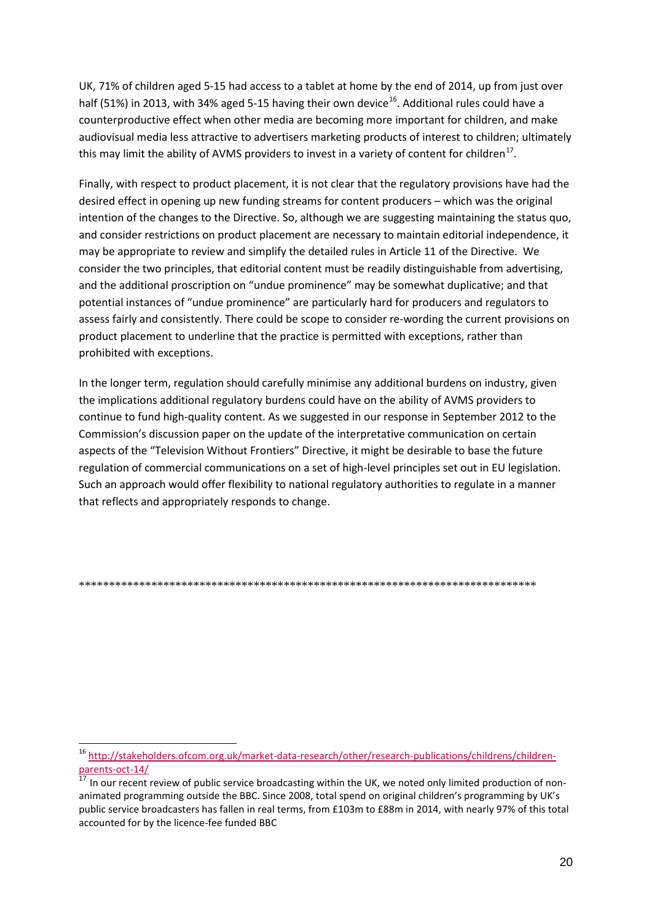UK, 71% of children aged 5-15 had access to a tablet at home by the end of 2014, up from just over half (51%) in 2013, with 34% aged 5-15 having their own device[16]. Additional rules could have a counterproductive effect when other media are becoming more important for children, and make audiovisual media less attractive to advertisers marketing products of interest to children; ultimately this may limit the ability of AVMS providers to invest in a variety of content for children[17].

Finally, with respect to product placement, it is not clear that the regulatory provisions have had the desired effect in opening up new funding streams for content producers – which was the original intention of the changes to the Directive. So, although we are suggesting maintaining the status quo, and consider restrictions on product placement are necessary to maintain editorial independence, it may be appropriate to review and simplify the detailed rules in Article 11 of the Directive. We consider the two principles, that editorial content must be readily distinguishable from advertising, and the additional proscription on "undue prominence" may be somewhat duplicative; and that potential instances of "undue prominence" are particularly hard for producers and regulators to assess fairly and consistently. There could be scope to consider re-wording the current provisions on product placement to underline that the practice is permitted with exceptions, rather than prohibited with exceptions.

In the longer term, regulation should carefully minimise any additional burdens on industry, given the implications additional regulatory burdens could have on the ability of AVMS providers to continue to fund high-quality content. As we suggested in our response in September 2012 to the Commission's discussion paper on the update of the interpretative communication on certain aspects of the "Television Without Frontiers" Directive, it might be desirable to base the future regulation of commercial communications on a set of high-level principles set out in EU legislation. Such an approach would offer flexibility to national regulatory authorities to regulate in a manner that reflects and appropriately responds to change.

\*\*\*\*\*\*\*\*\*\*\*\*\*\*\*\*\*\*\*\*\*\*\*\*\*\*\*\*\*\*\*\*\*\*\*\*\*\*\*\*\*\*\*\*\*\*\*\*\*\*\*\*\*\*\*\*\*\*\*\*\*\*\*\*\*\*\*\*\*\*\*\*\*\*\*\*\*\*

---

[16] http://stakeholders.ofcom.org.uk/market-data-research/other/research-publications/childrens/children-parents-oct-14/

[17] In our recent review of public service broadcasting within the UK, we noted only limited production of non-animated programming outside the BBC. Since 2008, total spend on original children's programming by UK's public service broadcasters has fallen in real terms, from £103m to £88m in 2014, with nearly 97% of this total accounted for by the licence-fee funded BBC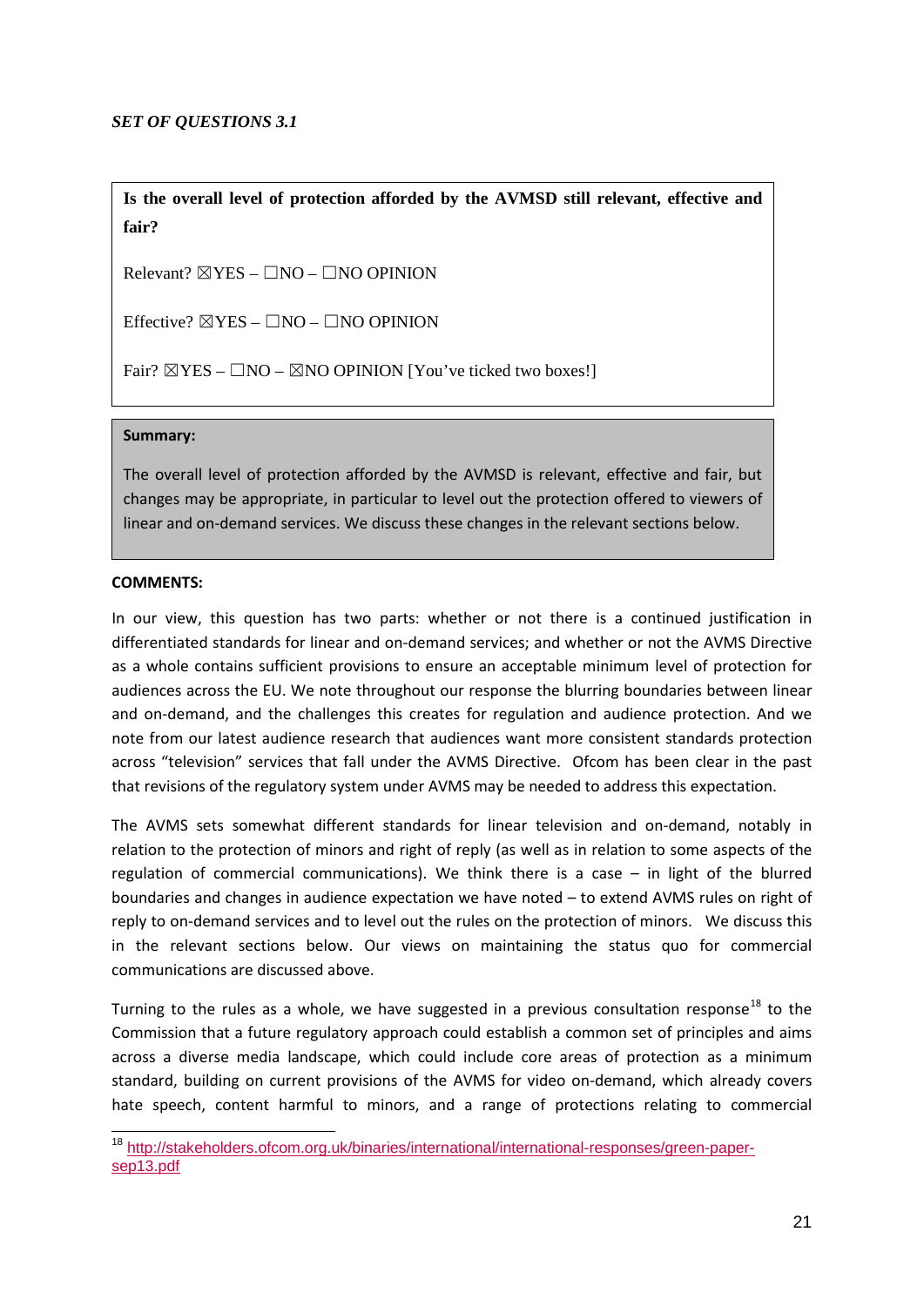*SET OF QUESTIONS 3.1*

**Is the overall level of protection afforded by the AVMSD still relevant, effective and fair?**

Relevant? ☒YES – ☐NO – ☐NO OPINION

Effective? ☒YES – ☐NO – ☐NO OPINION

Fair? ☒YES – ☐NO – ☒NO OPINION [You've ticked two boxes!]

**Summary:**

The overall level of protection afforded by the AVMSD is relevant, effective and fair, but changes may be appropriate, in particular to level out the protection offered to viewers of linear and on-demand services. We discuss these changes in the relevant sections below.

**COMMENTS:**

In our view, this question has two parts: whether or not there is a continued justification in differentiated standards for linear and on-demand services; and whether or not the AVMS Directive as a whole contains sufficient provisions to ensure an acceptable minimum level of protection for audiences across the EU. We note throughout our response the blurring boundaries between linear and on-demand, and the challenges this creates for regulation and audience protection. And we note from our latest audience research that audiences want more consistent standards protection across "television" services that fall under the AVMS Directive. Ofcom has been clear in the past that revisions of the regulatory system under AVMS may be needed to address this expectation.

The AVMS sets somewhat different standards for linear television and on-demand, notably in relation to the protection of minors and right of reply (as well as in relation to some aspects of the regulation of commercial communications). We think there is a case – in light of the blurred boundaries and changes in audience expectation we have noted – to extend AVMS rules on right of reply to on-demand services and to level out the rules on the protection of minors. We discuss this in the relevant sections below. Our views on maintaining the status quo for commercial communications are discussed above.

Turning to the rules as a whole, we have suggested in a previous consultation response[18] to the Commission that a future regulatory approach could establish a common set of principles and aims across a diverse media landscape, which could include core areas of protection as a minimum standard, building on current provisions of the AVMS for video on-demand, which already covers hate speech, content harmful to minors, and a range of protections relating to commercial

[18] http://stakeholders.ofcom.org.uk/binaries/international/international-responses/green-paper-sep13.pdf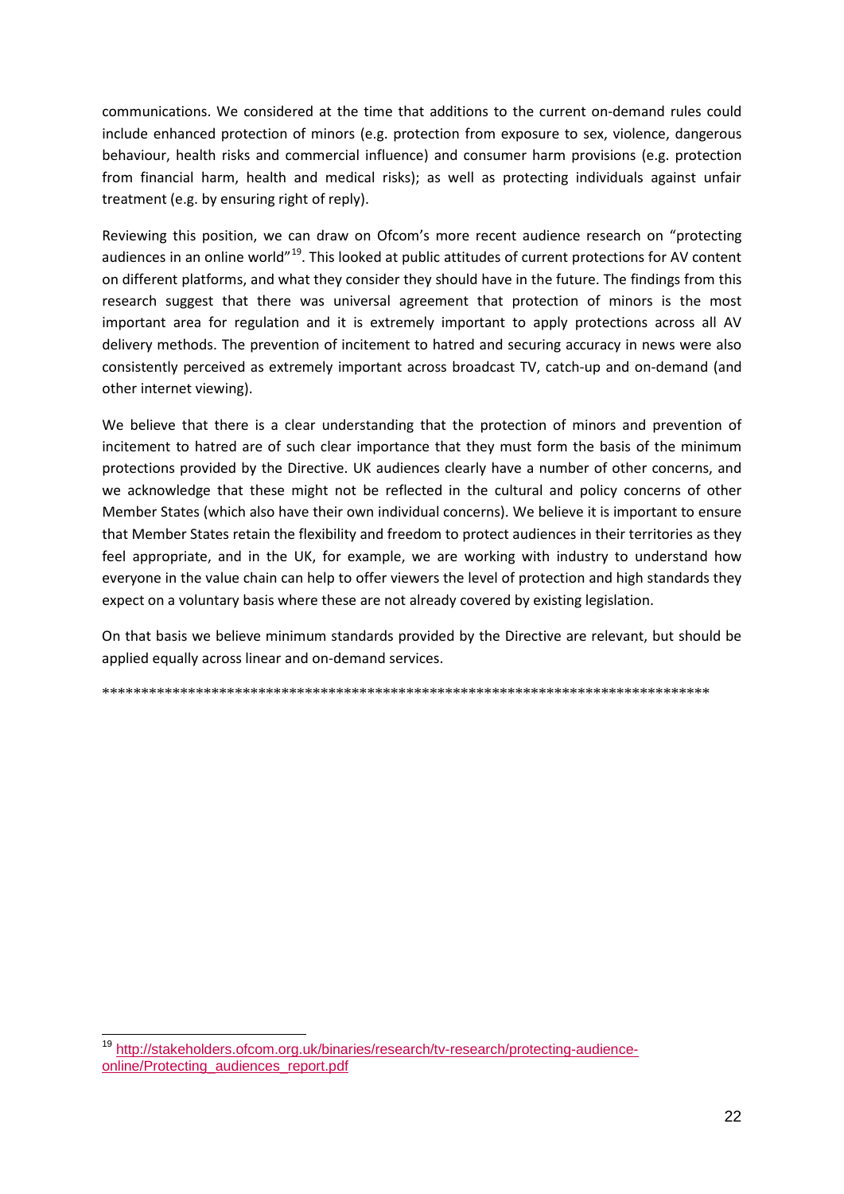communications. We considered at the time that additions to the current on-demand rules could include enhanced protection of minors (e.g. protection from exposure to sex, violence, dangerous behaviour, health risks and commercial influence) and consumer harm provisions (e.g. protection from financial harm, health and medical risks); as well as protecting individuals against unfair treatment (e.g. by ensuring right of reply).

Reviewing this position, we can draw on Ofcom's more recent audience research on "protecting audiences in an online world"[19]. This looked at public attitudes of current protections for AV content on different platforms, and what they consider they should have in the future. The findings from this research suggest that there was universal agreement that protection of minors is the most important area for regulation and it is extremely important to apply protections across all AV delivery methods. The prevention of incitement to hatred and securing accuracy in news were also consistently perceived as extremely important across broadcast TV, catch-up and on-demand (and other internet viewing).

We believe that there is a clear understanding that the protection of minors and prevention of incitement to hatred are of such clear importance that they must form the basis of the minimum protections provided by the Directive. UK audiences clearly have a number of other concerns, and we acknowledge that these might not be reflected in the cultural and policy concerns of other Member States (which also have their own individual concerns). We believe it is important to ensure that Member States retain the flexibility and freedom to protect audiences in their territories as they feel appropriate, and in the UK, for example, we are working with industry to understand how everyone in the value chain can help to offer viewers the level of protection and high standards they expect on a voluntary basis where these are not already covered by existing legislation.

On that basis we believe minimum standards provided by the Directive are relevant, but should be applied equally across linear and on-demand services.

*******************************************************************************

---

[19] http://stakeholders.ofcom.org.uk/binaries/research/tv-research/protecting-audience-online/Protecting_audiences_report.pdf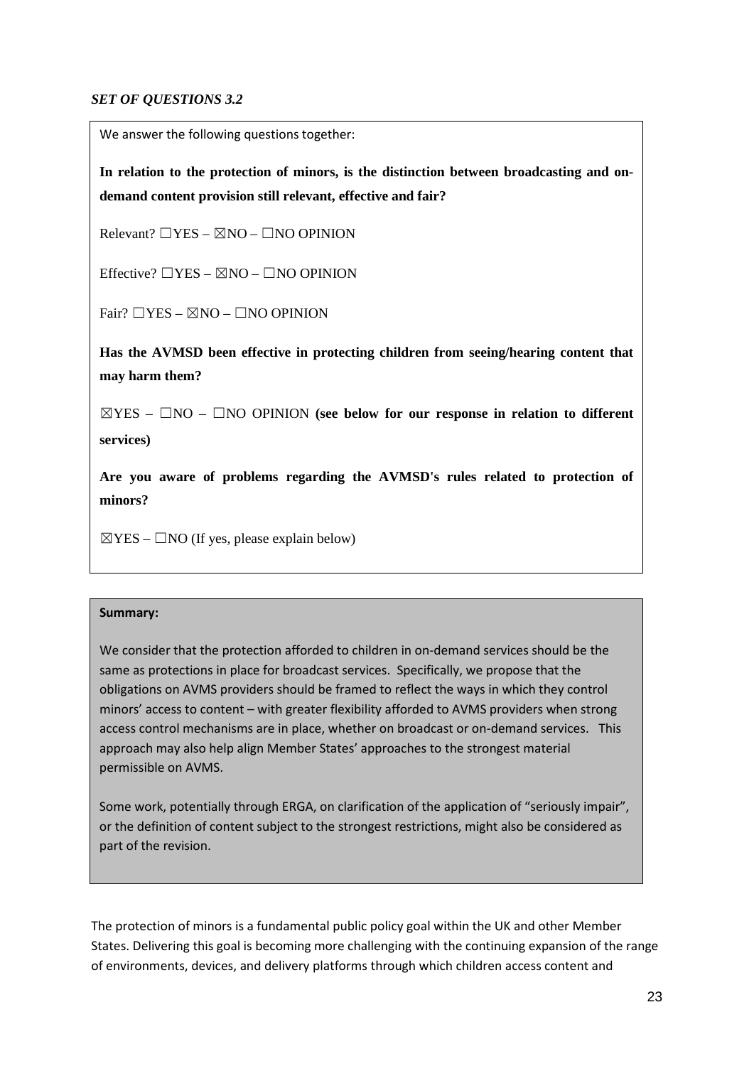*SET OF QUESTIONS 3.2*

We answer the following questions together:

**In relation to the protection of minors, is the distinction between broadcasting and on-demand content provision still relevant, effective and fair?**

Relevant? ☐YES – ☒NO – ☐NO OPINION

Effective? ☐YES – ☒NO – ☐NO OPINION

Fair? ☐YES – ☒NO – ☐NO OPINION

**Has the AVMSD been effective in protecting children from seeing/hearing content that may harm them?**

☒YES – ☐NO – ☐NO OPINION **(see below for our response in relation to different services)**

**Are you aware of problems regarding the AVMSD's rules related to protection of minors?**

☒YES – ☐NO (If yes, please explain below)

**Summary:**

We consider that the protection afforded to children in on-demand services should be the same as protections in place for broadcast services. Specifically, we propose that the obligations on AVMS providers should be framed to reflect the ways in which they control minors' access to content – with greater flexibility afforded to AVMS providers when strong access control mechanisms are in place, whether on broadcast or on-demand services. This approach may also help align Member States' approaches to the strongest material permissible on AVMS.

Some work, potentially through ERGA, on clarification of the application of "seriously impair", or the definition of content subject to the strongest restrictions, might also be considered as part of the revision.

The protection of minors is a fundamental public policy goal within the UK and other Member States. Delivering this goal is becoming more challenging with the continuing expansion of the range of environments, devices, and delivery platforms through which children access content and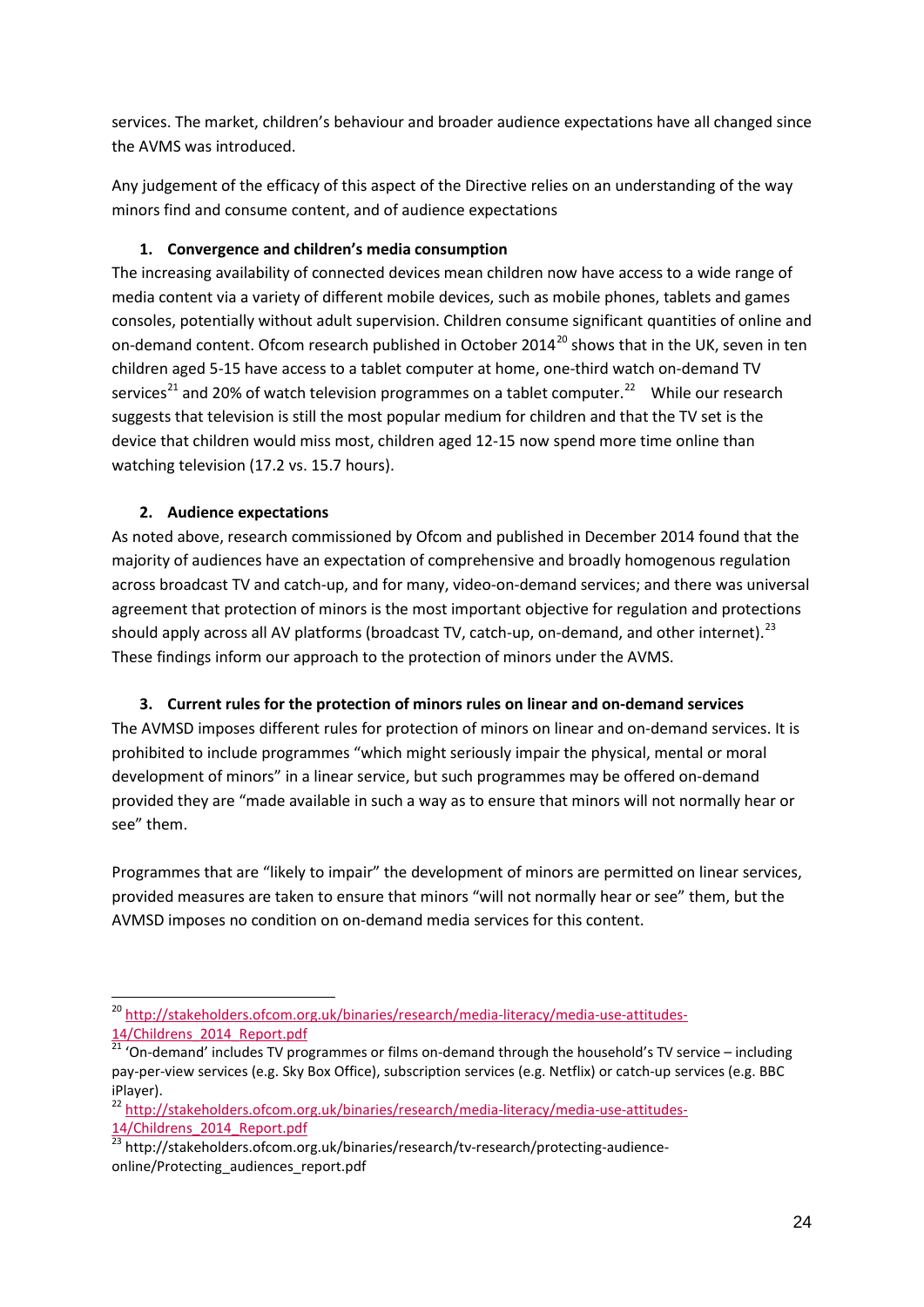services. The market, children's behaviour and broader audience expectations have all changed since the AVMS was introduced.

Any judgement of the efficacy of this aspect of the Directive relies on an understanding of the way minors find and consume content, and of audience expectations

### 1. Convergence and children's media consumption

The increasing availability of connected devices mean children now have access to a wide range of media content via a variety of different mobile devices, such as mobile phones, tablets and games consoles, potentially without adult supervision. Children consume significant quantities of online and on-demand content. Ofcom research published in October 2014[20] shows that in the UK, seven in ten children aged 5-15 have access to a tablet computer at home, one-third watch on-demand TV services[21] and 20% of watch television programmes on a tablet computer.[22] While our research suggests that television is still the most popular medium for children and that the TV set is the device that children would miss most, children aged 12-15 now spend more time online than watching television (17.2 vs. 15.7 hours).

### 2. Audience expectations

As noted above, research commissioned by Ofcom and published in December 2014 found that the majority of audiences have an expectation of comprehensive and broadly homogenous regulation across broadcast TV and catch-up, and for many, video-on-demand services; and there was universal agreement that protection of minors is the most important objective for regulation and protections should apply across all AV platforms (broadcast TV, catch-up, on-demand, and other internet).[23] These findings inform our approach to the protection of minors under the AVMS.

### 3. Current rules for the protection of minors rules on linear and on-demand services

The AVMSD imposes different rules for protection of minors on linear and on-demand services. It is prohibited to include programmes "which might seriously impair the physical, mental or moral development of minors" in a linear service, but such programmes may be offered on-demand provided they are "made available in such a way as to ensure that minors will not normally hear or see" them.

Programmes that are "likely to impair" the development of minors are permitted on linear services, provided measures are taken to ensure that minors "will not normally hear or see" them, but the AVMSD imposes no condition on on-demand media services for this content.

---

[20] http://stakeholders.ofcom.org.uk/binaries/research/media-literacy/media-use-attitudes-14/Childrens_2014_Report.pdf

[21] 'On-demand' includes TV programmes or films on-demand through the household's TV service – including pay-per-view services (e.g. Sky Box Office), subscription services (e.g. Netflix) or catch-up services (e.g. BBC iPlayer).

[22] http://stakeholders.ofcom.org.uk/binaries/research/media-literacy/media-use-attitudes-14/Childrens_2014_Report.pdf

[23] http://stakeholders.ofcom.org.uk/binaries/research/tv-research/protecting-audience-online/Protecting_audiences_report.pdf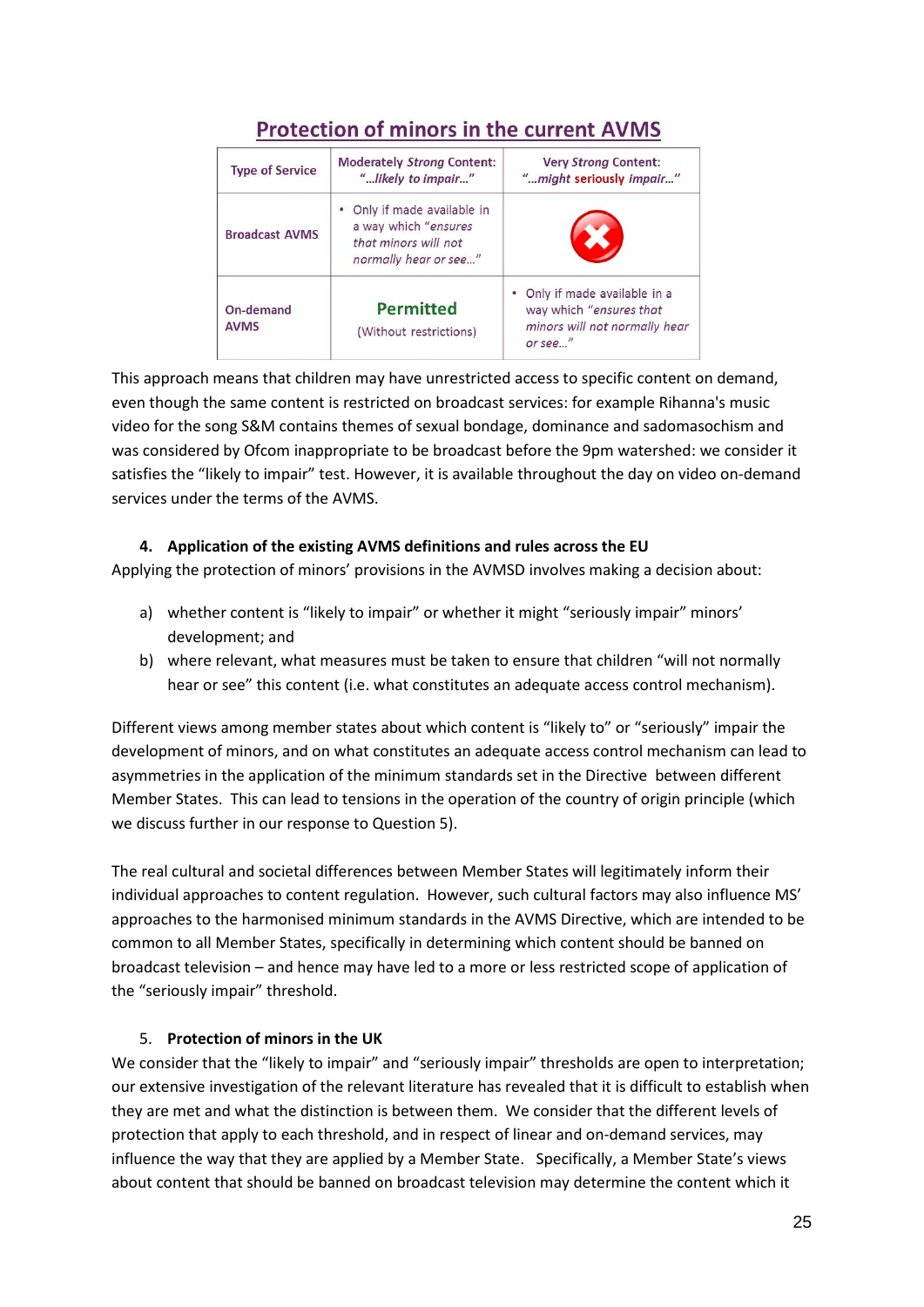## Protection of minors in the current AVMS

| Type of Service | Moderately *Strong* Content: "…*likely to impair*…" | Very *Strong* Content: "…*might seriously impair*…" |
|---|---|---|
| Broadcast AVMS | • Only if made available in a way which "*ensures that minors will not normally hear or see*…" | ✖ |
| On-demand AVMS | **Permitted** (Without restrictions) | • Only if made available in a way which "*ensures that minors will not normally hear or see*…" |

This approach means that children may have unrestricted access to specific content on demand, even though the same content is restricted on broadcast services: for example Rihanna's music video for the song S&M contains themes of sexual bondage, dominance and sadomasochism and was considered by Ofcom inappropriate to be broadcast before the 9pm watershed: we consider it satisfies the "likely to impair" test. However, it is available throughout the day on video on-demand services under the terms of the AVMS.

### 4. Application of the existing AVMS definitions and rules across the EU

Applying the protection of minors' provisions in the AVMSD involves making a decision about:

a) whether content is "likely to impair" or whether it might "seriously impair" minors' development; and

b) where relevant, what measures must be taken to ensure that children "will not normally hear or see" this content (i.e. what constitutes an adequate access control mechanism).

Different views among member states about which content is "likely to" or "seriously" impair the development of minors, and on what constitutes an adequate access control mechanism can lead to asymmetries in the application of the minimum standards set in the Directive between different Member States. This can lead to tensions in the operation of the country of origin principle (which we discuss further in our response to Question 5).

The real cultural and societal differences between Member States will legitimately inform their individual approaches to content regulation. However, such cultural factors may also influence MS' approaches to the harmonised minimum standards in the AVMS Directive, which are intended to be common to all Member States, specifically in determining which content should be banned on broadcast television – and hence may have led to a more or less restricted scope of application of the "seriously impair" threshold.

### 5. Protection of minors in the UK

We consider that the "likely to impair" and "seriously impair" thresholds are open to interpretation; our extensive investigation of the relevant literature has revealed that it is difficult to establish when they are met and what the distinction is between them. We consider that the different levels of protection that apply to each threshold, and in respect of linear and on-demand services, may influence the way that they are applied by a Member State. Specifically, a Member State's views about content that should be banned on broadcast television may determine the content which it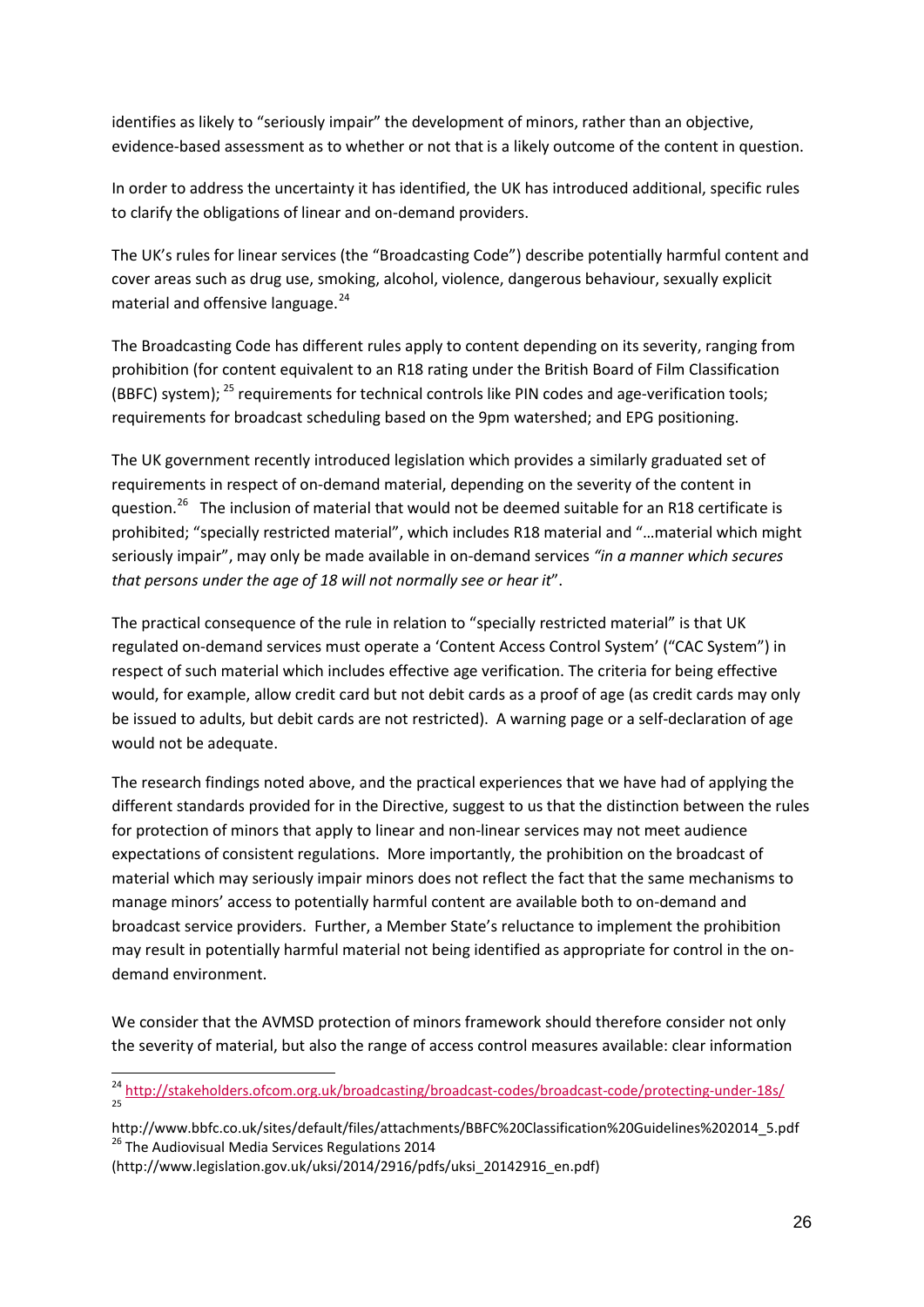identifies as likely to "seriously impair" the development of minors, rather than an objective, evidence-based assessment as to whether or not that is a likely outcome of the content in question.

In order to address the uncertainty it has identified, the UK has introduced additional, specific rules to clarify the obligations of linear and on-demand providers.

The UK's rules for linear services (the "Broadcasting Code") describe potentially harmful content and cover areas such as drug use, smoking, alcohol, violence, dangerous behaviour, sexually explicit material and offensive language.[24]

The Broadcasting Code has different rules apply to content depending on its severity, ranging from prohibition (for content equivalent to an R18 rating under the British Board of Film Classification (BBFC) system); [25] requirements for technical controls like PIN codes and age-verification tools; requirements for broadcast scheduling based on the 9pm watershed; and EPG positioning.

The UK government recently introduced legislation which provides a similarly graduated set of requirements in respect of on-demand material, depending on the severity of the content in question.[26] The inclusion of material that would not be deemed suitable for an R18 certificate is prohibited; "specially restricted material", which includes R18 material and "…material which might seriously impair", may only be made available in on-demand services *"in a manner which secures that persons under the age of 18 will not normally see or hear it*".

The practical consequence of the rule in relation to "specially restricted material" is that UK regulated on-demand services must operate a 'Content Access Control System' ("CAC System") in respect of such material which includes effective age verification. The criteria for being effective would, for example, allow credit card but not debit cards as a proof of age (as credit cards may only be issued to adults, but debit cards are not restricted). A warning page or a self-declaration of age would not be adequate.

The research findings noted above, and the practical experiences that we have had of applying the different standards provided for in the Directive, suggest to us that the distinction between the rules for protection of minors that apply to linear and non-linear services may not meet audience expectations of consistent regulations. More importantly, the prohibition on the broadcast of material which may seriously impair minors does not reflect the fact that the same mechanisms to manage minors' access to potentially harmful content are available both to on-demand and broadcast service providers. Further, a Member State's reluctance to implement the prohibition may result in potentially harmful material not being identified as appropriate for control in the on-demand environment.

We consider that the AVMSD protection of minors framework should therefore consider not only the severity of material, but also the range of access control measures available: clear information

---

[24] http://stakeholders.ofcom.org.uk/broadcasting/broadcast-codes/broadcast-code/protecting-under-18s/

[25] http://www.bbfc.co.uk/sites/default/files/attachments/BBFC%20Classification%20Guidelines%202014_5.pdf

[26] The Audiovisual Media Services Regulations 2014 (http://www.legislation.gov.uk/uksi/2014/2916/pdfs/uksi_20142916_en.pdf)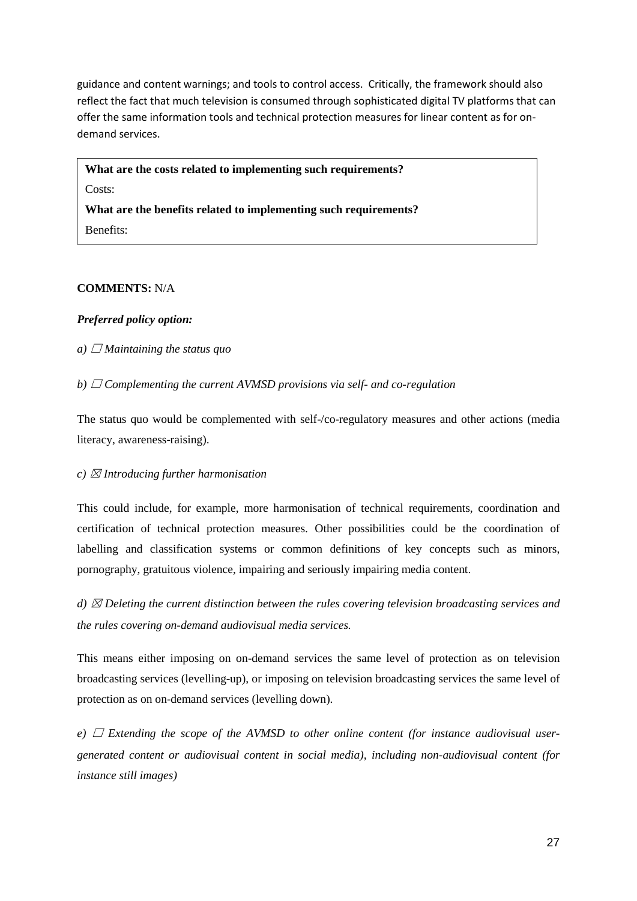guidance and content warnings; and tools to control access. Critically, the framework should also reflect the fact that much television is consumed through sophisticated digital TV platforms that can offer the same information tools and technical protection measures for linear content as for on-demand services.

| **What are the costs related to implementing such requirements?** |
| --- |
| Costs: |
| **What are the benefits related to implementing such requirements?** |
| Benefits: |

**COMMENTS:** N/A

***Preferred policy option:***

*a) ☐ Maintaining the status quo*

*b) ☐ Complementing the current AVMSD provisions via self- and co-regulation*

The status quo would be complemented with self-/co-regulatory measures and other actions (media literacy, awareness-raising).

*c) ☒ Introducing further harmonisation*

This could include, for example, more harmonisation of technical requirements, coordination and certification of technical protection measures. Other possibilities could be the coordination of labelling and classification systems or common definitions of key concepts such as minors, pornography, gratuitous violence, impairing and seriously impairing media content.

*d) ☒ Deleting the current distinction between the rules covering television broadcasting services and the rules covering on-demand audiovisual media services.*

This means either imposing on on-demand services the same level of protection as on television broadcasting services (levelling-up), or imposing on television broadcasting services the same level of protection as on on-demand services (levelling down).

*e) ☐ Extending the scope of the AVMSD to other online content (for instance audiovisual user-generated content or audiovisual content in social media), including non-audiovisual content (for instance still images)*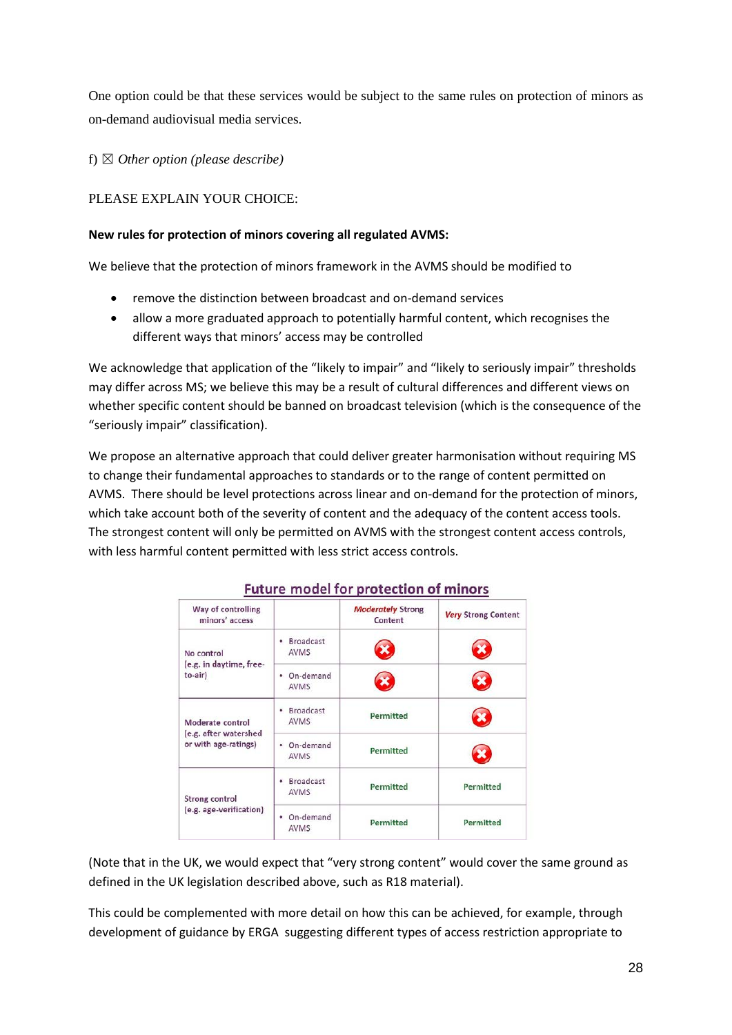One option could be that these services would be subject to the same rules on protection of minors as on-demand audiovisual media services.

f) ☒ *Other option (please describe)*

PLEASE EXPLAIN YOUR CHOICE:

**New rules for protection of minors covering all regulated AVMS:**

We believe that the protection of minors framework in the AVMS should be modified to

- remove the distinction between broadcast and on-demand services
- allow a more graduated approach to potentially harmful content, which recognises the different ways that minors' access may be controlled

We acknowledge that application of the "likely to impair" and "likely to seriously impair" thresholds may differ across MS; we believe this may be a result of cultural differences and different views on whether specific content should be banned on broadcast television (which is the consequence of the "seriously impair" classification).

We propose an alternative approach that could deliver greater harmonisation without requiring MS to change their fundamental approaches to standards or to the range of content permitted on AVMS. There should be level protections across linear and on-demand for the protection of minors, which take account both of the severity of content and the adequacy of the content access tools. The strongest content will only be permitted on AVMS with the strongest content access controls, with less harmful content permitted with less strict access controls.

**Future model for protection of minors**

| Way of controlling minors' access | | *Moderately* Strong Content | *Very* Strong Content |
|---|---|---|---|
| No control (e.g. in daytime, free-to-air) | • Broadcast AVMS | ✖ | ✖ |
| | • On-demand AVMS | ✖ | ✖ |
| Moderate control (e.g. after watershed or with age-ratings) | • Broadcast AVMS | Permitted | ✖ |
| | • On-demand AVMS | Permitted | ✖ |
| Strong control (e.g. age-verification) | • Broadcast AVMS | Permitted | Permitted |
| | • On-demand AVMS | Permitted | Permitted |

(Note that in the UK, we would expect that "very strong content" would cover the same ground as defined in the UK legislation described above, such as R18 material).

This could be complemented with more detail on how this can be achieved, for example, through development of guidance by ERGA suggesting different types of access restriction appropriate to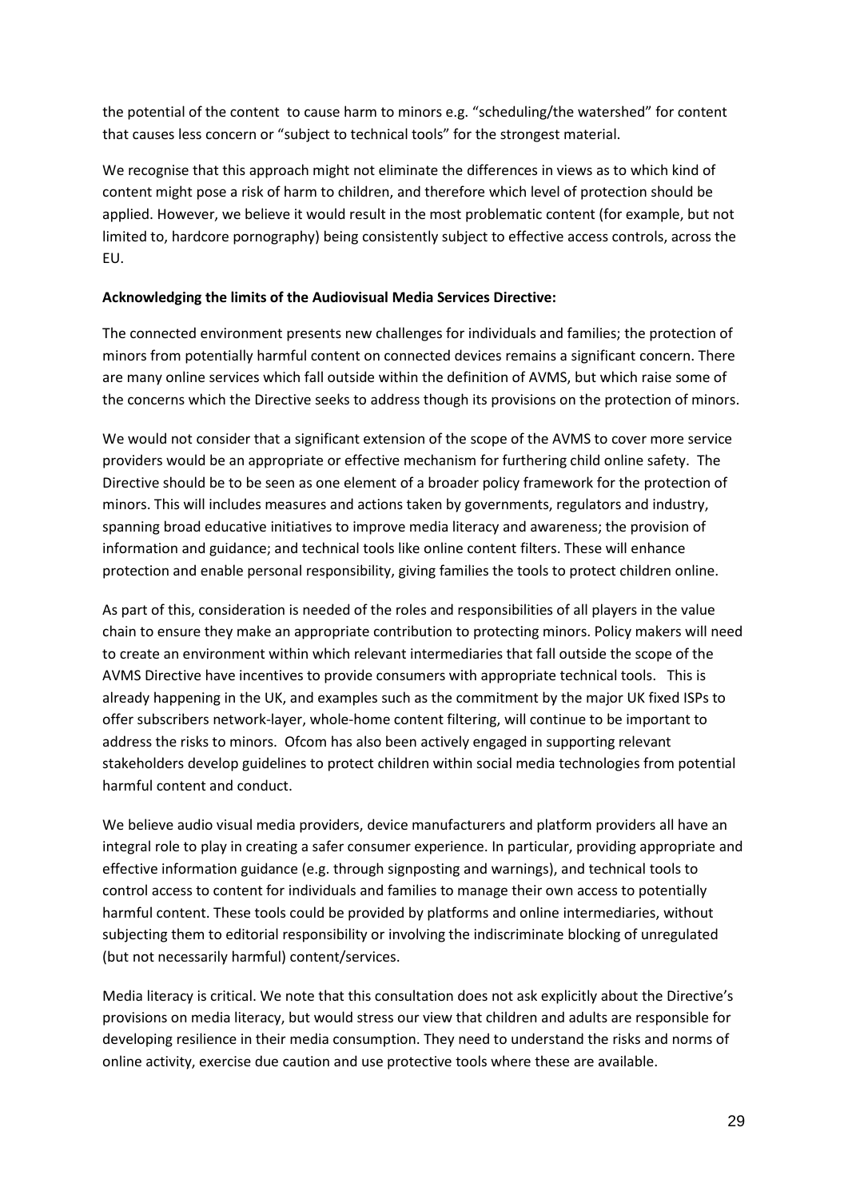the potential of the content to cause harm to minors e.g. "scheduling/the watershed" for content that causes less concern or "subject to technical tools" for the strongest material.

We recognise that this approach might not eliminate the differences in views as to which kind of content might pose a risk of harm to children, and therefore which level of protection should be applied. However, we believe it would result in the most problematic content (for example, but not limited to, hardcore pornography) being consistently subject to effective access controls, across the EU.

**Acknowledging the limits of the Audiovisual Media Services Directive:**

The connected environment presents new challenges for individuals and families; the protection of minors from potentially harmful content on connected devices remains a significant concern. There are many online services which fall outside within the definition of AVMS, but which raise some of the concerns which the Directive seeks to address though its provisions on the protection of minors.

We would not consider that a significant extension of the scope of the AVMS to cover more service providers would be an appropriate or effective mechanism for furthering child online safety. The Directive should be to be seen as one element of a broader policy framework for the protection of minors. This will includes measures and actions taken by governments, regulators and industry, spanning broad educative initiatives to improve media literacy and awareness; the provision of information and guidance; and technical tools like online content filters. These will enhance protection and enable personal responsibility, giving families the tools to protect children online.

As part of this, consideration is needed of the roles and responsibilities of all players in the value chain to ensure they make an appropriate contribution to protecting minors. Policy makers will need to create an environment within which relevant intermediaries that fall outside the scope of the AVMS Directive have incentives to provide consumers with appropriate technical tools. This is already happening in the UK, and examples such as the commitment by the major UK fixed ISPs to offer subscribers network-layer, whole-home content filtering, will continue to be important to address the risks to minors. Ofcom has also been actively engaged in supporting relevant stakeholders develop guidelines to protect children within social media technologies from potential harmful content and conduct.

We believe audio visual media providers, device manufacturers and platform providers all have an integral role to play in creating a safer consumer experience. In particular, providing appropriate and effective information guidance (e.g. through signposting and warnings), and technical tools to control access to content for individuals and families to manage their own access to potentially harmful content. These tools could be provided by platforms and online intermediaries, without subjecting them to editorial responsibility or involving the indiscriminate blocking of unregulated (but not necessarily harmful) content/services.

Media literacy is critical. We note that this consultation does not ask explicitly about the Directive's provisions on media literacy, but would stress our view that children and adults are responsible for developing resilience in their media consumption. They need to understand the risks and norms of online activity, exercise due caution and use protective tools where these are available.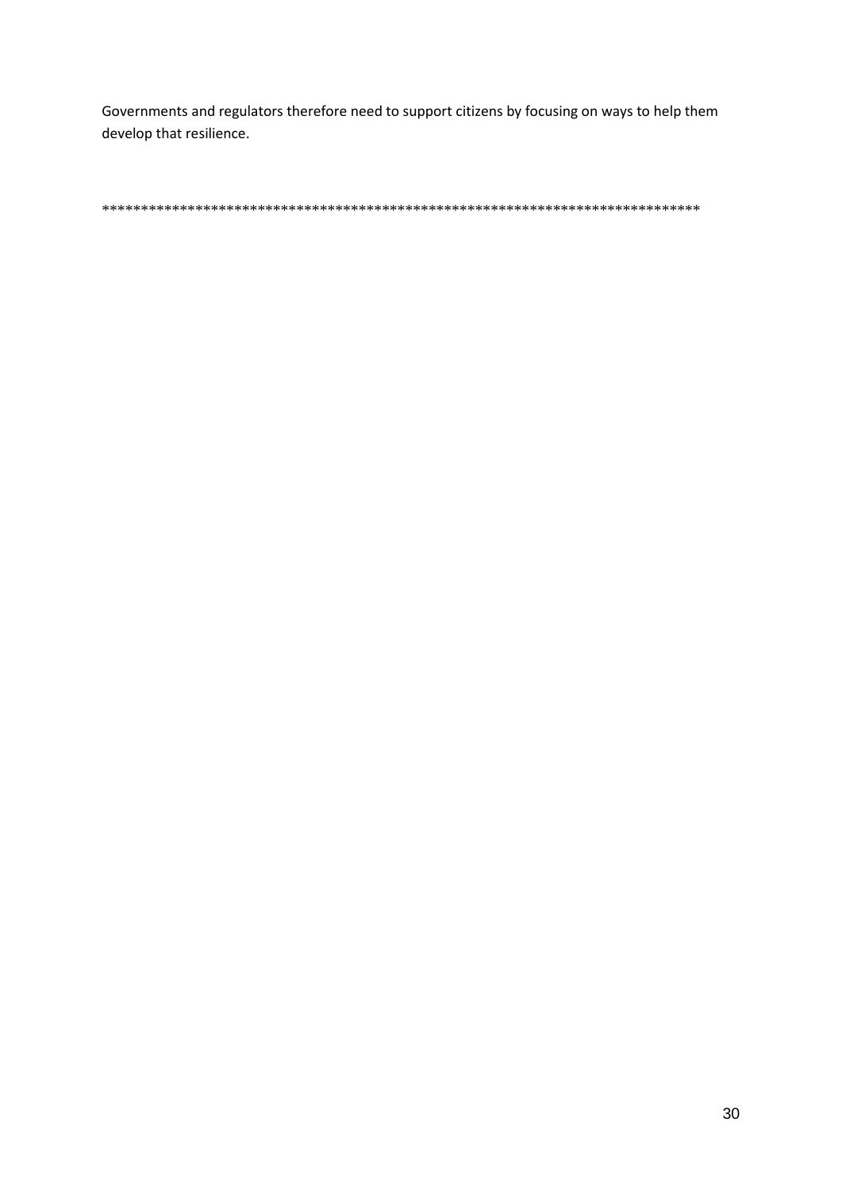Governments and regulators therefore need to support citizens by focusing on ways to help them develop that resilience.

******************************************************************************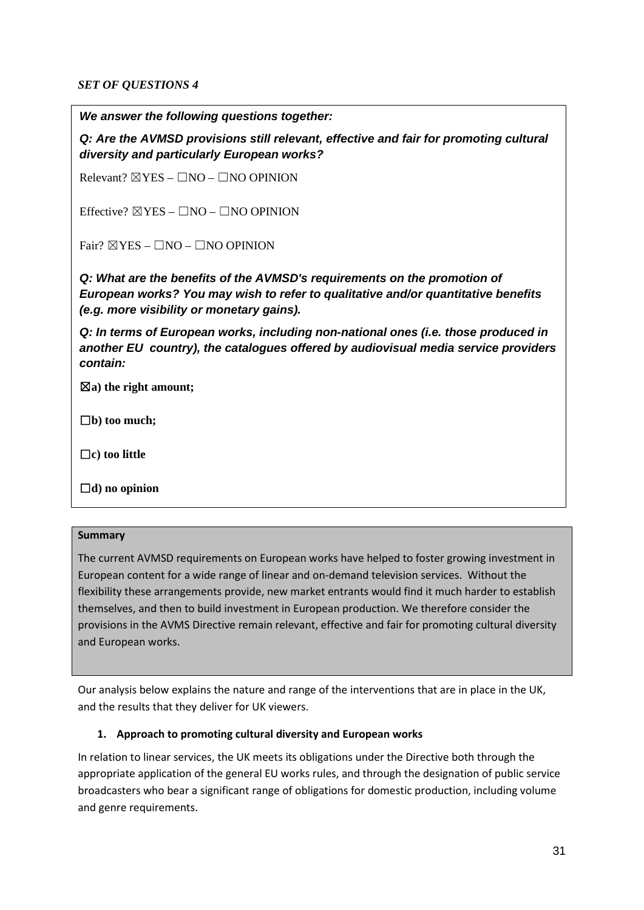*SET OF QUESTIONS 4*

***We answer the following questions together:***

***Q: Are the AVMSD provisions still relevant, effective and fair for promoting cultural diversity and particularly European works?***

Relevant? ☒YES – ☐NO – ☐NO OPINION

Effective? ☒YES – ☐NO – ☐NO OPINION

Fair? ☒YES – ☐NO – ☐NO OPINION

***Q: What are the benefits of the AVMSD's requirements on the promotion of European works? You may wish to refer to qualitative and/or quantitative benefits (e.g. more visibility or monetary gains).***

***Q: In terms of European works, including non-national ones (i.e. those produced in another EU country), the catalogues offered by audiovisual media service providers contain:***

☒**a) the right amount;**

☐**b) too much;**

☐**c) too little**

☐**d) no opinion**

**Summary**

The current AVMSD requirements on European works have helped to foster growing investment in European content for a wide range of linear and on-demand television services. Without the flexibility these arrangements provide, new market entrants would find it much harder to establish themselves, and then to build investment in European production. We therefore consider the provisions in the AVMS Directive remain relevant, effective and fair for promoting cultural diversity and European works.

Our analysis below explains the nature and range of the interventions that are in place in the UK, and the results that they deliver for UK viewers.

**1. Approach to promoting cultural diversity and European works**

In relation to linear services, the UK meets its obligations under the Directive both through the appropriate application of the general EU works rules, and through the designation of public service broadcasters who bear a significant range of obligations for domestic production, including volume and genre requirements.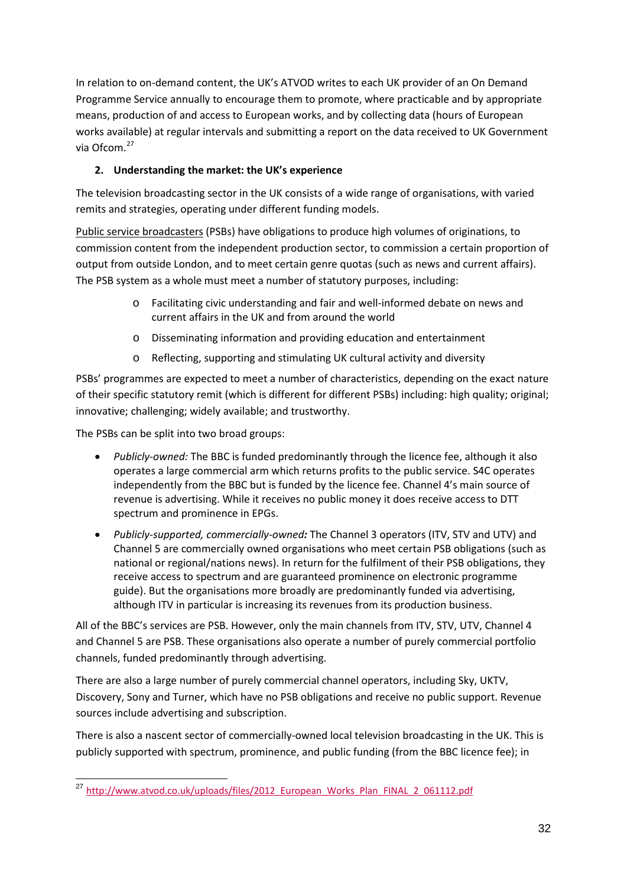In relation to on-demand content, the UK's ATVOD writes to each UK provider of an On Demand Programme Service annually to encourage them to promote, where practicable and by appropriate means, production of and access to European works, and by collecting data (hours of European works available) at regular intervals and submitting a report on the data received to UK Government via Ofcom.[27]

## 2. Understanding the market: the UK's experience

The television broadcasting sector in the UK consists of a wide range of organisations, with varied remits and strategies, operating under different funding models.

Public service broadcasters (PSBs) have obligations to produce high volumes of originations, to commission content from the independent production sector, to commission a certain proportion of output from outside London, and to meet certain genre quotas (such as news and current affairs). The PSB system as a whole must meet a number of statutory purposes, including:

- Facilitating civic understanding and fair and well-informed debate on news and current affairs in the UK and from around the world
- Disseminating information and providing education and entertainment
- Reflecting, supporting and stimulating UK cultural activity and diversity

PSBs' programmes are expected to meet a number of characteristics, depending on the exact nature of their specific statutory remit (which is different for different PSBs) including: high quality; original; innovative; challenging; widely available; and trustworthy.

The PSBs can be split into two broad groups:

- *Publicly-owned:* The BBC is funded predominantly through the licence fee, although it also operates a large commercial arm which returns profits to the public service. S4C operates independently from the BBC but is funded by the licence fee. Channel 4's main source of revenue is advertising. While it receives no public money it does receive access to DTT spectrum and prominence in EPGs.
- ***Publicly-supported, commercially-owned:*** The Channel 3 operators (ITV, STV and UTV) and Channel 5 are commercially owned organisations who meet certain PSB obligations (such as national or regional/nations news). In return for the fulfilment of their PSB obligations, they receive access to spectrum and are guaranteed prominence on electronic programme guide). But the organisations more broadly are predominantly funded via advertising, although ITV in particular is increasing its revenues from its production business.

All of the BBC's services are PSB. However, only the main channels from ITV, STV, UTV, Channel 4 and Channel 5 are PSB. These organisations also operate a number of purely commercial portfolio channels, funded predominantly through advertising.

There are also a large number of purely commercial channel operators, including Sky, UKTV, Discovery, Sony and Turner, which have no PSB obligations and receive no public support. Revenue sources include advertising and subscription.

There is also a nascent sector of commercially-owned local television broadcasting in the UK. This is publicly supported with spectrum, prominence, and public funding (from the BBC licence fee); in

---

[27] http://www.atvod.co.uk/uploads/files/2012_European_Works_Plan_FINAL_2_061112.pdf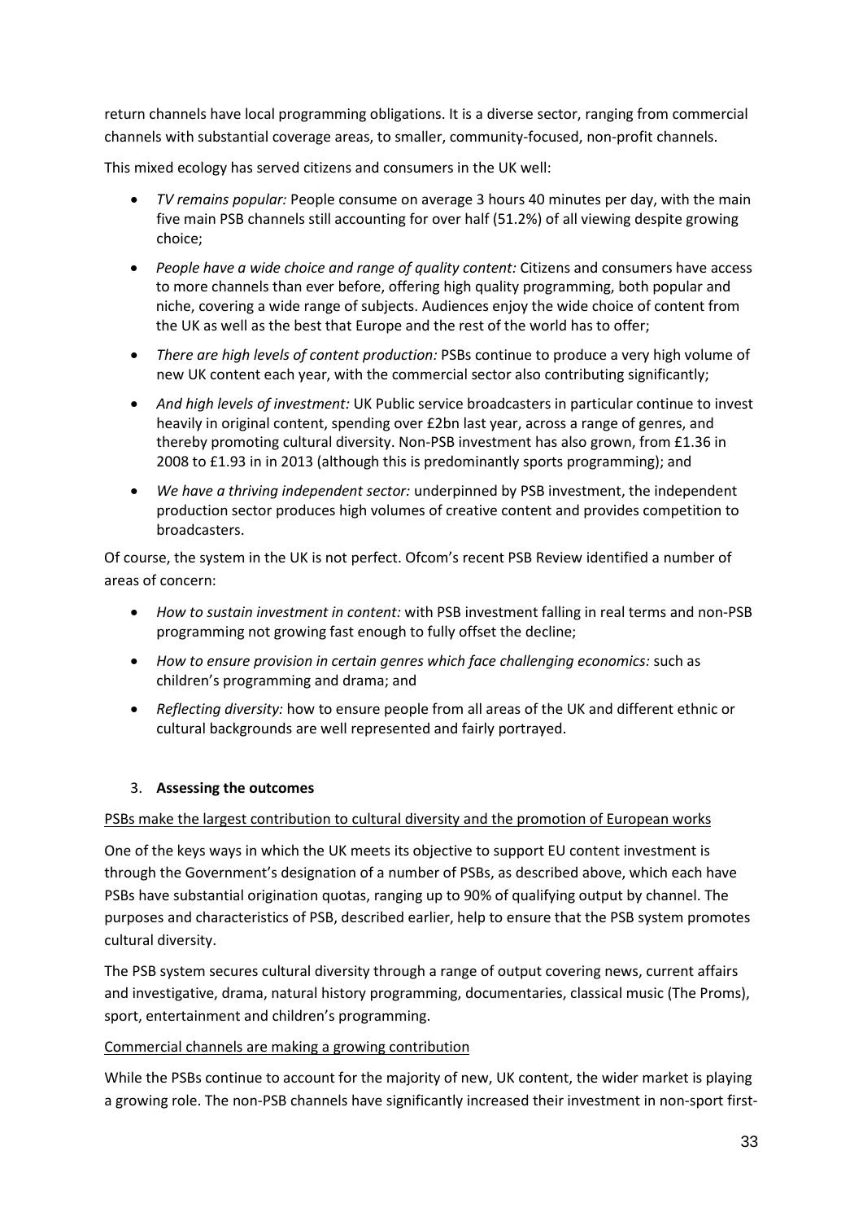return channels have local programming obligations. It is a diverse sector, ranging from commercial channels with substantial coverage areas, to smaller, community-focused, non-profit channels.

This mixed ecology has served citizens and consumers in the UK well:

- *TV remains popular:* People consume on average 3 hours 40 minutes per day, with the main five main PSB channels still accounting for over half (51.2%) of all viewing despite growing choice;
- *People have a wide choice and range of quality content:* Citizens and consumers have access to more channels than ever before, offering high quality programming, both popular and niche, covering a wide range of subjects. Audiences enjoy the wide choice of content from the UK as well as the best that Europe and the rest of the world has to offer;
- *There are high levels of content production:* PSBs continue to produce a very high volume of new UK content each year, with the commercial sector also contributing significantly;
- *And high levels of investment:* UK Public service broadcasters in particular continue to invest heavily in original content, spending over £2bn last year, across a range of genres, and thereby promoting cultural diversity. Non-PSB investment has also grown, from £1.36 in 2008 to £1.93 in in 2013 (although this is predominantly sports programming); and
- *We have a thriving independent sector:* underpinned by PSB investment, the independent production sector produces high volumes of creative content and provides competition to broadcasters.

Of course, the system in the UK is not perfect. Ofcom's recent PSB Review identified a number of areas of concern:

- *How to sustain investment in content:* with PSB investment falling in real terms and non-PSB programming not growing fast enough to fully offset the decline;
- *How to ensure provision in certain genres which face challenging economics:* such as children's programming and drama; and
- *Reflecting diversity:* how to ensure people from all areas of the UK and different ethnic or cultural backgrounds are well represented and fairly portrayed.

3. **Assessing the outcomes**

PSBs make the largest contribution to cultural diversity and the promotion of European works

One of the keys ways in which the UK meets its objective to support EU content investment is through the Government's designation of a number of PSBs, as described above, which each have PSBs have substantial origination quotas, ranging up to 90% of qualifying output by channel. The purposes and characteristics of PSB, described earlier, help to ensure that the PSB system promotes cultural diversity.

The PSB system secures cultural diversity through a range of output covering news, current affairs and investigative, drama, natural history programming, documentaries, classical music (The Proms), sport, entertainment and children's programming.

Commercial channels are making a growing contribution

While the PSBs continue to account for the majority of new, UK content, the wider market is playing a growing role. The non-PSB channels have significantly increased their investment in non-sport first-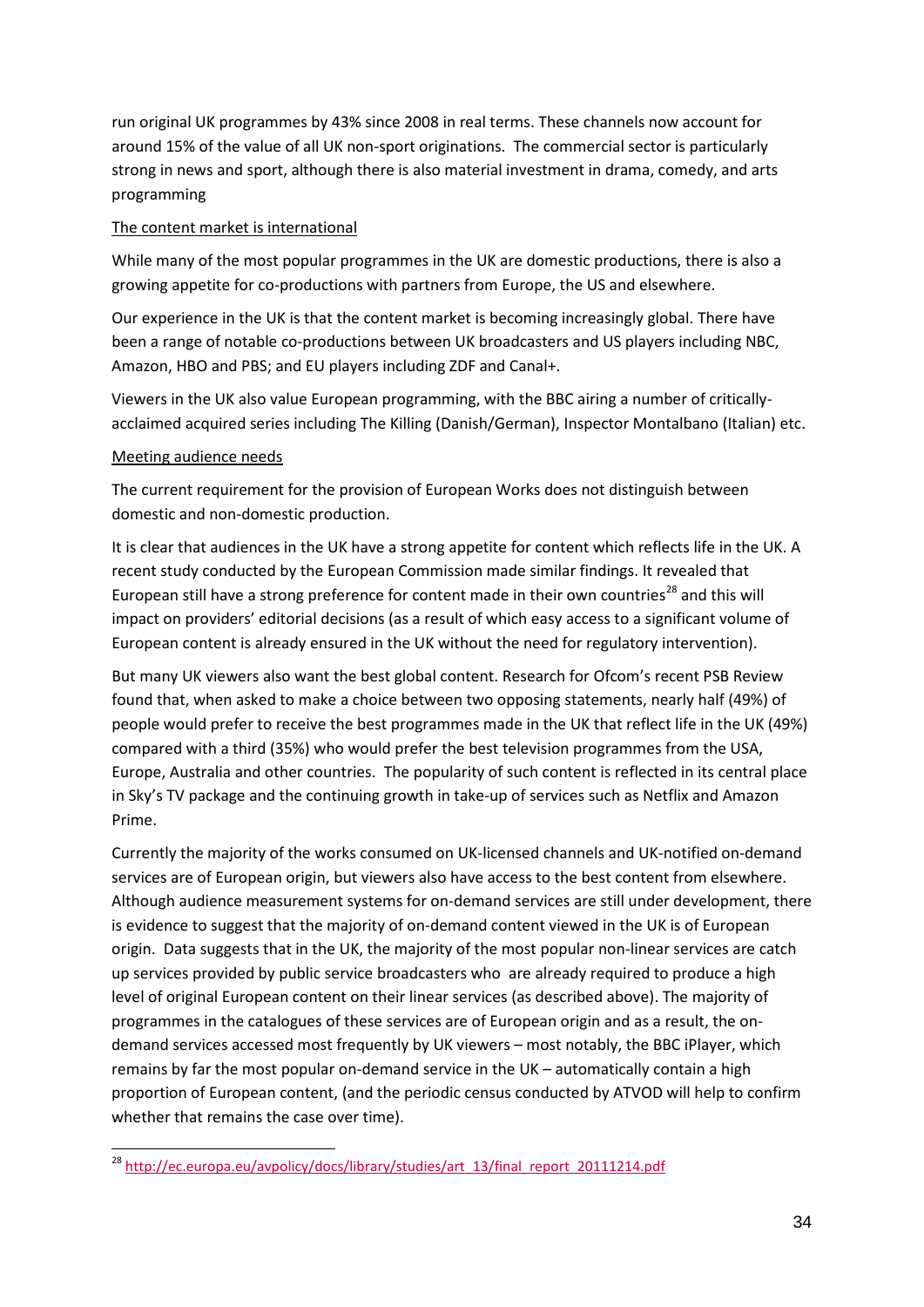run original UK programmes by 43% since 2008 in real terms. These channels now account for around 15% of the value of all UK non-sport originations. The commercial sector is particularly strong in news and sport, although there is also material investment in drama, comedy, and arts programming

<u>The content market is international</u>

While many of the most popular programmes in the UK are domestic productions, there is also a growing appetite for co-productions with partners from Europe, the US and elsewhere.

Our experience in the UK is that the content market is becoming increasingly global. There have been a range of notable co-productions between UK broadcasters and US players including NBC, Amazon, HBO and PBS; and EU players including ZDF and Canal+.

Viewers in the UK also value European programming, with the BBC airing a number of critically-acclaimed acquired series including The Killing (Danish/German), Inspector Montalbano (Italian) etc.

<u>Meeting audience needs</u>

The current requirement for the provision of European Works does not distinguish between domestic and non-domestic production.

It is clear that audiences in the UK have a strong appetite for content which reflects life in the UK. A recent study conducted by the European Commission made similar findings. It revealed that European still have a strong preference for content made in their own countries[28] and this will impact on providers' editorial decisions (as a result of which easy access to a significant volume of European content is already ensured in the UK without the need for regulatory intervention).

But many UK viewers also want the best global content. Research for Ofcom's recent PSB Review found that, when asked to make a choice between two opposing statements, nearly half (49%) of people would prefer to receive the best programmes made in the UK that reflect life in the UK (49%) compared with a third (35%) who would prefer the best television programmes from the USA, Europe, Australia and other countries. The popularity of such content is reflected in its central place in Sky's TV package and the continuing growth in take-up of services such as Netflix and Amazon Prime.

Currently the majority of the works consumed on UK-licensed channels and UK-notified on-demand services are of European origin, but viewers also have access to the best content from elsewhere. Although audience measurement systems for on-demand services are still under development, there is evidence to suggest that the majority of on-demand content viewed in the UK is of European origin. Data suggests that in the UK, the majority of the most popular non-linear services are catch up services provided by public service broadcasters who are already required to produce a high level of original European content on their linear services (as described above). The majority of programmes in the catalogues of these services are of European origin and as a result, the on-demand services accessed most frequently by UK viewers – most notably, the BBC iPlayer, which remains by far the most popular on-demand service in the UK – automatically contain a high proportion of European content, (and the periodic census conducted by ATVOD will help to confirm whether that remains the case over time).

[28] http://ec.europa.eu/avpolicy/docs/library/studies/art_13/final_report_20111214.pdf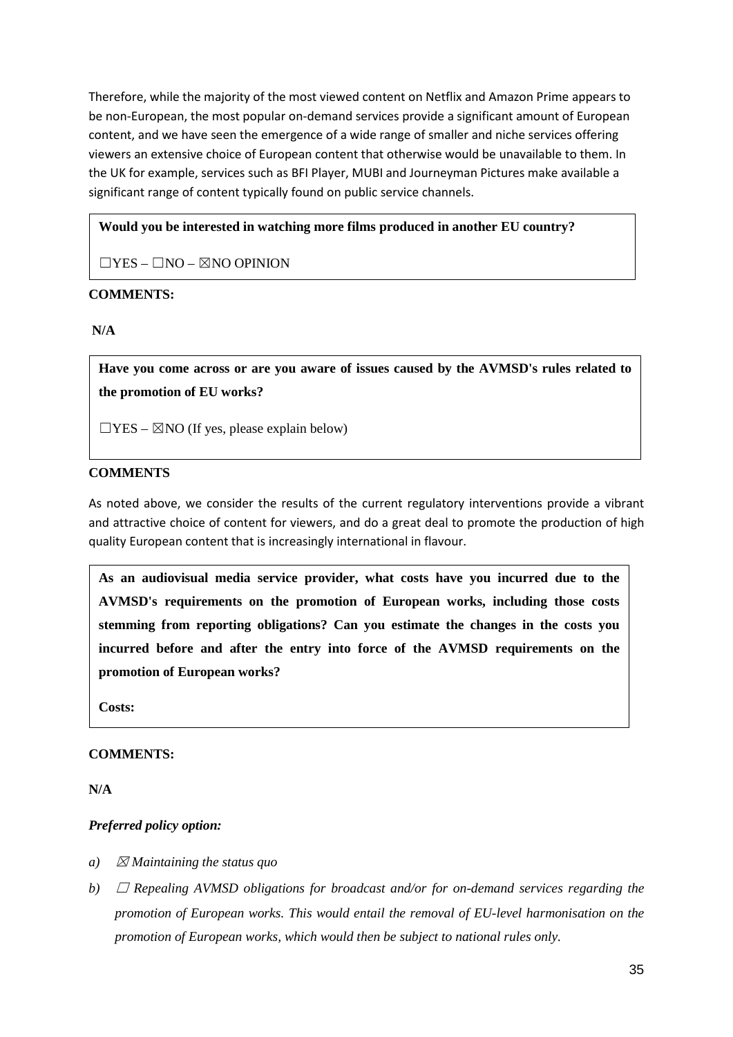Therefore, while the majority of the most viewed content on Netflix and Amazon Prime appears to be non-European, the most popular on-demand services provide a significant amount of European content, and we have seen the emergence of a wide range of smaller and niche services offering viewers an extensive choice of European content that otherwise would be unavailable to them. In the UK for example, services such as BFI Player, MUBI and Journeyman Pictures make available a significant range of content typically found on public service channels.

**Would you be interested in watching more films produced in another EU country?**

☐YES – ☐NO – ☒NO OPINION

**COMMENTS:**

**N/A**

**Have you come across or are you aware of issues caused by the AVMSD's rules related to the promotion of EU works?**

☐YES – ☒NO (If yes, please explain below)

**COMMENTS**

As noted above, we consider the results of the current regulatory interventions provide a vibrant and attractive choice of content for viewers, and do a great deal to promote the production of high quality European content that is increasingly international in flavour.

**As an audiovisual media service provider, what costs have you incurred due to the AVMSD's requirements on the promotion of European works, including those costs stemming from reporting obligations? Can you estimate the changes in the costs you incurred before and after the entry into force of the AVMSD requirements on the promotion of European works?**

**Costs:**

**COMMENTS:**

**N/A**

***Preferred policy option:***

*a) ☒ Maintaining the status quo*

*b) ☐ Repealing AVMSD obligations for broadcast and/or for on-demand services regarding the promotion of European works. This would entail the removal of EU-level harmonisation on the promotion of European works, which would then be subject to national rules only.*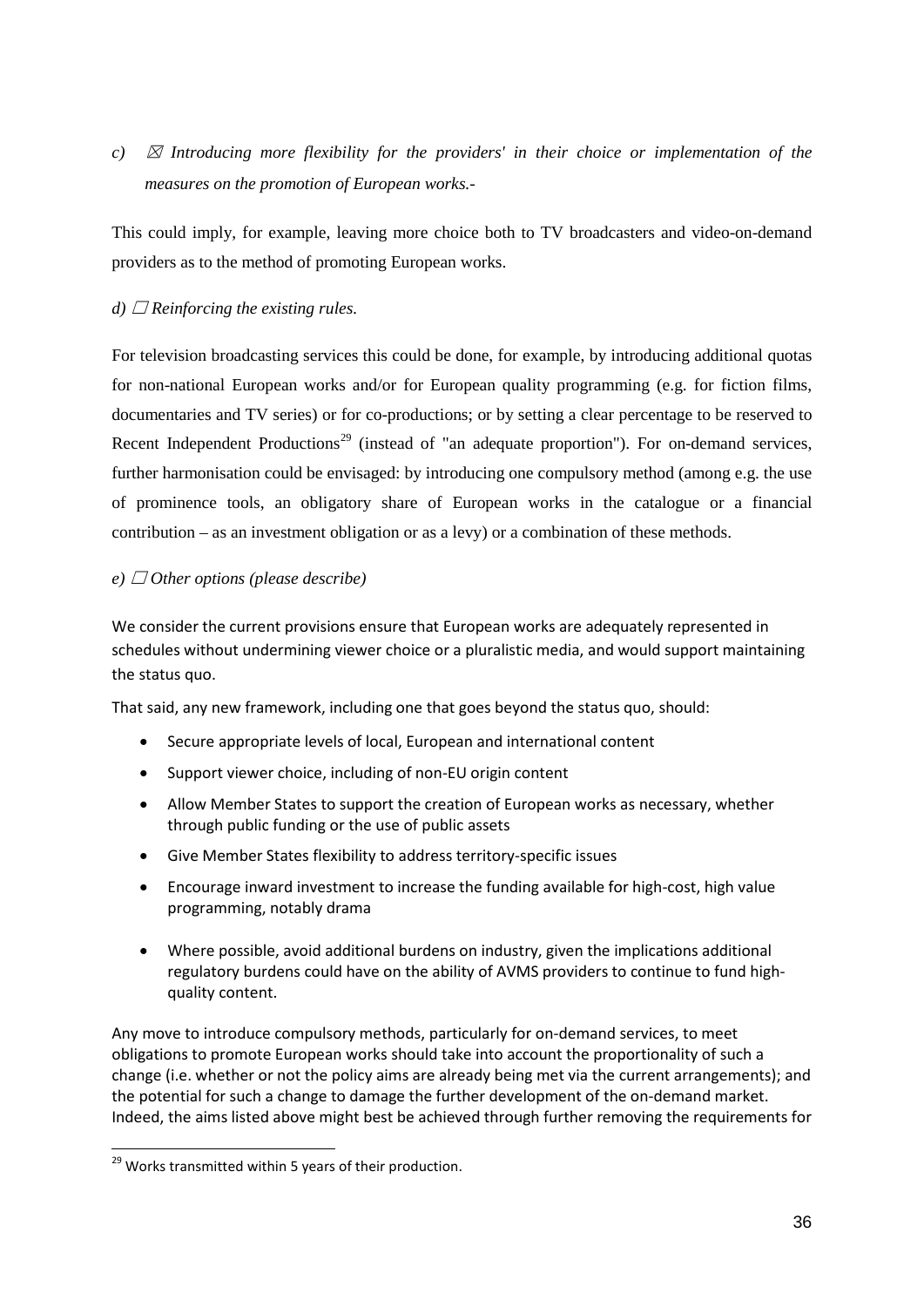c) ☒ *Introducing more flexibility for the providers' in their choice or implementation of the measures on the promotion of European works.-*

This could imply, for example, leaving more choice both to TV broadcasters and video-on-demand providers as to the method of promoting European works.

d) ☐ *Reinforcing the existing rules.*

For television broadcasting services this could be done, for example, by introducing additional quotas for non-national European works and/or for European quality programming (e.g. for fiction films, documentaries and TV series) or for co-productions; or by setting a clear percentage to be reserved to Recent Independent Productions[29] (instead of "an adequate proportion"). For on-demand services, further harmonisation could be envisaged: by introducing one compulsory method (among e.g. the use of prominence tools, an obligatory share of European works in the catalogue or a financial contribution – as an investment obligation or as a levy) or a combination of these methods.

e) ☐ *Other options (please describe)*

We consider the current provisions ensure that European works are adequately represented in schedules without undermining viewer choice or a pluralistic media, and would support maintaining the status quo.

That said, any new framework, including one that goes beyond the status quo, should:

- Secure appropriate levels of local, European and international content
- Support viewer choice, including of non-EU origin content
- Allow Member States to support the creation of European works as necessary, whether through public funding or the use of public assets
- Give Member States flexibility to address territory-specific issues
- Encourage inward investment to increase the funding available for high-cost, high value programming, notably drama
- Where possible, avoid additional burdens on industry, given the implications additional regulatory burdens could have on the ability of AVMS providers to continue to fund high-quality content.

Any move to introduce compulsory methods, particularly for on-demand services, to meet obligations to promote European works should take into account the proportionality of such a change (i.e. whether or not the policy aims are already being met via the current arrangements); and the potential for such a change to damage the further development of the on-demand market. Indeed, the aims listed above might best be achieved through further removing the requirements for

[29] Works transmitted within 5 years of their production.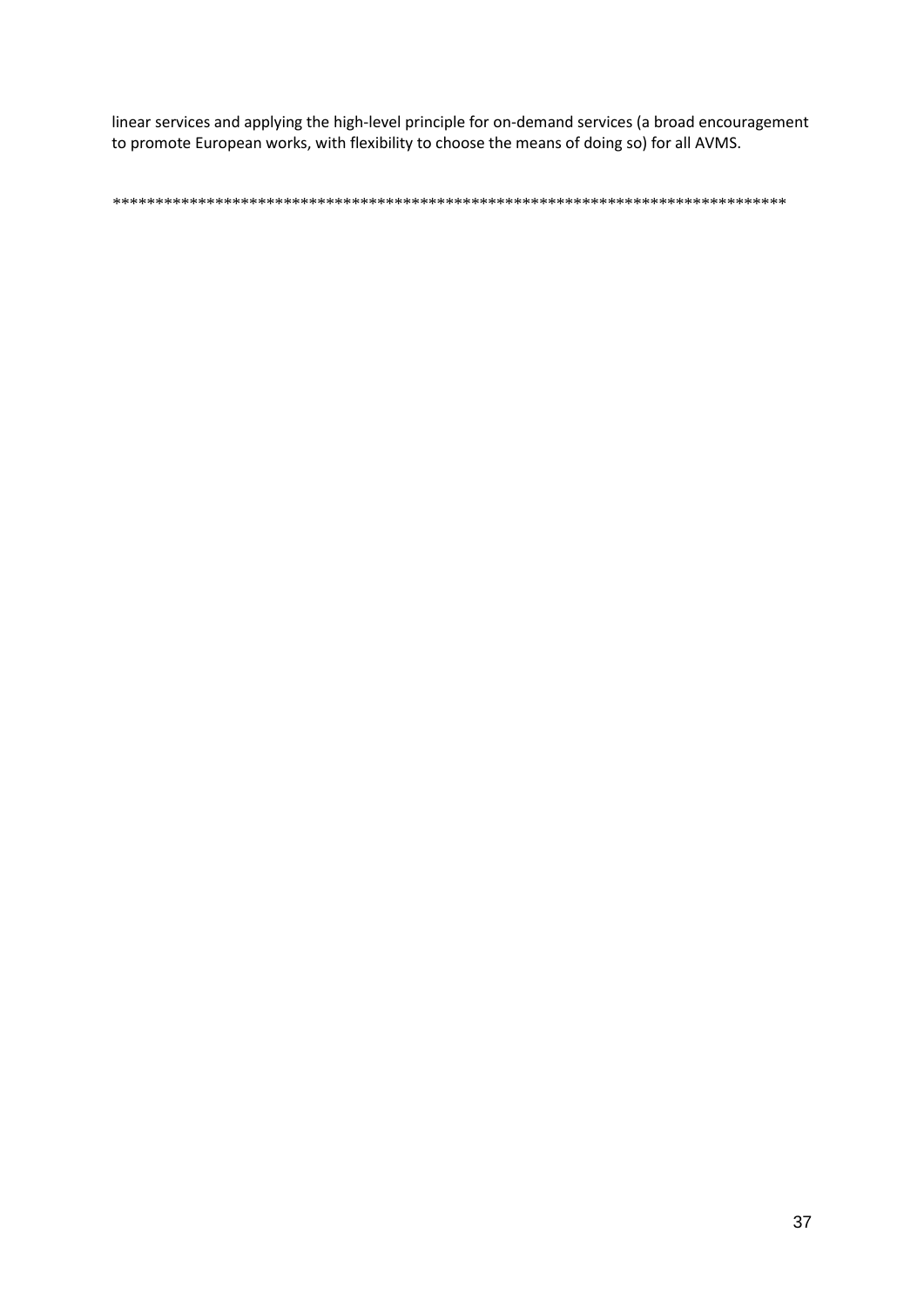linear services and applying the high-level principle for on-demand services (a broad encouragement to promote European works, with flexibility to choose the means of doing so) for all AVMS.

*******************************************************************************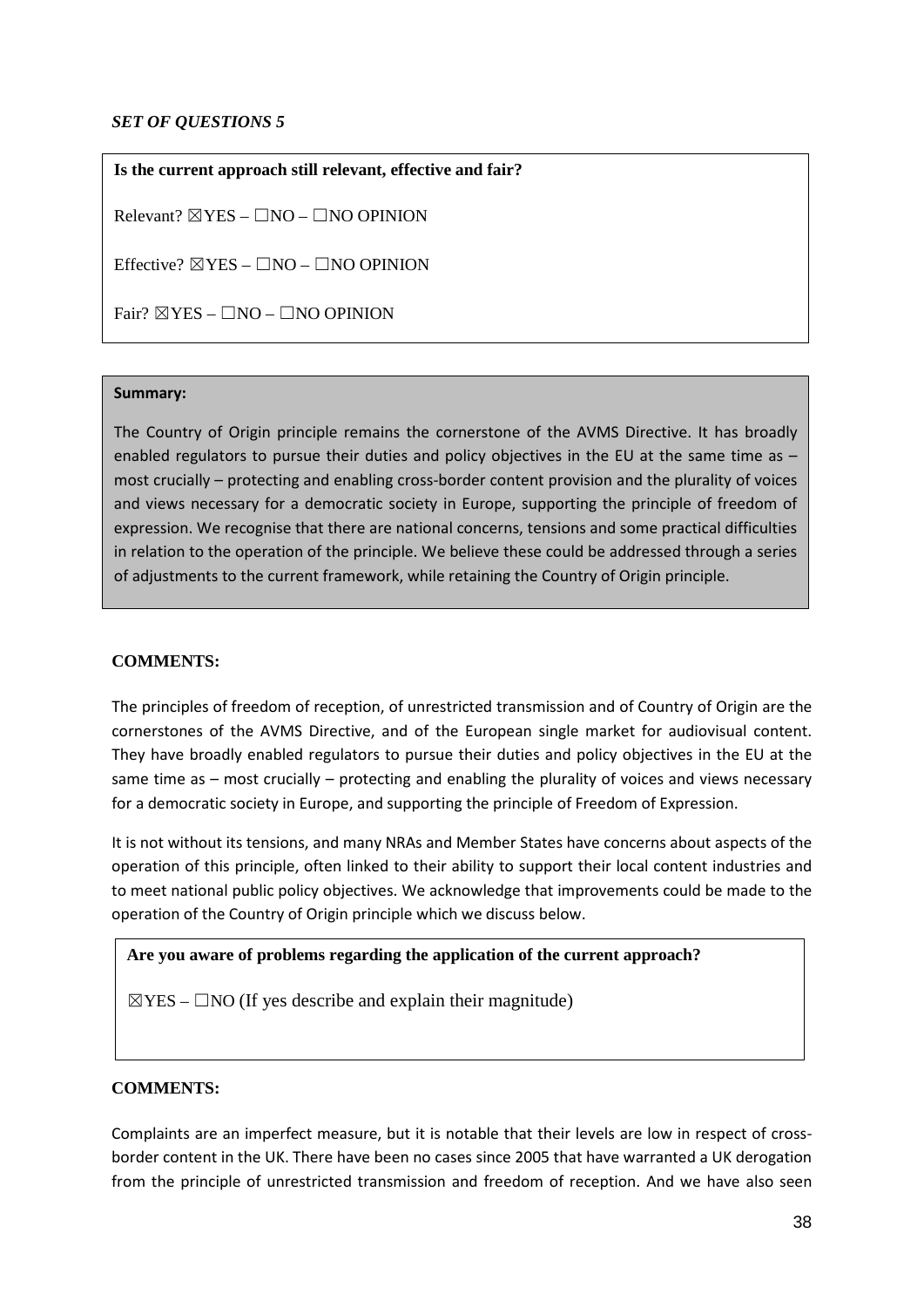*SET OF QUESTIONS 5*

**Is the current approach still relevant, effective and fair?**

Relevant? ☒YES – ☐NO – ☐NO OPINION

Effective? ☒YES – ☐NO – ☐NO OPINION

Fair? ☒YES – ☐NO – ☐NO OPINION

**Summary:**

The Country of Origin principle remains the cornerstone of the AVMS Directive. It has broadly enabled regulators to pursue their duties and policy objectives in the EU at the same time as – most crucially – protecting and enabling cross-border content provision and the plurality of voices and views necessary for a democratic society in Europe, supporting the principle of freedom of expression. We recognise that there are national concerns, tensions and some practical difficulties in relation to the operation of the principle. We believe these could be addressed through a series of adjustments to the current framework, while retaining the Country of Origin principle.

**COMMENTS:**

The principles of freedom of reception, of unrestricted transmission and of Country of Origin are the cornerstones of the AVMS Directive, and of the European single market for audiovisual content. They have broadly enabled regulators to pursue their duties and policy objectives in the EU at the same time as – most crucially – protecting and enabling the plurality of voices and views necessary for a democratic society in Europe, and supporting the principle of Freedom of Expression.

It is not without its tensions, and many NRAs and Member States have concerns about aspects of the operation of this principle, often linked to their ability to support their local content industries and to meet national public policy objectives. We acknowledge that improvements could be made to the operation of the Country of Origin principle which we discuss below.

**Are you aware of problems regarding the application of the current approach?**

☒YES – ☐NO (If yes describe and explain their magnitude)

**COMMENTS:**

Complaints are an imperfect measure, but it is notable that their levels are low in respect of cross-border content in the UK. There have been no cases since 2005 that have warranted a UK derogation from the principle of unrestricted transmission and freedom of reception. And we have also seen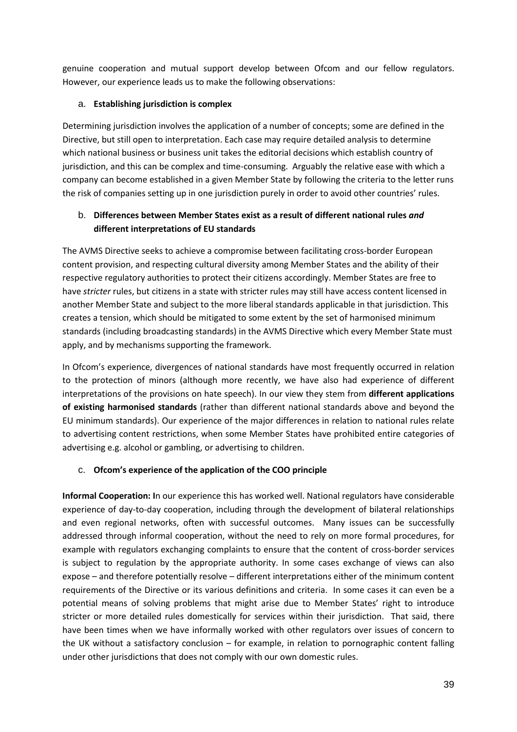genuine cooperation and mutual support develop between Ofcom and our fellow regulators. However, our experience leads us to make the following observations:

a. **Establishing jurisdiction is complex**

Determining jurisdiction involves the application of a number of concepts; some are defined in the Directive, but still open to interpretation. Each case may require detailed analysis to determine which national business or business unit takes the editorial decisions which establish country of jurisdiction, and this can be complex and time-consuming. Arguably the relative ease with which a company can become established in a given Member State by following the criteria to the letter runs the risk of companies setting up in one jurisdiction purely in order to avoid other countries' rules.

b. **Differences between Member States exist as a result of different national rules *and* different interpretations of EU standards**

The AVMS Directive seeks to achieve a compromise between facilitating cross-border European content provision, and respecting cultural diversity among Member States and the ability of their respective regulatory authorities to protect their citizens accordingly. Member States are free to have *stricter* rules, but citizens in a state with stricter rules may still have access content licensed in another Member State and subject to the more liberal standards applicable in that jurisdiction. This creates a tension, which should be mitigated to some extent by the set of harmonised minimum standards (including broadcasting standards) in the AVMS Directive which every Member State must apply, and by mechanisms supporting the framework.

In Ofcom's experience, divergences of national standards have most frequently occurred in relation to the protection of minors (although more recently, we have also had experience of different interpretations of the provisions on hate speech). In our view they stem from **different applications of existing harmonised standards** (rather than different national standards above and beyond the EU minimum standards). Our experience of the major differences in relation to national rules relate to advertising content restrictions, when some Member States have prohibited entire categories of advertising e.g. alcohol or gambling, or advertising to children.

c. **Ofcom's experience of the application of the COO principle**

**Informal Cooperation: I**n our experience this has worked well. National regulators have considerable experience of day-to-day cooperation, including through the development of bilateral relationships and even regional networks, often with successful outcomes. Many issues can be successfully addressed through informal cooperation, without the need to rely on more formal procedures, for example with regulators exchanging complaints to ensure that the content of cross-border services is subject to regulation by the appropriate authority. In some cases exchange of views can also expose – and therefore potentially resolve – different interpretations either of the minimum content requirements of the Directive or its various definitions and criteria. In some cases it can even be a potential means of solving problems that might arise due to Member States' right to introduce stricter or more detailed rules domestically for services within their jurisdiction. That said, there have been times when we have informally worked with other regulators over issues of concern to the UK without a satisfactory conclusion – for example, in relation to pornographic content falling under other jurisdictions that does not comply with our own domestic rules.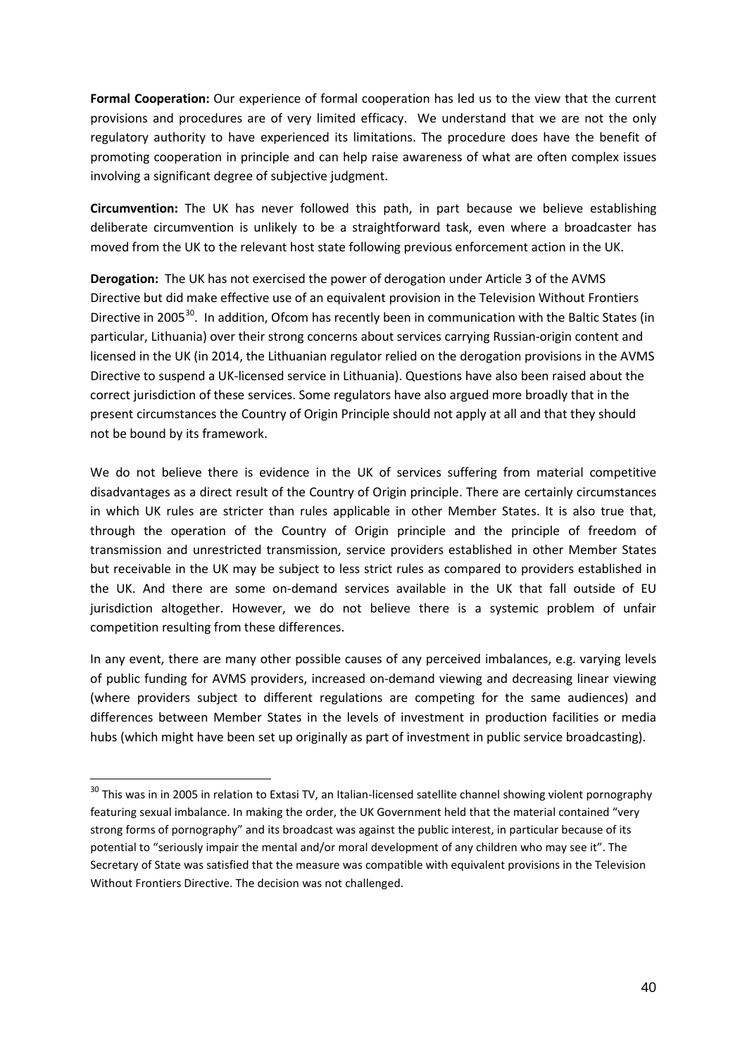**Formal Cooperation:** Our experience of formal cooperation has led us to the view that the current provisions and procedures are of very limited efficacy. We understand that we are not the only regulatory authority to have experienced its limitations. The procedure does have the benefit of promoting cooperation in principle and can help raise awareness of what are often complex issues involving a significant degree of subjective judgment.

**Circumvention:** The UK has never followed this path, in part because we believe establishing deliberate circumvention is unlikely to be a straightforward task, even where a broadcaster has moved from the UK to the relevant host state following previous enforcement action in the UK.

**Derogation:** The UK has not exercised the power of derogation under Article 3 of the AVMS Directive but did make effective use of an equivalent provision in the Television Without Frontiers Directive in 2005[30]. In addition, Ofcom has recently been in communication with the Baltic States (in particular, Lithuania) over their strong concerns about services carrying Russian-origin content and licensed in the UK (in 2014, the Lithuanian regulator relied on the derogation provisions in the AVMS Directive to suspend a UK-licensed service in Lithuania). Questions have also been raised about the correct jurisdiction of these services. Some regulators have also argued more broadly that in the present circumstances the Country of Origin Principle should not apply at all and that they should not be bound by its framework.

We do not believe there is evidence in the UK of services suffering from material competitive disadvantages as a direct result of the Country of Origin principle. There are certainly circumstances in which UK rules are stricter than rules applicable in other Member States. It is also true that, through the operation of the Country of Origin principle and the principle of freedom of transmission and unrestricted transmission, service providers established in other Member States but receivable in the UK may be subject to less strict rules as compared to providers established in the UK. And there are some on-demand services available in the UK that fall outside of EU jurisdiction altogether. However, we do not believe there is a systemic problem of unfair competition resulting from these differences.

In any event, there are many other possible causes of any perceived imbalances, e.g. varying levels of public funding for AVMS providers, increased on-demand viewing and decreasing linear viewing (where providers subject to different regulations are competing for the same audiences) and differences between Member States in the levels of investment in production facilities or media hubs (which might have been set up originally as part of investment in public service broadcasting).

[30] This was in in 2005 in relation to Extasi TV, an Italian-licensed satellite channel showing violent pornography featuring sexual imbalance. In making the order, the UK Government held that the material contained "very strong forms of pornography" and its broadcast was against the public interest, in particular because of its potential to "seriously impair the mental and/or moral development of any children who may see it". The Secretary of State was satisfied that the measure was compatible with equivalent provisions in the Television Without Frontiers Directive. The decision was not challenged.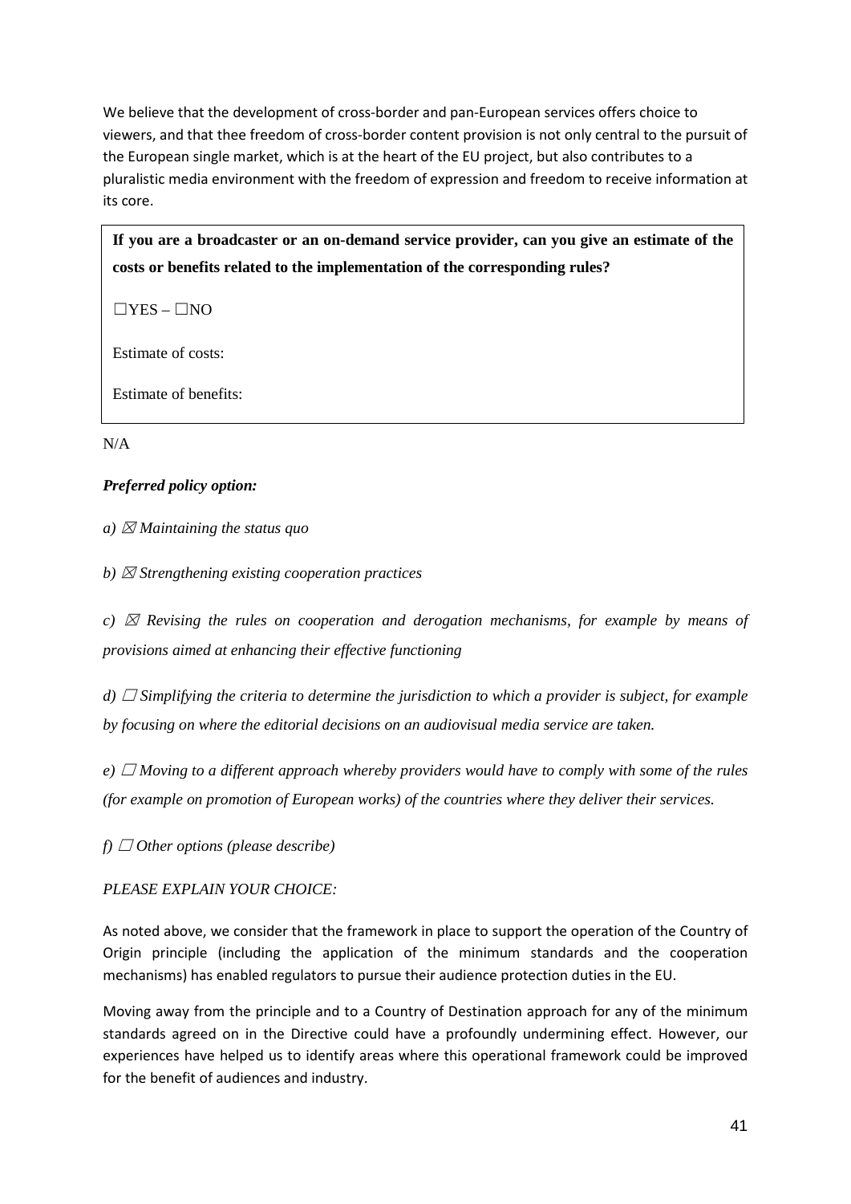We believe that the development of cross-border and pan-European services offers choice to viewers, and that thee freedom of cross-border content provision is not only central to the pursuit of the European single market, which is at the heart of the EU project, but also contributes to a pluralistic media environment with the freedom of expression and freedom to receive information at its core.

**If you are a broadcaster or an on-demand service provider, can you give an estimate of the costs or benefits related to the implementation of the corresponding rules?**

☐YES – ☐NO

Estimate of costs:

Estimate of benefits:

N/A

***Preferred policy option:***

*a) ☒ Maintaining the status quo*

*b) ☒ Strengthening existing cooperation practices*

*c) ☒ Revising the rules on cooperation and derogation mechanisms, for example by means of provisions aimed at enhancing their effective functioning*

*d) ☐ Simplifying the criteria to determine the jurisdiction to which a provider is subject, for example by focusing on where the editorial decisions on an audiovisual media service are taken.*

*e) ☐ Moving to a different approach whereby providers would have to comply with some of the rules (for example on promotion of European works) of the countries where they deliver their services.*

*f) ☐ Other options (please describe)*

*PLEASE EXPLAIN YOUR CHOICE:*

As noted above, we consider that the framework in place to support the operation of the Country of Origin principle (including the application of the minimum standards and the cooperation mechanisms) has enabled regulators to pursue their audience protection duties in the EU.

Moving away from the principle and to a Country of Destination approach for any of the minimum standards agreed on in the Directive could have a profoundly undermining effect. However, our experiences have helped us to identify areas where this operational framework could be improved for the benefit of audiences and industry.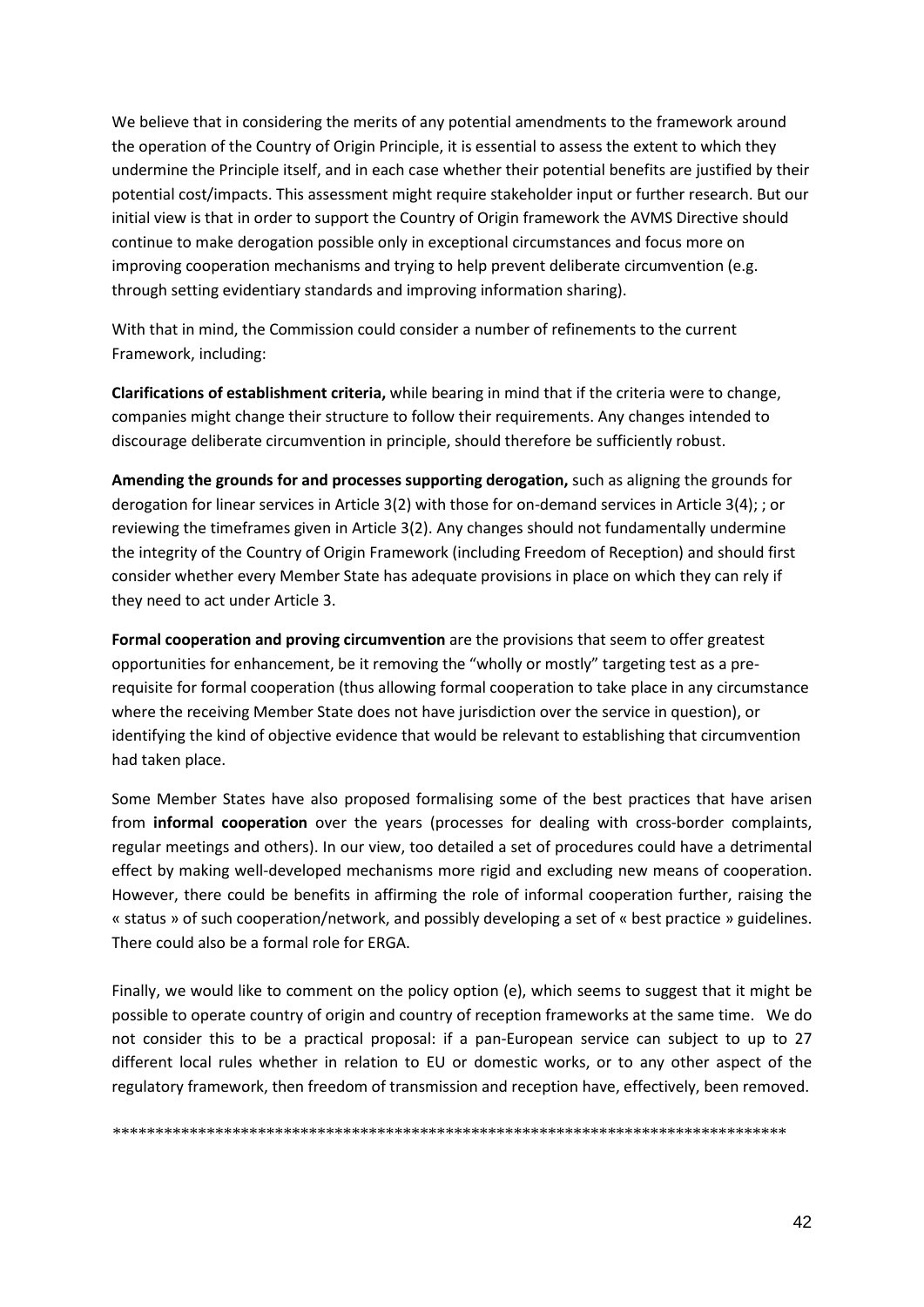We believe that in considering the merits of any potential amendments to the framework around the operation of the Country of Origin Principle, it is essential to assess the extent to which they undermine the Principle itself, and in each case whether their potential benefits are justified by their potential cost/impacts. This assessment might require stakeholder input or further research. But our initial view is that in order to support the Country of Origin framework the AVMS Directive should continue to make derogation possible only in exceptional circumstances and focus more on improving cooperation mechanisms and trying to help prevent deliberate circumvention (e.g. through setting evidentiary standards and improving information sharing).

With that in mind, the Commission could consider a number of refinements to the current Framework, including:

**Clarifications of establishment criteria,** while bearing in mind that if the criteria were to change, companies might change their structure to follow their requirements. Any changes intended to discourage deliberate circumvention in principle, should therefore be sufficiently robust.

**Amending the grounds for and processes supporting derogation,** such as aligning the grounds for derogation for linear services in Article 3(2) with those for on-demand services in Article 3(4); ; or reviewing the timeframes given in Article 3(2). Any changes should not fundamentally undermine the integrity of the Country of Origin Framework (including Freedom of Reception) and should first consider whether every Member State has adequate provisions in place on which they can rely if they need to act under Article 3.

**Formal cooperation and proving circumvention** are the provisions that seem to offer greatest opportunities for enhancement, be it removing the "wholly or mostly" targeting test as a pre-requisite for formal cooperation (thus allowing formal cooperation to take place in any circumstance where the receiving Member State does not have jurisdiction over the service in question), or identifying the kind of objective evidence that would be relevant to establishing that circumvention had taken place.

Some Member States have also proposed formalising some of the best practices that have arisen from **informal cooperation** over the years (processes for dealing with cross-border complaints, regular meetings and others). In our view, too detailed a set of procedures could have a detrimental effect by making well-developed mechanisms more rigid and excluding new means of cooperation. However, there could be benefits in affirming the role of informal cooperation further, raising the « status » of such cooperation/network, and possibly developing a set of « best practice » guidelines. There could also be a formal role for ERGA.

Finally, we would like to comment on the policy option (e), which seems to suggest that it might be possible to operate country of origin and country of reception frameworks at the same time. We do not consider this to be a practical proposal: if a pan-European service can subject to up to 27 different local rules whether in relation to EU or domestic works, or to any other aspect of the regulatory framework, then freedom of transmission and reception have, effectively, been removed.

*********************************************************************************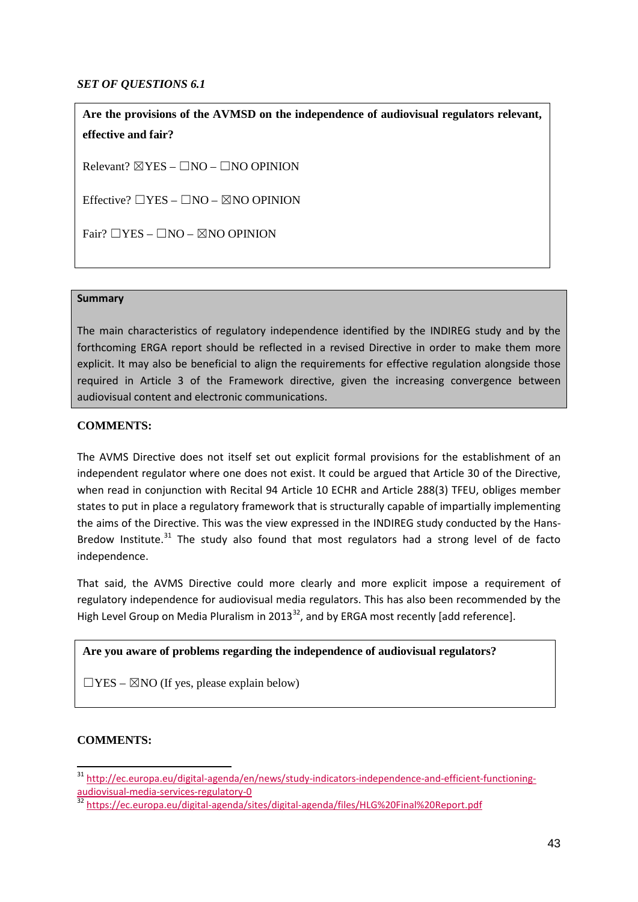*SET OF QUESTIONS 6.1*

**Are the provisions of the AVMSD on the independence of audiovisual regulators relevant, effective and fair?**

Relevant? ☒YES – ☐NO – ☐NO OPINION

Effective? ☐YES – ☐NO – ☒NO OPINION

Fair? ☐YES – ☐NO – ☒NO OPINION

**Summary**

The main characteristics of regulatory independence identified by the INDIREG study and by the forthcoming ERGA report should be reflected in a revised Directive in order to make them more explicit. It may also be beneficial to align the requirements for effective regulation alongside those required in Article 3 of the Framework directive, given the increasing convergence between audiovisual content and electronic communications.

**COMMENTS:**

The AVMS Directive does not itself set out explicit formal provisions for the establishment of an independent regulator where one does not exist. It could be argued that Article 30 of the Directive, when read in conjunction with Recital 94 Article 10 ECHR and Article 288(3) TFEU, obliges member states to put in place a regulatory framework that is structurally capable of impartially implementing the aims of the Directive. This was the view expressed in the INDIREG study conducted by the Hans-Bredow Institute.[31] The study also found that most regulators had a strong level of de facto independence.

That said, the AVMS Directive could more clearly and more explicit impose a requirement of regulatory independence for audiovisual media regulators. This has also been recommended by the High Level Group on Media Pluralism in 2013[32], and by ERGA most recently [add reference].

**Are you aware of problems regarding the independence of audiovisual regulators?**

☐YES – ☒NO (If yes, please explain below)

**COMMENTS:**

---

[31] http://ec.europa.eu/digital-agenda/en/news/study-indicators-independence-and-efficient-functioning-audiovisual-media-services-regulatory-0

[32] https://ec.europa.eu/digital-agenda/sites/digital-agenda/files/HLG%20Final%20Report.pdf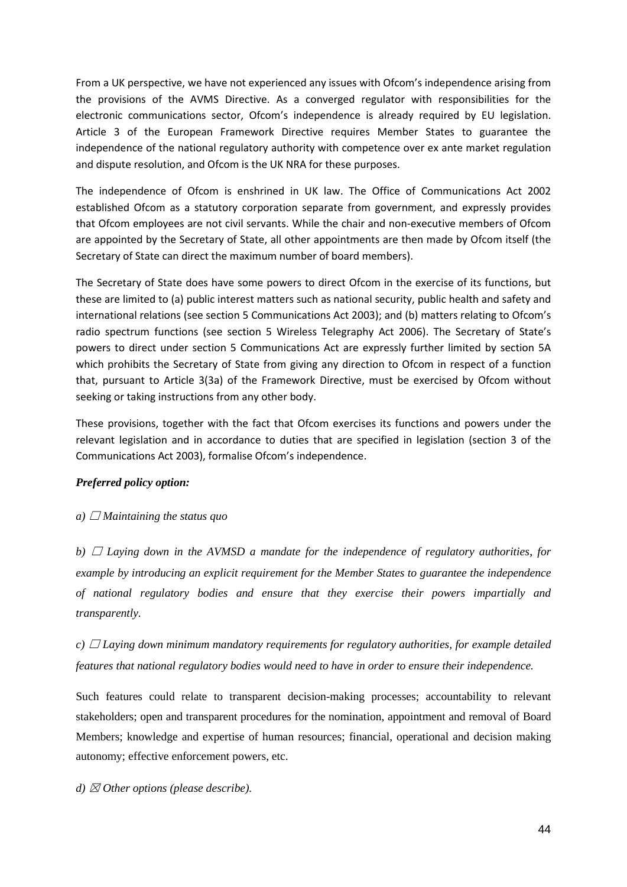From a UK perspective, we have not experienced any issues with Ofcom's independence arising from the provisions of the AVMS Directive. As a converged regulator with responsibilities for the electronic communications sector, Ofcom's independence is already required by EU legislation. Article 3 of the European Framework Directive requires Member States to guarantee the independence of the national regulatory authority with competence over ex ante market regulation and dispute resolution, and Ofcom is the UK NRA for these purposes.

The independence of Ofcom is enshrined in UK law. The Office of Communications Act 2002 established Ofcom as a statutory corporation separate from government, and expressly provides that Ofcom employees are not civil servants. While the chair and non-executive members of Ofcom are appointed by the Secretary of State, all other appointments are then made by Ofcom itself (the Secretary of State can direct the maximum number of board members).

The Secretary of State does have some powers to direct Ofcom in the exercise of its functions, but these are limited to (a) public interest matters such as national security, public health and safety and international relations (see section 5 Communications Act 2003); and (b) matters relating to Ofcom's radio spectrum functions (see section 5 Wireless Telegraphy Act 2006). The Secretary of State's powers to direct under section 5 Communications Act are expressly further limited by section 5A which prohibits the Secretary of State from giving any direction to Ofcom in respect of a function that, pursuant to Article 3(3a) of the Framework Directive, must be exercised by Ofcom without seeking or taking instructions from any other body.

These provisions, together with the fact that Ofcom exercises its functions and powers under the relevant legislation and in accordance to duties that are specified in legislation (section 3 of the Communications Act 2003), formalise Ofcom's independence.

***Preferred policy option:***

*a) ☐ Maintaining the status quo*

*b) ☐ Laying down in the AVMSD a mandate for the independence of regulatory authorities, for example by introducing an explicit requirement for the Member States to guarantee the independence of national regulatory bodies and ensure that they exercise their powers impartially and transparently.*

*c) ☐ Laying down minimum mandatory requirements for regulatory authorities, for example detailed features that national regulatory bodies would need to have in order to ensure their independence.*

Such features could relate to transparent decision-making processes; accountability to relevant stakeholders; open and transparent procedures for the nomination, appointment and removal of Board Members; knowledge and expertise of human resources; financial, operational and decision making autonomy; effective enforcement powers, etc.

*d) ☒ Other options (please describe).*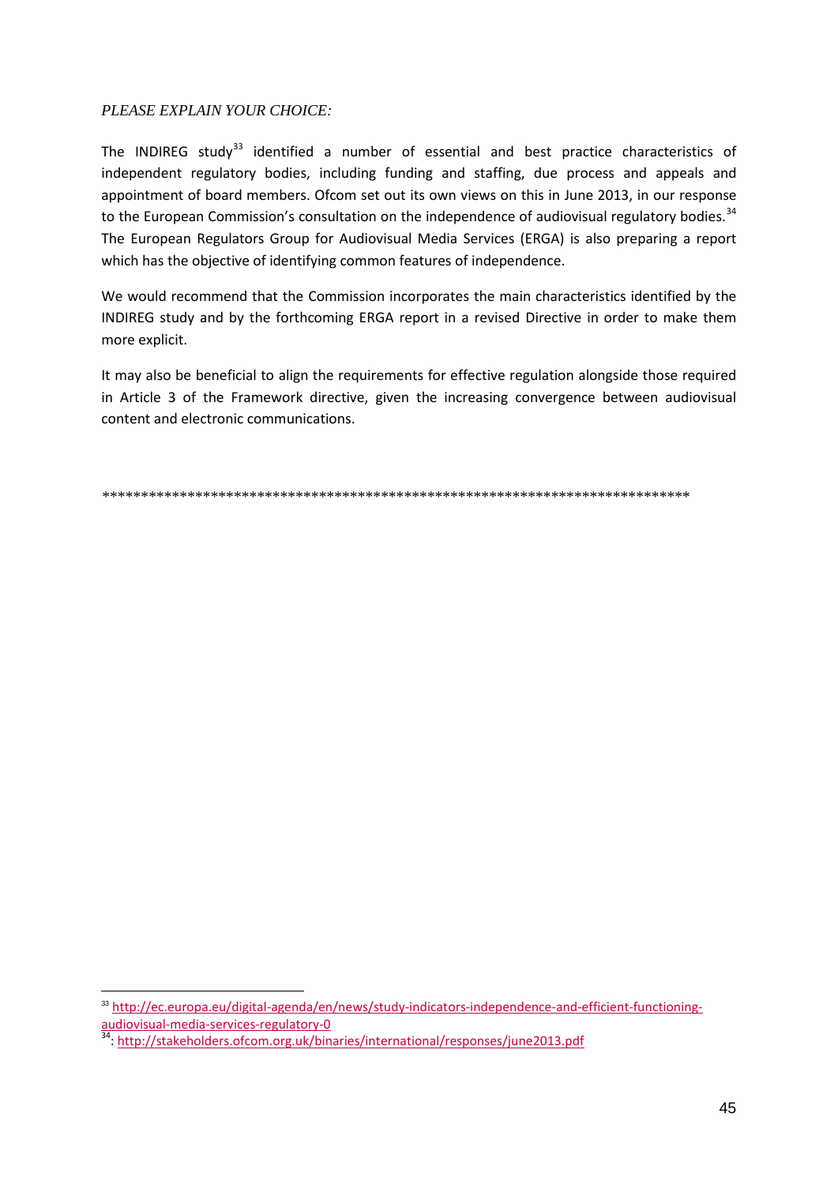*PLEASE EXPLAIN YOUR CHOICE:*

The INDIREG study[33] identified a number of essential and best practice characteristics of independent regulatory bodies, including funding and staffing, due process and appeals and appointment of board members. Ofcom set out its own views on this in June 2013, in our response to the European Commission's consultation on the independence of audiovisual regulatory bodies.[34] The European Regulators Group for Audiovisual Media Services (ERGA) is also preparing a report which has the objective of identifying common features of independence.

We would recommend that the Commission incorporates the main characteristics identified by the INDIREG study and by the forthcoming ERGA report in a revised Directive in order to make them more explicit.

It may also be beneficial to align the requirements for effective regulation alongside those required in Article 3 of the Framework directive, given the increasing convergence between audiovisual content and electronic communications.

\*\*\*\*\*\*\*\*\*\*\*\*\*\*\*\*\*\*\*\*\*\*\*\*\*\*\*\*\*\*\*\*\*\*\*\*\*\*\*\*\*\*\*\*\*\*\*\*\*\*\*\*\*\*\*\*\*\*\*\*\*\*\*\*\*\*\*\*\*\*\*\*\*\*\*\*\*\*\*\*

[33] http://ec.europa.eu/digital-agenda/en/news/study-indicators-independence-and-efficient-functioning-audiovisual-media-services-regulatory-0

[34]: http://stakeholders.ofcom.org.uk/binaries/international/responses/june2013.pdf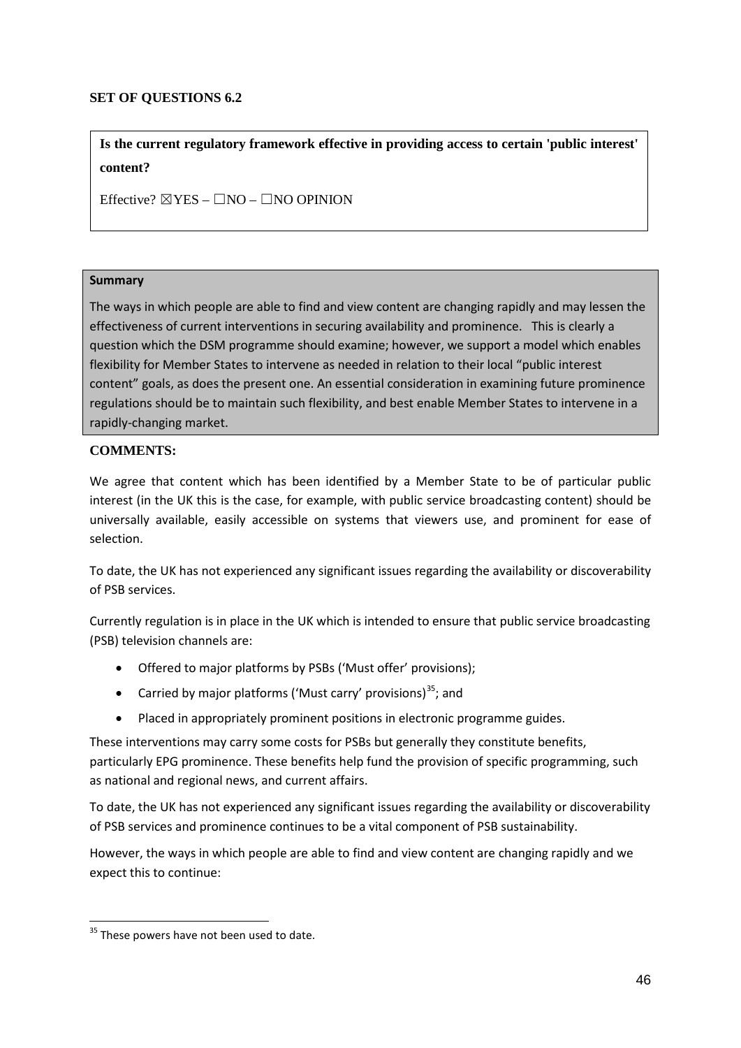**SET OF QUESTIONS 6.2**

**Is the current regulatory framework effective in providing access to certain 'public interest' content?**

Effective? ☒YES – ☐NO – ☐NO OPINION

**Summary**

The ways in which people are able to find and view content are changing rapidly and may lessen the effectiveness of current interventions in securing availability and prominence. This is clearly a question which the DSM programme should examine; however, we support a model which enables flexibility for Member States to intervene as needed in relation to their local "public interest content" goals, as does the present one. An essential consideration in examining future prominence regulations should be to maintain such flexibility, and best enable Member States to intervene in a rapidly-changing market.

**COMMENTS:**

We agree that content which has been identified by a Member State to be of particular public interest (in the UK this is the case, for example, with public service broadcasting content) should be universally available, easily accessible on systems that viewers use, and prominent for ease of selection.

To date, the UK has not experienced any significant issues regarding the availability or discoverability of PSB services.

Currently regulation is in place in the UK which is intended to ensure that public service broadcasting (PSB) television channels are:

- Offered to major platforms by PSBs ('Must offer' provisions);
- Carried by major platforms ('Must carry' provisions)[35]; and
- Placed in appropriately prominent positions in electronic programme guides.

These interventions may carry some costs for PSBs but generally they constitute benefits, particularly EPG prominence. These benefits help fund the provision of specific programming, such as national and regional news, and current affairs.

To date, the UK has not experienced any significant issues regarding the availability or discoverability of PSB services and prominence continues to be a vital component of PSB sustainability.

However, the ways in which people are able to find and view content are changing rapidly and we expect this to continue:

[35] These powers have not been used to date.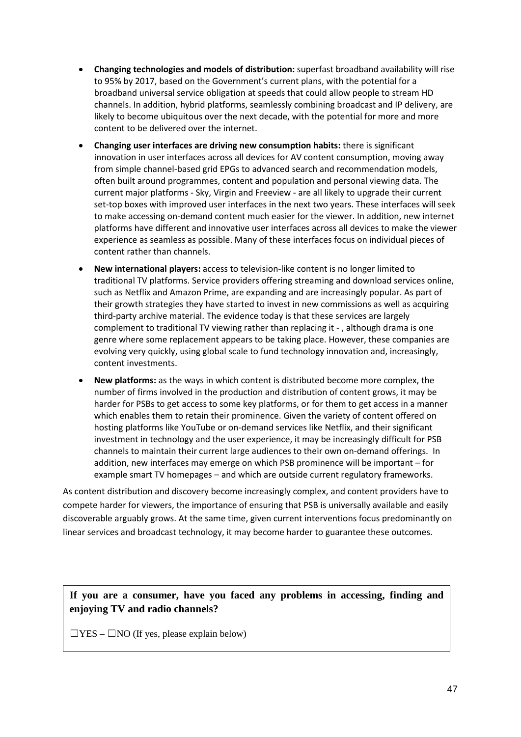- **Changing technologies and models of distribution:** superfast broadband availability will rise to 95% by 2017, based on the Government's current plans, with the potential for a broadband universal service obligation at speeds that could allow people to stream HD channels. In addition, hybrid platforms, seamlessly combining broadcast and IP delivery, are likely to become ubiquitous over the next decade, with the potential for more and more content to be delivered over the internet.
- **Changing user interfaces are driving new consumption habits:** there is significant innovation in user interfaces across all devices for AV content consumption, moving away from simple channel-based grid EPGs to advanced search and recommendation models, often built around programmes, content and population and personal viewing data. The current major platforms - Sky, Virgin and Freeview - are all likely to upgrade their current set-top boxes with improved user interfaces in the next two years. These interfaces will seek to make accessing on-demand content much easier for the viewer. In addition, new internet platforms have different and innovative user interfaces across all devices to make the viewer experience as seamless as possible. Many of these interfaces focus on individual pieces of content rather than channels.
- **New international players:** access to television-like content is no longer limited to traditional TV platforms. Service providers offering streaming and download services online, such as Netflix and Amazon Prime, are expanding and are increasingly popular. As part of their growth strategies they have started to invest in new commissions as well as acquiring third-party archive material. The evidence today is that these services are largely complement to traditional TV viewing rather than replacing it - , although drama is one genre where some replacement appears to be taking place. However, these companies are evolving very quickly, using global scale to fund technology innovation and, increasingly, content investments.
- **New platforms:** as the ways in which content is distributed become more complex, the number of firms involved in the production and distribution of content grows, it may be harder for PSBs to get access to some key platforms, or for them to get access in a manner which enables them to retain their prominence. Given the variety of content offered on hosting platforms like YouTube or on-demand services like Netflix, and their significant investment in technology and the user experience, it may be increasingly difficult for PSB channels to maintain their current large audiences to their own on-demand offerings. In addition, new interfaces may emerge on which PSB prominence will be important – for example smart TV homepages – and which are outside current regulatory frameworks.

As content distribution and discovery become increasingly complex, and content providers have to compete harder for viewers, the importance of ensuring that PSB is universally available and easily discoverable arguably grows. At the same time, given current interventions focus predominantly on linear services and broadcast technology, it may become harder to guarantee these outcomes.

**If you are a consumer, have you faced any problems in accessing, finding and enjoying TV and radio channels?**

☐YES – ☐NO (If yes, please explain below)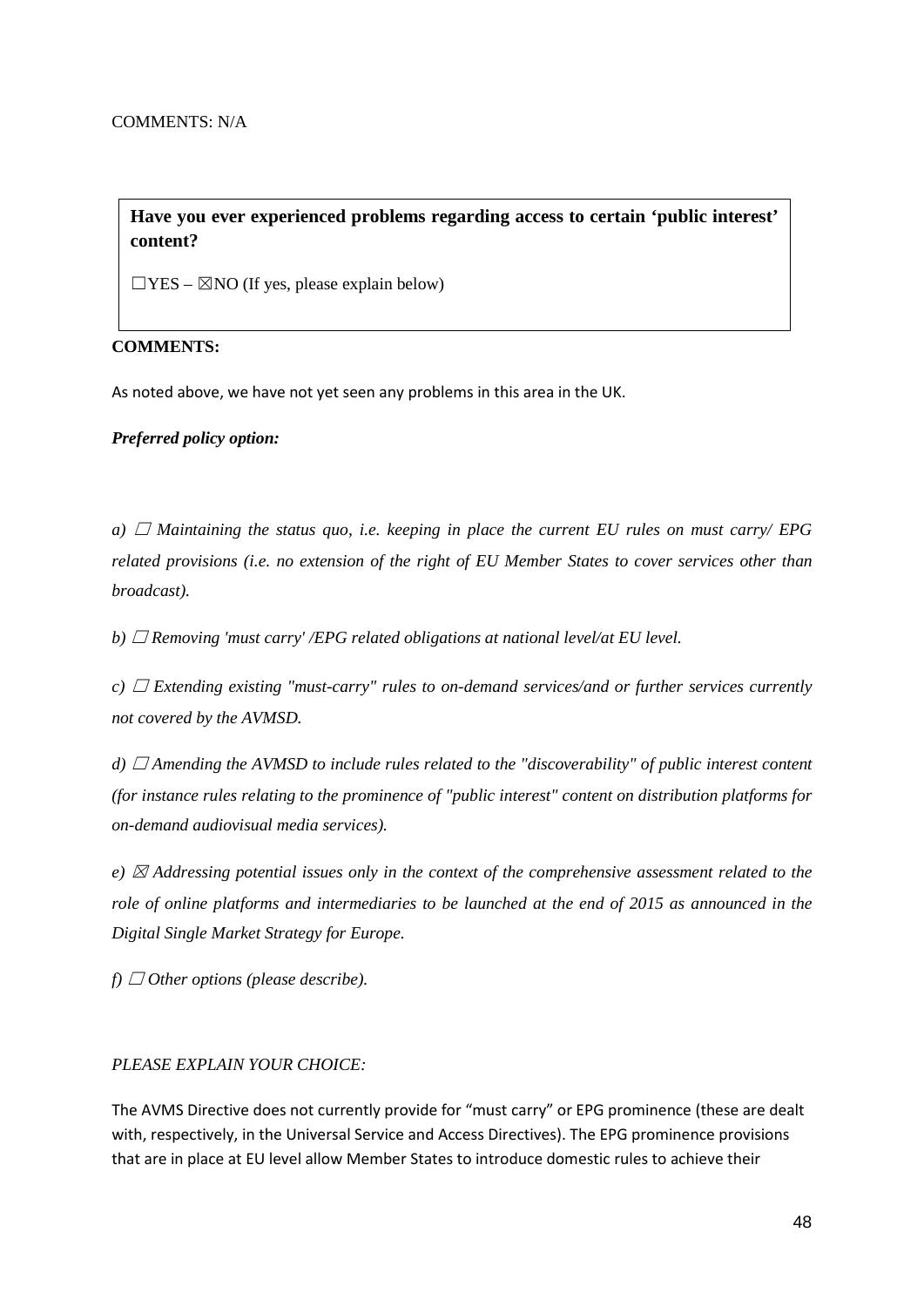COMMENTS: N/A

**Have you ever experienced problems regarding access to certain 'public interest' content?**

☐YES – ☒NO (If yes, please explain below)

**COMMENTS:**

As noted above, we have not yet seen any problems in this area in the UK.

***Preferred policy option:***

*a) ☐ Maintaining the status quo, i.e. keeping in place the current EU rules on must carry/ EPG related provisions (i.e. no extension of the right of EU Member States to cover services other than broadcast).*

*b) ☐ Removing 'must carry' /EPG related obligations at national level/at EU level.*

*c) ☐ Extending existing "must-carry" rules to on-demand services/and or further services currently not covered by the AVMSD.*

*d) ☐ Amending the AVMSD to include rules related to the "discoverability" of public interest content (for instance rules relating to the prominence of "public interest" content on distribution platforms for on-demand audiovisual media services).*

*e) ☒ Addressing potential issues only in the context of the comprehensive assessment related to the role of online platforms and intermediaries to be launched at the end of 2015 as announced in the Digital Single Market Strategy for Europe.*

*f) ☐ Other options (please describe).*

*PLEASE EXPLAIN YOUR CHOICE:*

The AVMS Directive does not currently provide for "must carry" or EPG prominence (these are dealt with, respectively, in the Universal Service and Access Directives). The EPG prominence provisions that are in place at EU level allow Member States to introduce domestic rules to achieve their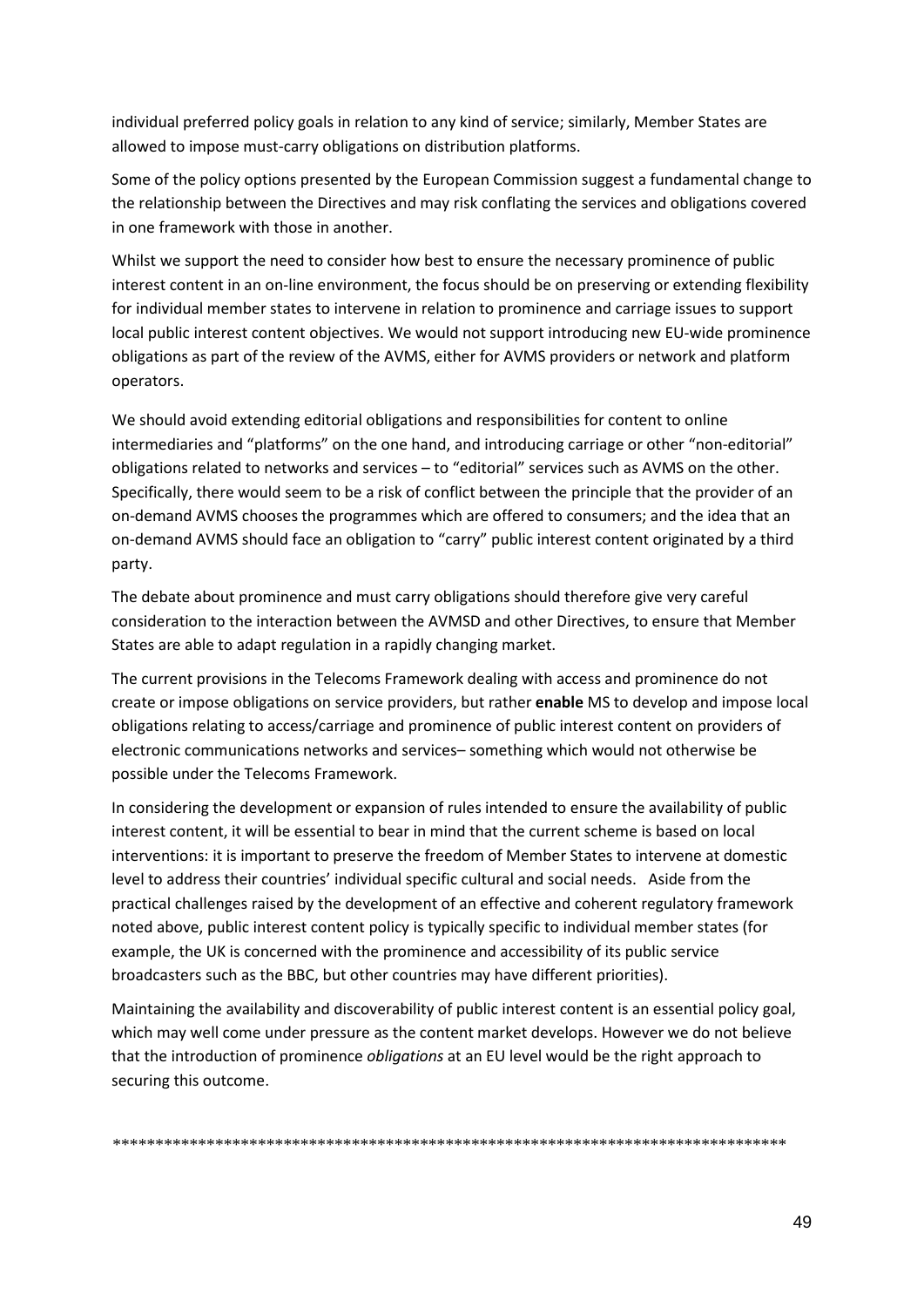individual preferred policy goals in relation to any kind of service; similarly, Member States are allowed to impose must-carry obligations on distribution platforms.

Some of the policy options presented by the European Commission suggest a fundamental change to the relationship between the Directives and may risk conflating the services and obligations covered in one framework with those in another.

Whilst we support the need to consider how best to ensure the necessary prominence of public interest content in an on-line environment, the focus should be on preserving or extending flexibility for individual member states to intervene in relation to prominence and carriage issues to support local public interest content objectives. We would not support introducing new EU-wide prominence obligations as part of the review of the AVMS, either for AVMS providers or network and platform operators.

We should avoid extending editorial obligations and responsibilities for content to online intermediaries and "platforms" on the one hand, and introducing carriage or other "non-editorial" obligations related to networks and services – to "editorial" services such as AVMS on the other. Specifically, there would seem to be a risk of conflict between the principle that the provider of an on-demand AVMS chooses the programmes which are offered to consumers; and the idea that an on-demand AVMS should face an obligation to "carry" public interest content originated by a third party.

The debate about prominence and must carry obligations should therefore give very careful consideration to the interaction between the AVMSD and other Directives, to ensure that Member States are able to adapt regulation in a rapidly changing market.

The current provisions in the Telecoms Framework dealing with access and prominence do not create or impose obligations on service providers, but rather **enable** MS to develop and impose local obligations relating to access/carriage and prominence of public interest content on providers of electronic communications networks and services– something which would not otherwise be possible under the Telecoms Framework.

In considering the development or expansion of rules intended to ensure the availability of public interest content, it will be essential to bear in mind that the current scheme is based on local interventions: it is important to preserve the freedom of Member States to intervene at domestic level to address their countries' individual specific cultural and social needs. Aside from the practical challenges raised by the development of an effective and coherent regulatory framework noted above, public interest content policy is typically specific to individual member states (for example, the UK is concerned with the prominence and accessibility of its public service broadcasters such as the BBC, but other countries may have different priorities).

Maintaining the availability and discoverability of public interest content is an essential policy goal, which may well come under pressure as the content market develops. However we do not believe that the introduction of prominence *obligations* at an EU level would be the right approach to securing this outcome.

*********************************************************************************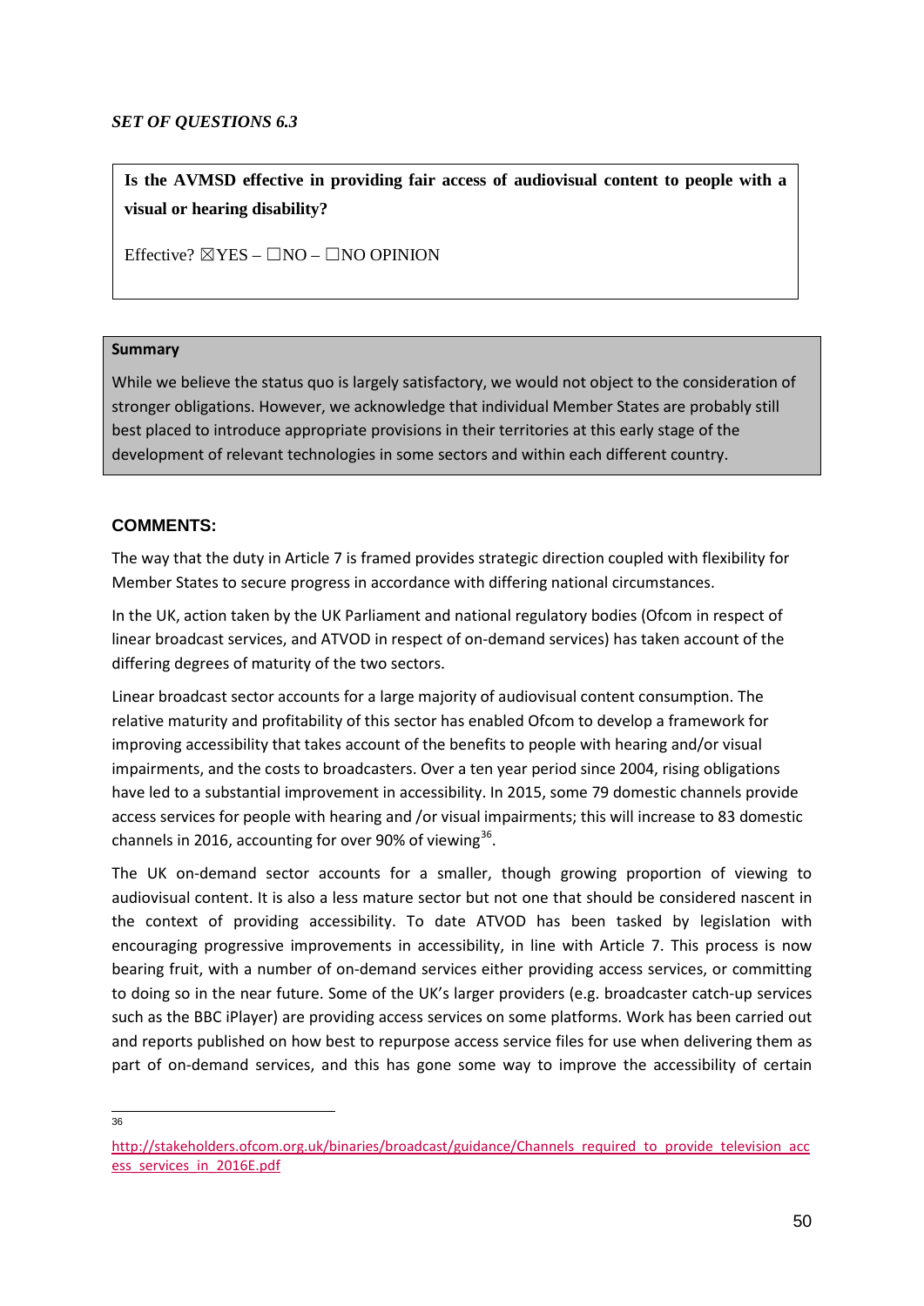*SET OF QUESTIONS 6.3*

**Is the AVMSD effective in providing fair access of audiovisual content to people with a visual or hearing disability?**

Effective? ☒YES – ☐NO – ☐NO OPINION

**Summary**

While we believe the status quo is largely satisfactory, we would not object to the consideration of stronger obligations. However, we acknowledge that individual Member States are probably still best placed to introduce appropriate provisions in their territories at this early stage of the development of relevant technologies in some sectors and within each different country.

### COMMENTS:

The way that the duty in Article 7 is framed provides strategic direction coupled with flexibility for Member States to secure progress in accordance with differing national circumstances.

In the UK, action taken by the UK Parliament and national regulatory bodies (Ofcom in respect of linear broadcast services, and ATVOD in respect of on-demand services) has taken account of the differing degrees of maturity of the two sectors.

Linear broadcast sector accounts for a large majority of audiovisual content consumption. The relative maturity and profitability of this sector has enabled Ofcom to develop a framework for improving accessibility that takes account of the benefits to people with hearing and/or visual impairments, and the costs to broadcasters. Over a ten year period since 2004, rising obligations have led to a substantial improvement in accessibility. In 2015, some 79 domestic channels provide access services for people with hearing and /or visual impairments; this will increase to 83 domestic channels in 2016, accounting for over 90% of viewing[36].

The UK on-demand sector accounts for a smaller, though growing proportion of viewing to audiovisual content. It is also a less mature sector but not one that should be considered nascent in the context of providing accessibility. To date ATVOD has been tasked by legislation with encouraging progressive improvements in accessibility, in line with Article 7. This process is now bearing fruit, with a number of on-demand services either providing access services, or committing to doing so in the near future. Some of the UK's larger providers (e.g. broadcaster catch-up services such as the BBC iPlayer) are providing access services on some platforms. Work has been carried out and reports published on how best to repurpose access service files for use when delivering them as part of on-demand services, and this has gone some way to improve the accessibility of certain

---

[36] http://stakeholders.ofcom.org.uk/binaries/broadcast/guidance/Channels_required_to_provide_television_access_services_in_2016E.pdf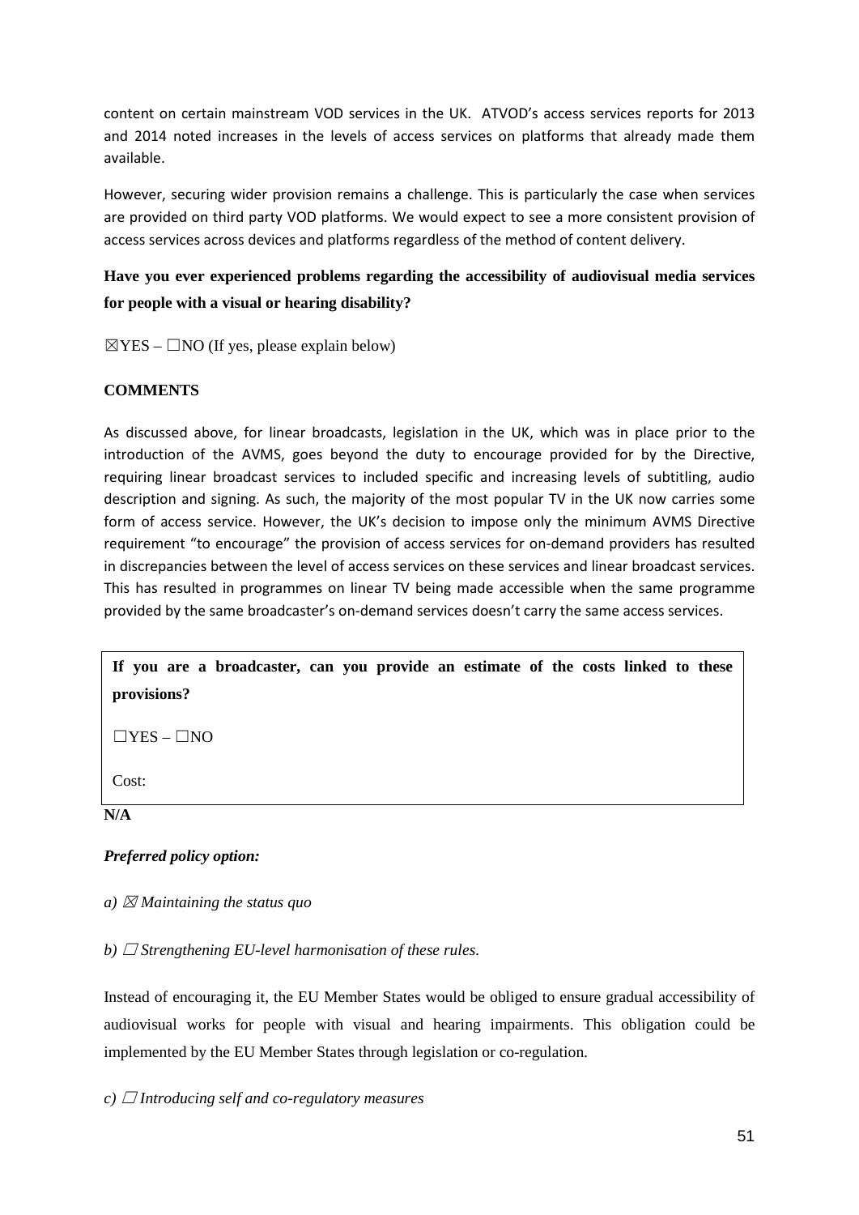content on certain mainstream VOD services in the UK. ATVOD's access services reports for 2013 and 2014 noted increases in the levels of access services on platforms that already made them available.

However, securing wider provision remains a challenge. This is particularly the case when services are provided on third party VOD platforms. We would expect to see a more consistent provision of access services across devices and platforms regardless of the method of content delivery.

**Have you ever experienced problems regarding the accessibility of audiovisual media services for people with a visual or hearing disability?**

☒YES – ☐NO (If yes, please explain below)

**COMMENTS**

As discussed above, for linear broadcasts, legislation in the UK, which was in place prior to the introduction of the AVMS, goes beyond the duty to encourage provided for by the Directive, requiring linear broadcast services to included specific and increasing levels of subtitling, audio description and signing. As such, the majority of the most popular TV in the UK now carries some form of access service. However, the UK's decision to impose only the minimum AVMS Directive requirement "to encourage" the provision of access services for on-demand providers has resulted in discrepancies between the level of access services on these services and linear broadcast services. This has resulted in programmes on linear TV being made accessible when the same programme provided by the same broadcaster's on-demand services doesn't carry the same access services.

**If you are a broadcaster, can you provide an estimate of the costs linked to these provisions?**

☐YES – ☐NO

Cost:

**N/A**

***Preferred policy option:***

*a) ☒ Maintaining the status quo*

*b) ☐ Strengthening EU-level harmonisation of these rules.*

Instead of encouraging it, the EU Member States would be obliged to ensure gradual accessibility of audiovisual works for people with visual and hearing impairments. This obligation could be implemented by the EU Member States through legislation or co-regulation.

*c) ☐ Introducing self and co-regulatory measures*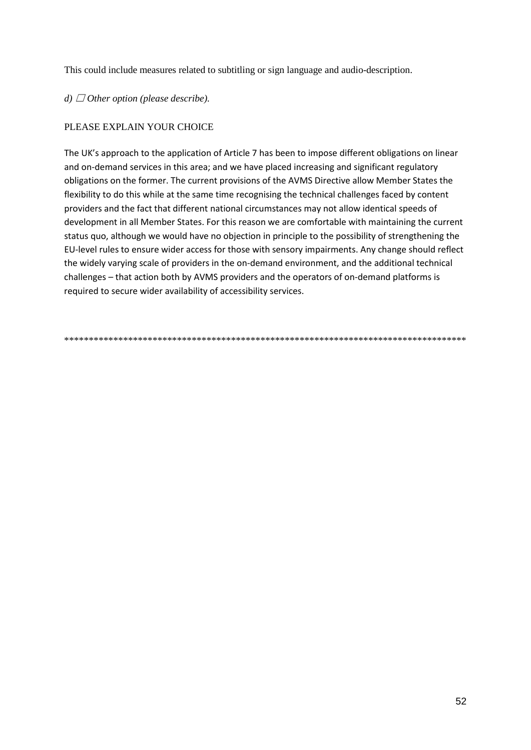This could include measures related to subtitling or sign language and audio-description.

*d) ☐ Other option (please describe).*

PLEASE EXPLAIN YOUR CHOICE

The UK's approach to the application of Article 7 has been to impose different obligations on linear and on-demand services in this area; and we have placed increasing and significant regulatory obligations on the former. The current provisions of the AVMS Directive allow Member States the flexibility to do this while at the same time recognising the technical challenges faced by content providers and the fact that different national circumstances may not allow identical speeds of development in all Member States. For this reason we are comfortable with maintaining the current status quo, although we would have no objection in principle to the possibility of strengthening the EU-level rules to ensure wider access for those with sensory impairments. Any change should reflect the widely varying scale of providers in the on-demand environment, and the additional technical challenges – that action both by AVMS providers and the operators of on-demand platforms is required to secure wider availability of accessibility services.

\*\*\*\*\*\*\*\*\*\*\*\*\*\*\*\*\*\*\*\*\*\*\*\*\*\*\*\*\*\*\*\*\*\*\*\*\*\*\*\*\*\*\*\*\*\*\*\*\*\*\*\*\*\*\*\*\*\*\*\*\*\*\*\*\*\*\*\*\*\*\*\*\*\*\*\*\*\*\*\*\*\*\*\*\*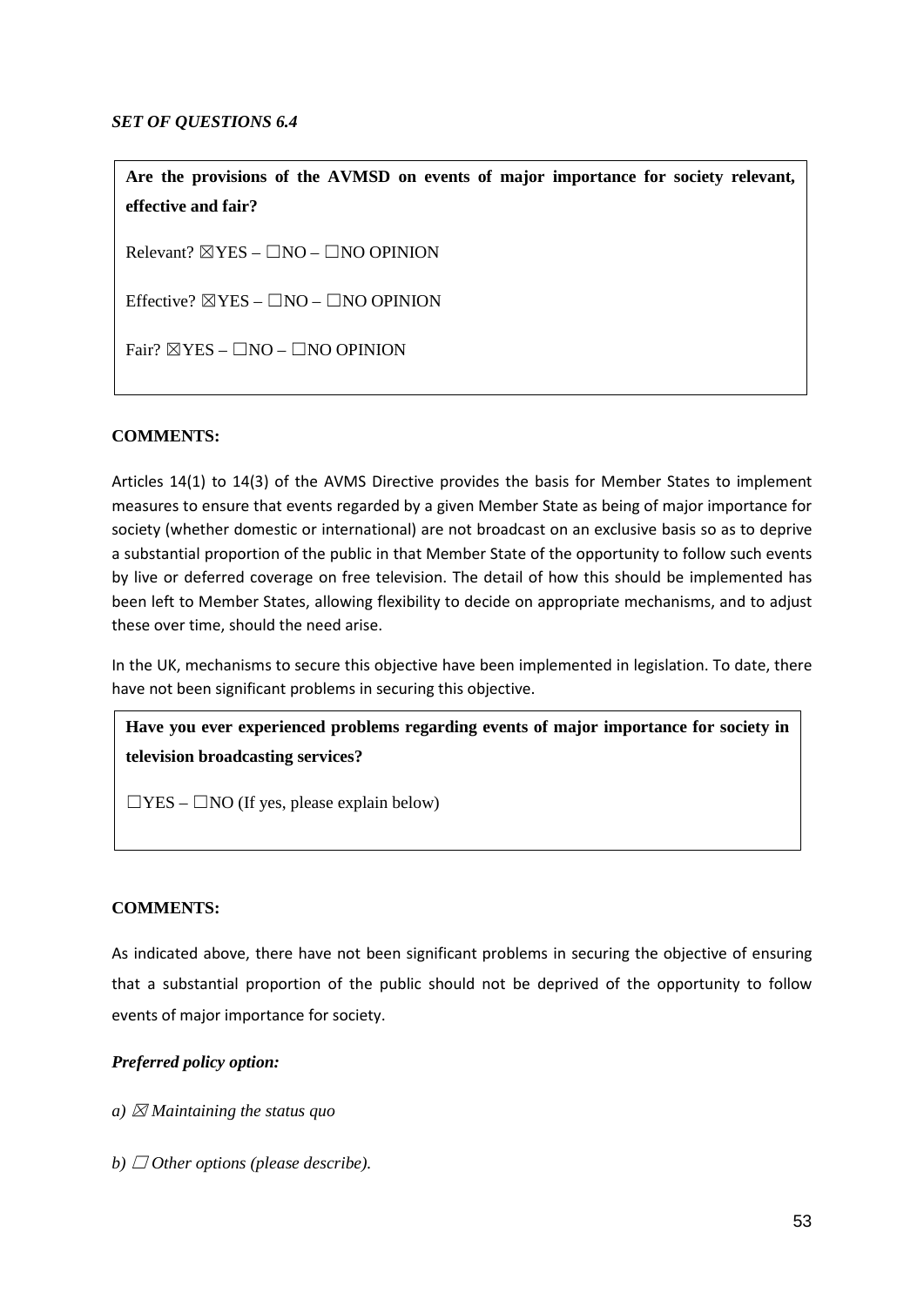*SET OF QUESTIONS 6.4*

**Are the provisions of the AVMSD on events of major importance for society relevant, effective and fair?**

Relevant? ☒YES – ☐NO – ☐NO OPINION

Effective? ☒YES – ☐NO – ☐NO OPINION

Fair? ☒YES – ☐NO – ☐NO OPINION

**COMMENTS:**

Articles 14(1) to 14(3) of the AVMS Directive provides the basis for Member States to implement measures to ensure that events regarded by a given Member State as being of major importance for society (whether domestic or international) are not broadcast on an exclusive basis so as to deprive a substantial proportion of the public in that Member State of the opportunity to follow such events by live or deferred coverage on free television. The detail of how this should be implemented has been left to Member States, allowing flexibility to decide on appropriate mechanisms, and to adjust these over time, should the need arise.

In the UK, mechanisms to secure this objective have been implemented in legislation. To date, there have not been significant problems in securing this objective.

**Have you ever experienced problems regarding events of major importance for society in television broadcasting services?**

☐YES – ☐NO (If yes, please explain below)

**COMMENTS:**

As indicated above, there have not been significant problems in securing the objective of ensuring that a substantial proportion of the public should not be deprived of the opportunity to follow events of major importance for society.

***Preferred policy option:***

*a) ☒ Maintaining the status quo*

*b) ☐ Other options (please describe).*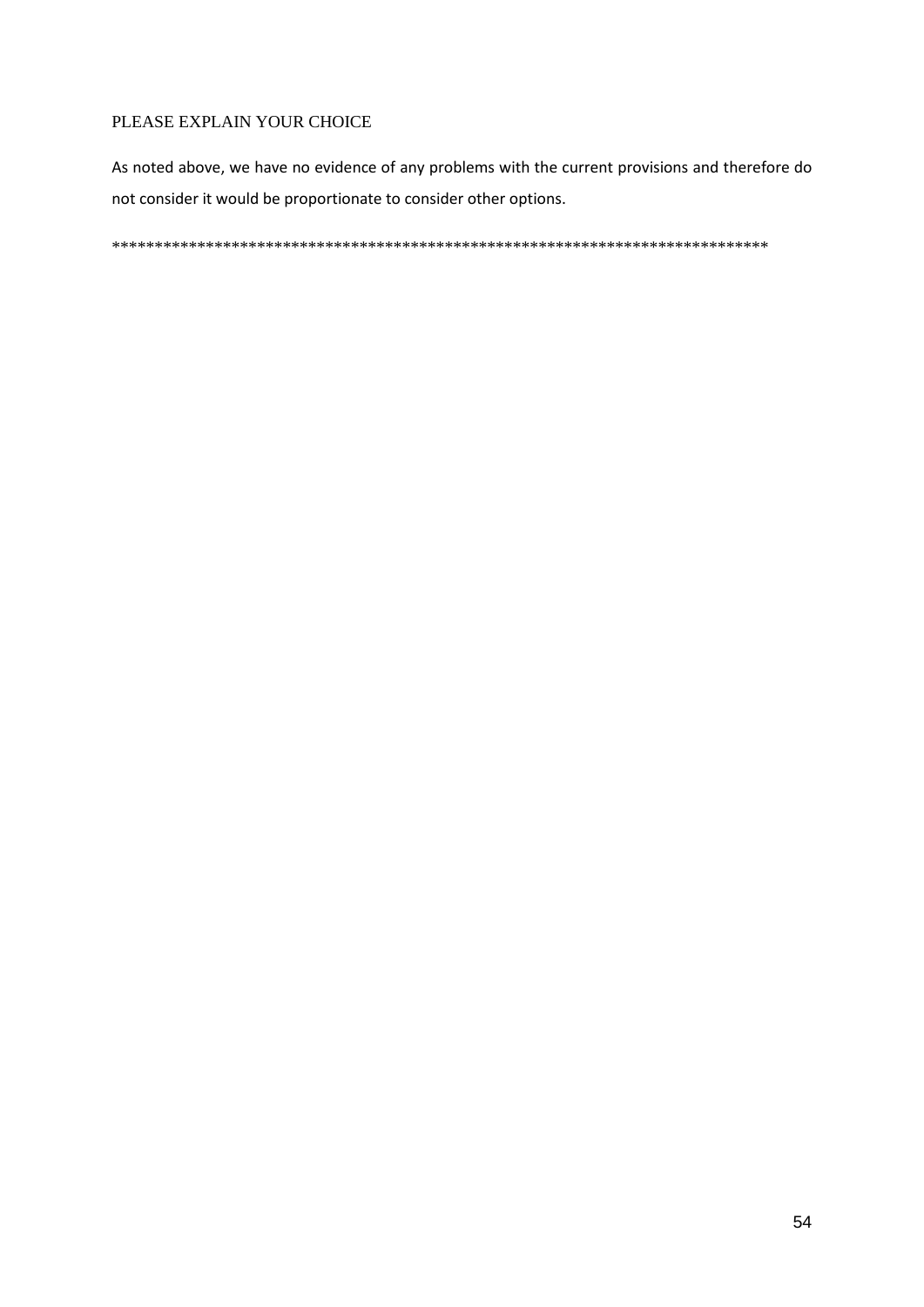PLEASE EXPLAIN YOUR CHOICE

As noted above, we have no evidence of any problems with the current provisions and therefore do not consider it would be proportionate to consider other options.

******************************************************************************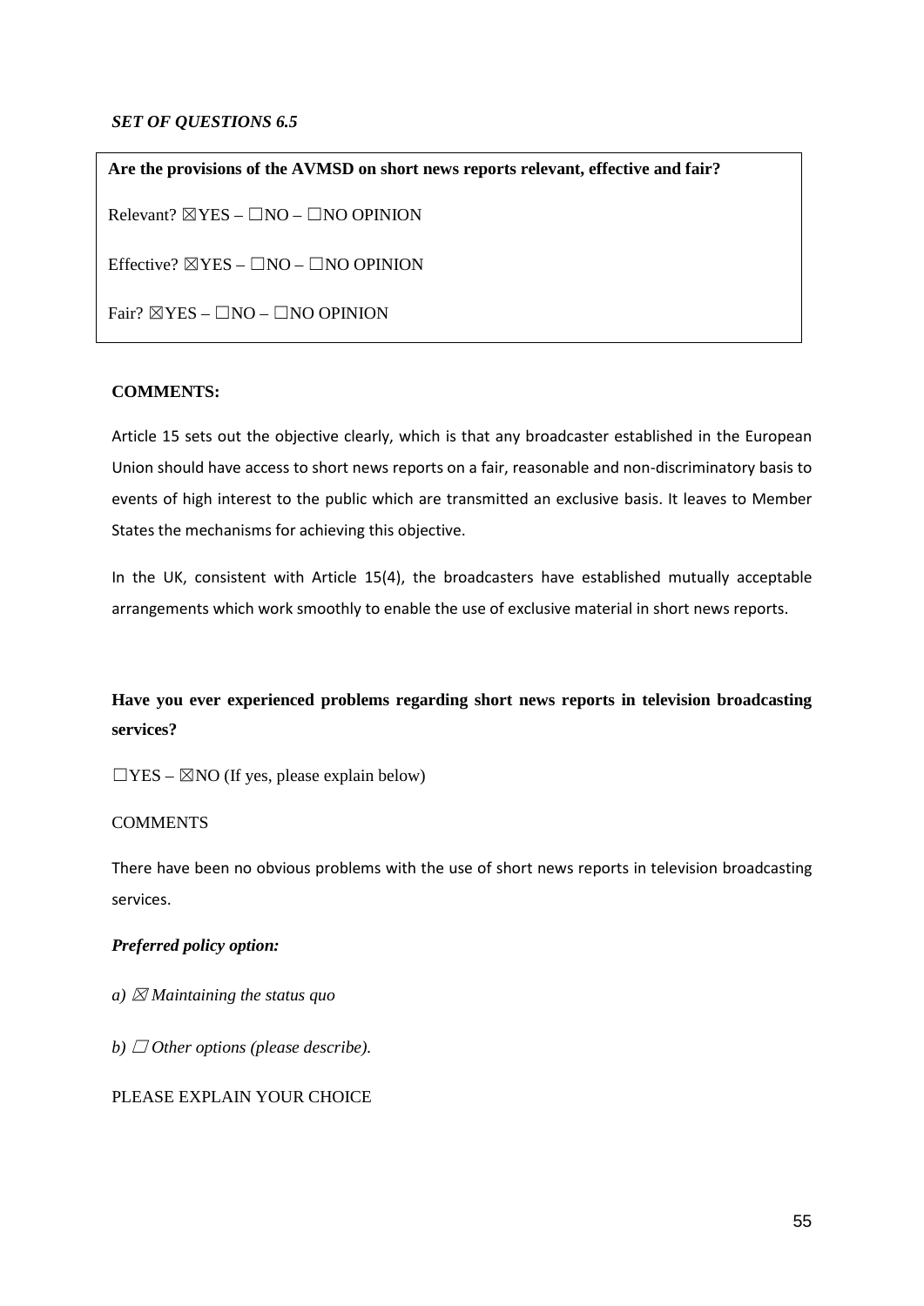*SET OF QUESTIONS 6.5*

**Are the provisions of the AVMSD on short news reports relevant, effective and fair?**

Relevant? ☒YES – ☐NO – ☐NO OPINION

Effective? ☒YES – ☐NO – ☐NO OPINION

Fair? ☒YES – ☐NO – ☐NO OPINION

**COMMENTS:**

Article 15 sets out the objective clearly, which is that any broadcaster established in the European Union should have access to short news reports on a fair, reasonable and non-discriminatory basis to events of high interest to the public which are transmitted an exclusive basis. It leaves to Member States the mechanisms for achieving this objective.

In the UK, consistent with Article 15(4), the broadcasters have established mutually acceptable arrangements which work smoothly to enable the use of exclusive material in short news reports.

**Have you ever experienced problems regarding short news reports in television broadcasting services?**

☐YES – ☒NO (If yes, please explain below)

COMMENTS

There have been no obvious problems with the use of short news reports in television broadcasting services.

***Preferred policy option:***

*a) ☒ Maintaining the status quo*

*b) ☐ Other options (please describe).*

PLEASE EXPLAIN YOUR CHOICE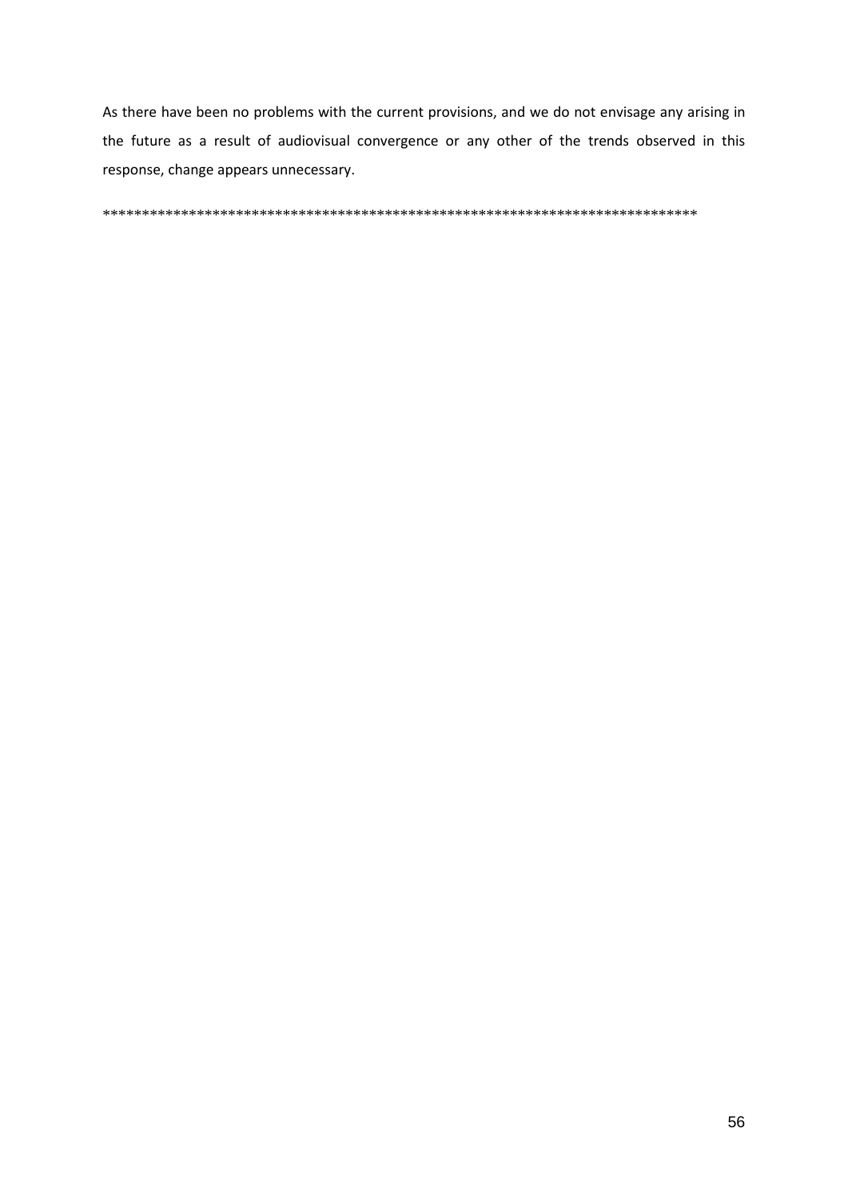As there have been no problems with the current provisions, and we do not envisage any arising in the future as a result of audiovisual convergence or any other of the trends observed in this response, change appears unnecessary.

*******************************************************************************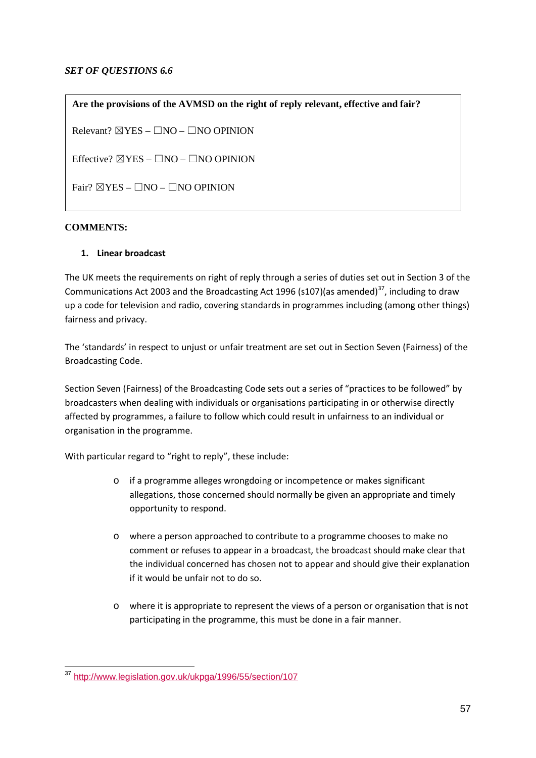*SET OF QUESTIONS 6.6*

**Are the provisions of the AVMSD on the right of reply relevant, effective and fair?**

Relevant? ☒YES – ☐NO – ☐NO OPINION

Effective? ☒YES – ☐NO – ☐NO OPINION

Fair? ☒YES – ☐NO – ☐NO OPINION

**COMMENTS:**

1. **Linear broadcast**

The UK meets the requirements on right of reply through a series of duties set out in Section 3 of the Communications Act 2003 and the Broadcasting Act 1996 (s107)(as amended)[37], including to draw up a code for television and radio, covering standards in programmes including (among other things) fairness and privacy.

The 'standards' in respect to unjust or unfair treatment are set out in Section Seven (Fairness) of the Broadcasting Code.

Section Seven (Fairness) of the Broadcasting Code sets out a series of "practices to be followed" by broadcasters when dealing with individuals or organisations participating in or otherwise directly affected by programmes, a failure to follow which could result in unfairness to an individual or organisation in the programme.

With particular regard to "right to reply", these include:

- if a programme alleges wrongdoing or incompetence or makes significant allegations, those concerned should normally be given an appropriate and timely opportunity to respond.
- where a person approached to contribute to a programme chooses to make no comment or refuses to appear in a broadcast, the broadcast should make clear that the individual concerned has chosen not to appear and should give their explanation if it would be unfair not to do so.
- where it is appropriate to represent the views of a person or organisation that is not participating in the programme, this must be done in a fair manner.

[37] http://www.legislation.gov.uk/ukpga/1996/55/section/107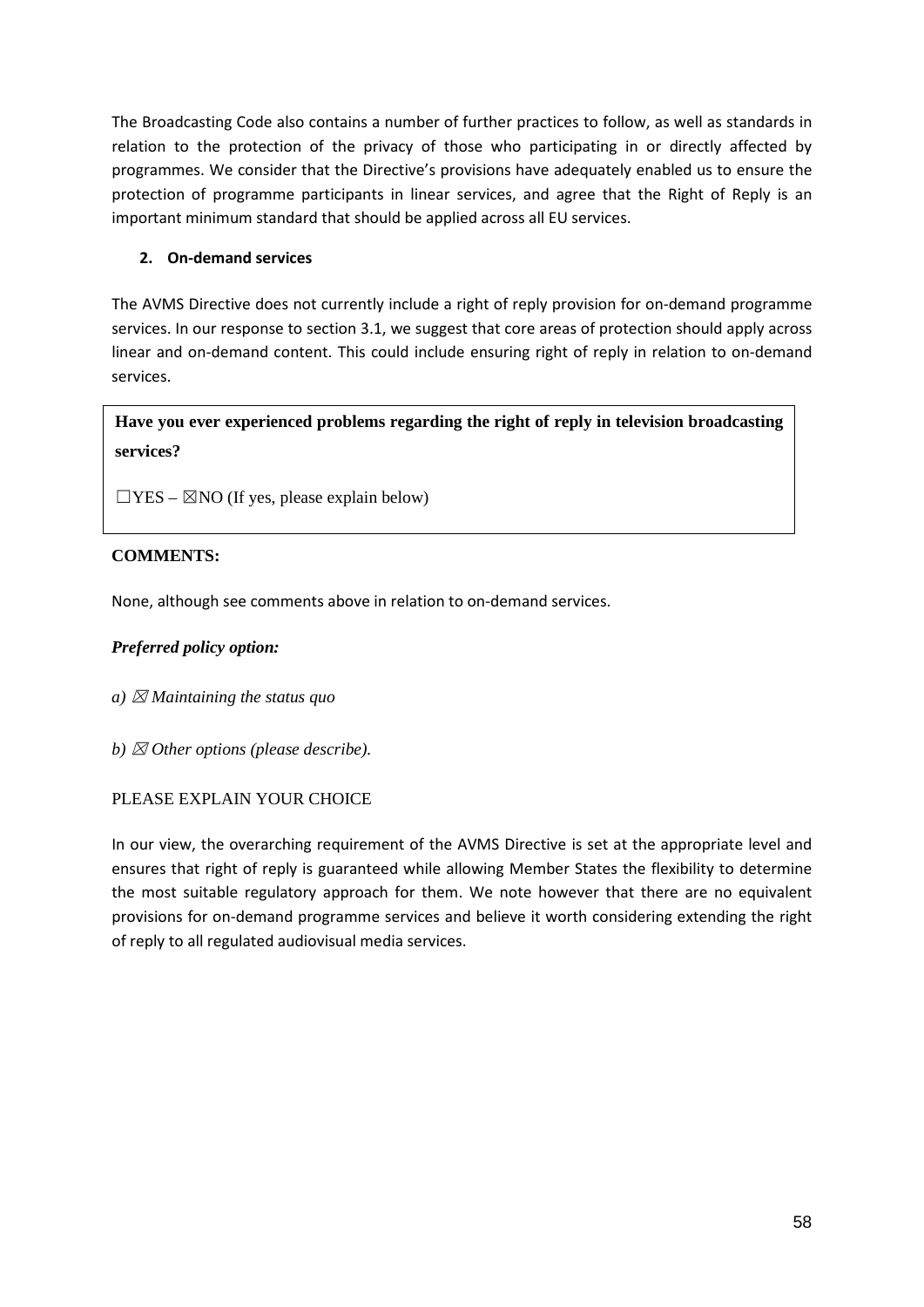The Broadcasting Code also contains a number of further practices to follow, as well as standards in relation to the protection of the privacy of those who participating in or directly affected by programmes. We consider that the Directive's provisions have adequately enabled us to ensure the protection of programme participants in linear services, and agree that the Right of Reply is an important minimum standard that should be applied across all EU services.

**2. On-demand services**

The AVMS Directive does not currently include a right of reply provision for on-demand programme services. In our response to section 3.1, we suggest that core areas of protection should apply across linear and on-demand content. This could include ensuring right of reply in relation to on-demand services.

**Have you ever experienced problems regarding the right of reply in television broadcasting services?**

☐YES – ☒NO (If yes, please explain below)

**COMMENTS:**

None, although see comments above in relation to on-demand services.

***Preferred policy option:***

*a) ☒ Maintaining the status quo*

*b) ☒ Other options (please describe).*

PLEASE EXPLAIN YOUR CHOICE

In our view, the overarching requirement of the AVMS Directive is set at the appropriate level and ensures that right of reply is guaranteed while allowing Member States the flexibility to determine the most suitable regulatory approach for them. We note however that there are no equivalent provisions for on-demand programme services and believe it worth considering extending the right of reply to all regulated audiovisual media services.